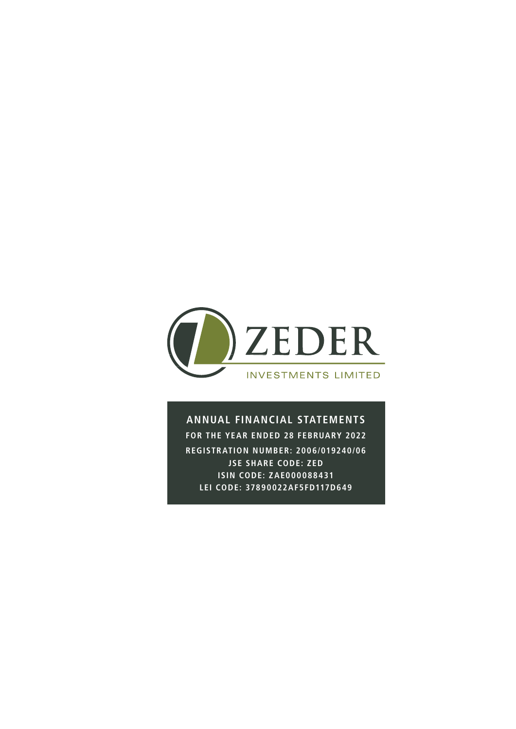ZEDER

INVESTMENTS LIMITED

# ANNUAL FINANCIAL STATEMENTS

**FOR THE YEAR ENDED 28 FEBRUARY 2022**

**REGISTRATION NUMBER: 2006/019240/06**

**JSE SHARE CODE: ZED**

**ISIN CODE: ZAE000088431**

**LEI CODE: 37890022AF5FD117D649**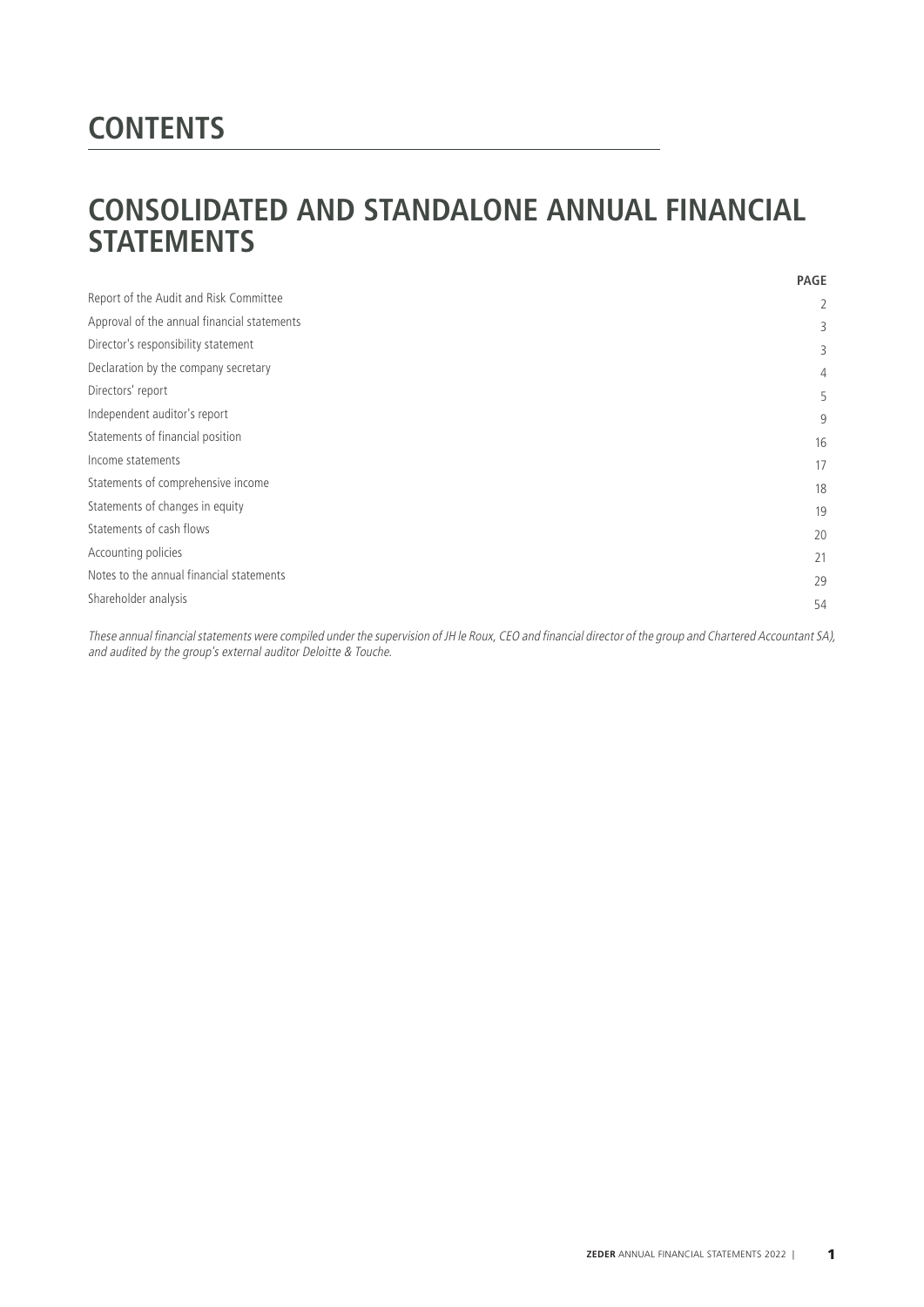# CONTENTS

## CONSOLIDATED AND STANDALONE ANNUAL FINANCIAL STATEMENTS

| | PAGE |
|---|---|
| Report of the Audit and Risk Committee | 2 |
| Approval of the annual financial statements | 3 |
| Director's responsibility statement | 3 |
| Declaration by the company secretary | 4 |
| Directors' report | 5 |
| Independent auditor's report | 9 |
| Statements of financial position | 16 |
| Income statements | 17 |
| Statements of comprehensive income | 18 |
| Statements of changes in equity | 19 |
| Statements of cash flows | 20 |
| Accounting policies | 21 |
| Notes to the annual financial statements | 29 |
| Shareholder analysis | 54 |

*These annual financial statements were compiled under the supervision of JH le Roux, CEO and financial director of the group and Chartered Accountant SA), and audited by the group's external auditor Deloitte & Touche.*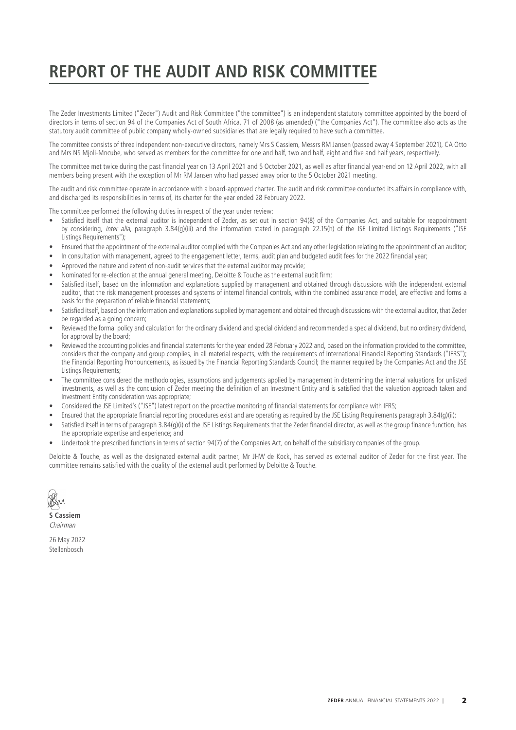# REPORT OF THE AUDIT AND RISK COMMITTEE

The Zeder Investments Limited ("Zeder") Audit and Risk Committee ("the committee") is an independent statutory committee appointed by the board of directors in terms of section 94 of the Companies Act of South Africa, 71 of 2008 (as amended) ("the Companies Act"). The committee also acts as the statutory audit committee of public company wholly-owned subsidiaries that are legally required to have such a committee.

The committee consists of three independent non-executive directors, namely Mrs S Cassiem, Messrs RM Jansen (passed away 4 September 2021), CA Otto and Mrs NS Mjoli-Mncube, who served as members for the committee for one and half, two and half, eight and five and half years, respectively.

The committee met twice during the past financial year on 13 April 2021 and 5 October 2021, as well as after financial year-end on 12 April 2022, with all members being present with the exception of Mr RM Jansen who had passed away prior to the 5 October 2021 meeting.

The audit and risk committee operate in accordance with a board-approved charter. The audit and risk committee conducted its affairs in compliance with, and discharged its responsibilities in terms of, its charter for the year ended 28 February 2022.

The committee performed the following duties in respect of the year under review:

- Satisfied itself that the external auditor is independent of Zeder, as set out in section 94(8) of the Companies Act, and suitable for reappointment by considering, *inter alia*, paragraph 3.84(g)(iii) and the information stated in paragraph 22.15(h) of the JSE Limited Listings Requirements ("JSE Listings Requirements");
- Ensured that the appointment of the external auditor complied with the Companies Act and any other legislation relating to the appointment of an auditor;
- In consultation with management, agreed to the engagement letter, terms, audit plan and budgeted audit fees for the 2022 financial year;
- Approved the nature and extent of non-audit services that the external auditor may provide;
- Nominated for re-election at the annual general meeting, Deloitte & Touche as the external audit firm;
- Satisfied itself, based on the information and explanations supplied by management and obtained through discussions with the independent external auditor, that the risk management processes and systems of internal financial controls, within the combined assurance model, are effective and forms a basis for the preparation of reliable financial statements;
- Satisfied itself, based on the information and explanations supplied by management and obtained through discussions with the external auditor, that Zeder be regarded as a going concern;
- Reviewed the formal policy and calculation for the ordinary dividend and special dividend and recommended a special dividend, but no ordinary dividend, for approval by the board;
- Reviewed the accounting policies and financial statements for the year ended 28 February 2022 and, based on the information provided to the committee, considers that the company and group complies, in all material respects, with the requirements of International Financial Reporting Standards ("IFRS"); the Financial Reporting Pronouncements, as issued by the Financial Reporting Standards Council; the manner required by the Companies Act and the JSE Listings Requirements;
- The committee considered the methodologies, assumptions and judgements applied by management in determining the internal valuations for unlisted investments, as well as the conclusion of Zeder meeting the definition of an Investment Entity and is satisfied that the valuation approach taken and Investment Entity consideration was appropriate;
- Considered the JSE Limited's ("JSE") latest report on the proactive monitoring of financial statements for compliance with IFRS;
- Ensured that the appropriate financial reporting procedures exist and are operating as required by the JSE Listing Requirements paragraph 3.84(g)(ii);
- Satisfied itself in terms of paragraph 3.84(g)(i) of the JSE Listings Requirements that the Zeder financial director, as well as the group finance function, has the appropriate expertise and experience; and
- Undertook the prescribed functions in terms of section 94(7) of the Companies Act, on behalf of the subsidiary companies of the group.

Deloitte & Touche, as well as the designated external audit partner, Mr JHW de Kock, has served as external auditor of Zeder for the first year. The committee remains satisfied with the quality of the external audit performed by Deloitte & Touche.

**S Cassiem**
*Chairman*

26 May 2022
Stellenbosch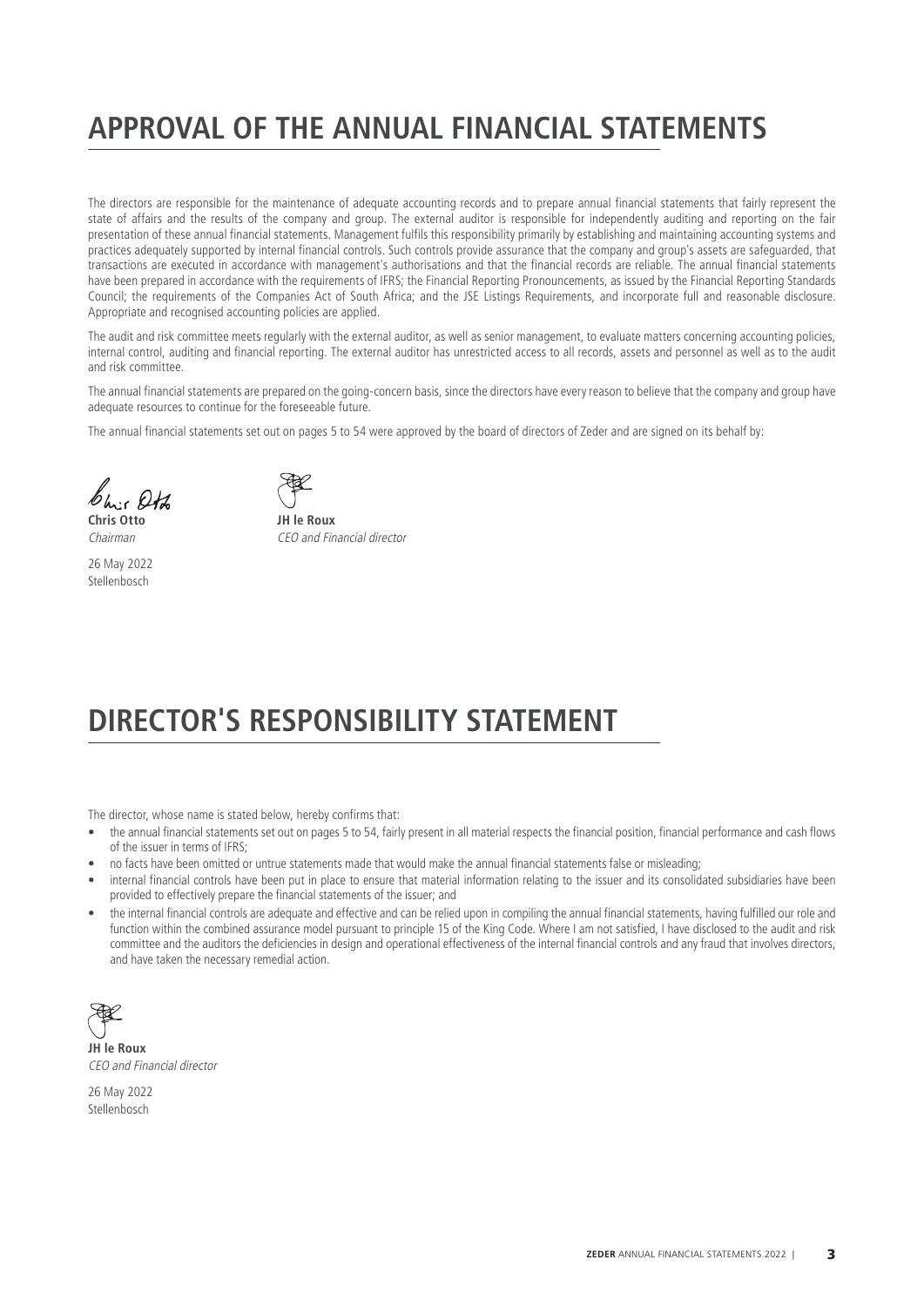# APPROVAL OF THE ANNUAL FINANCIAL STATEMENTS

The directors are responsible for the maintenance of adequate accounting records and to prepare annual financial statements that fairly represent the state of affairs and the results of the company and group. The external auditor is responsible for independently auditing and reporting on the fair presentation of these annual financial statements. Management fulfils this responsibility primarily by establishing and maintaining accounting systems and practices adequately supported by internal financial controls. Such controls provide assurance that the company and group's assets are safeguarded, that transactions are executed in accordance with management's authorisations and that the financial records are reliable. The annual financial statements have been prepared in accordance with the requirements of IFRS; the Financial Reporting Pronouncements, as issued by the Financial Reporting Standards Council; the requirements of the Companies Act of South Africa; and the JSE Listings Requirements, and incorporate full and reasonable disclosure. Appropriate and recognised accounting policies are applied.

The audit and risk committee meets regularly with the external auditor, as well as senior management, to evaluate matters concerning accounting policies, internal control, auditing and financial reporting. The external auditor has unrestricted access to all records, assets and personnel as well as to the audit and risk committee.

The annual financial statements are prepared on the going-concern basis, since the directors have every reason to believe that the company and group have adequate resources to continue for the foreseeable future.

The annual financial statements set out on pages 5 to 54 were approved by the board of directors of Zeder and are signed on its behalf by:

**Chris Otto**
*Chairman*

**JH le Roux**
*CEO and Financial director*

26 May 2022
Stellenbosch

# DIRECTOR'S RESPONSIBILITY STATEMENT

The director, whose name is stated below, hereby confirms that:

- the annual financial statements set out on pages 5 to 54, fairly present in all material respects the financial position, financial performance and cash flows of the issuer in terms of IFRS;
- no facts have been omitted or untrue statements made that would make the annual financial statements false or misleading;
- internal financial controls have been put in place to ensure that material information relating to the issuer and its consolidated subsidiaries have been provided to effectively prepare the financial statements of the issuer; and
- the internal financial controls are adequate and effective and can be relied upon in compiling the annual financial statements, having fulfilled our role and function within the combined assurance model pursuant to principle 15 of the King Code. Where I am not satisfied, I have disclosed to the audit and risk committee and the auditors the deficiencies in design and operational effectiveness of the internal financial controls and any fraud that involves directors, and have taken the necessary remedial action.

**JH le Roux**
*CEO and Financial director*

26 May 2022
Stellenbosch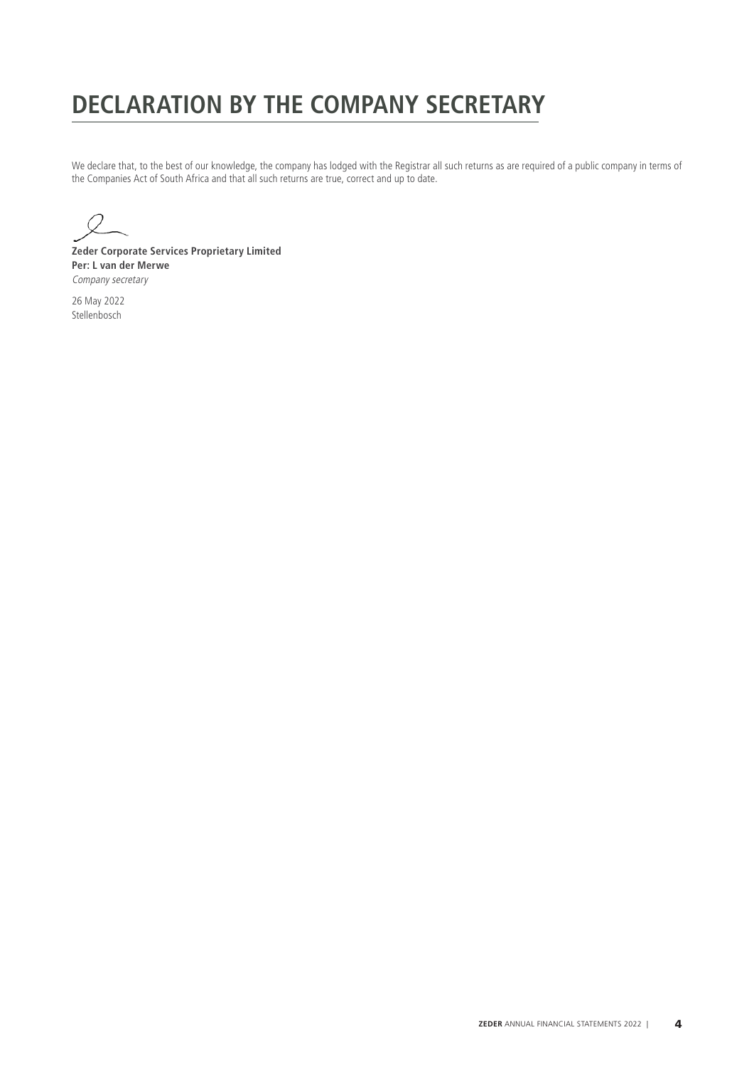# DECLARATION BY THE COMPANY SECRETARY

We declare that, to the best of our knowledge, the company has lodged with the Registrar all such returns as are required of a public company in terms of the Companies Act of South Africa and that all such returns are true, correct and up to date.

**Zeder Corporate Services Proprietary Limited**
**Per: L van der Merwe**
*Company secretary*

26 May 2022
Stellenbosch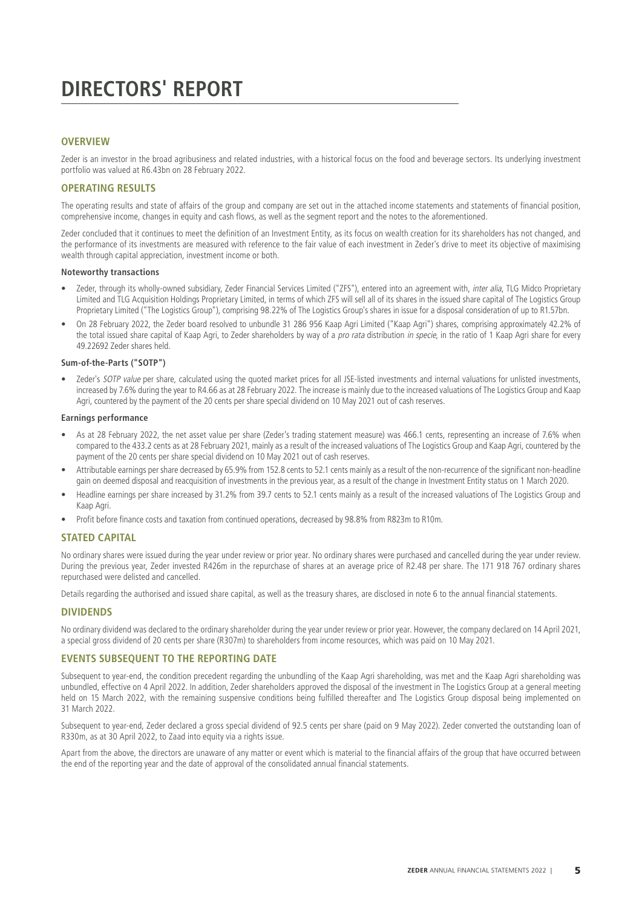# DIRECTORS' REPORT

## OVERVIEW

Zeder is an investor in the broad agribusiness and related industries, with a historical focus on the food and beverage sectors. Its underlying investment portfolio was valued at R6.43bn on 28 February 2022.

## OPERATING RESULTS

The operating results and state of affairs of the group and company are set out in the attached income statements and statements of financial position, comprehensive income, changes in equity and cash flows, as well as the segment report and the notes to the aforementioned.

Zeder concluded that it continues to meet the definition of an Investment Entity, as its focus on wealth creation for its shareholders has not changed, and the performance of its investments are measured with reference to the fair value of each investment in Zeder's drive to meet its objective of maximising wealth through capital appreciation, investment income or both.

### Noteworthy transactions

- Zeder, through its wholly-owned subsidiary, Zeder Financial Services Limited ("ZFS"), entered into an agreement with, *inter alia*, TLG Midco Proprietary Limited and TLG Acquisition Holdings Proprietary Limited, in terms of which ZFS will sell all of its shares in the issued share capital of The Logistics Group Proprietary Limited ("The Logistics Group"), comprising 98.22% of The Logistics Group's shares in issue for a disposal consideration of up to R1.57bn.
- On 28 February 2022, the Zeder board resolved to unbundle 31 286 956 Kaap Agri Limited ("Kaap Agri") shares, comprising approximately 42.2% of the total issued share capital of Kaap Agri, to Zeder shareholders by way of a *pro rata* distribution *in specie*, in the ratio of 1 Kaap Agri share for every 49.22692 Zeder shares held.

### Sum-of-the-Parts ("SOTP")

- Zeder's *SOTP value* per share, calculated using the quoted market prices for all JSE-listed investments and internal valuations for unlisted investments, increased by 7.6% during the year to R4.66 as at 28 February 2022. The increase is mainly due to the increased valuations of The Logistics Group and Kaap Agri, countered by the payment of the 20 cents per share special dividend on 10 May 2021 out of cash reserves.

### Earnings performance

- As at 28 February 2022, the net asset value per share (Zeder's trading statement measure) was 466.1 cents, representing an increase of 7.6% when compared to the 433.2 cents as at 28 February 2021, mainly as a result of the increased valuations of The Logistics Group and Kaap Agri, countered by the payment of the 20 cents per share special dividend on 10 May 2021 out of cash reserves.
- Attributable earnings per share decreased by 65.9% from 152.8 cents to 52.1 cents mainly as a result of the non-recurrence of the significant non-headline gain on deemed disposal and reacquisition of investments in the previous year, as a result of the change in Investment Entity status on 1 March 2020.
- Headline earnings per share increased by 31.2% from 39.7 cents to 52.1 cents mainly as a result of the increased valuations of The Logistics Group and Kaap Agri.
- Profit before finance costs and taxation from continued operations, decreased by 98.8% from R823m to R10m.

## STATED CAPITAL

No ordinary shares were issued during the year under review or prior year. No ordinary shares were purchased and cancelled during the year under review. During the previous year, Zeder invested R426m in the repurchase of shares at an average price of R2.48 per share. The 171 918 767 ordinary shares repurchased were delisted and cancelled.

Details regarding the authorised and issued share capital, as well as the treasury shares, are disclosed in note 6 to the annual financial statements.

## DIVIDENDS

No ordinary dividend was declared to the ordinary shareholder during the year under review or prior year. However, the company declared on 14 April 2021, a special gross dividend of 20 cents per share (R307m) to shareholders from income resources, which was paid on 10 May 2021.

## EVENTS SUBSEQUENT TO THE REPORTING DATE

Subsequent to year-end, the condition precedent regarding the unbundling of the Kaap Agri shareholding, was met and the Kaap Agri shareholding was unbundled, effective on 4 April 2022. In addition, Zeder shareholders approved the disposal of the investment in The Logistics Group at a general meeting held on 15 March 2022, with the remaining suspensive conditions being fulfilled thereafter and The Logistics Group disposal being implemented on 31 March 2022.

Subsequent to year-end, Zeder declared a gross special dividend of 92.5 cents per share (paid on 9 May 2022). Zeder converted the outstanding loan of R330m, as at 30 April 2022, to Zaad into equity via a rights issue.

Apart from the above, the directors are unaware of any matter or event which is material to the financial affairs of the group that have occurred between the end of the reporting year and the date of approval of the consolidated annual financial statements.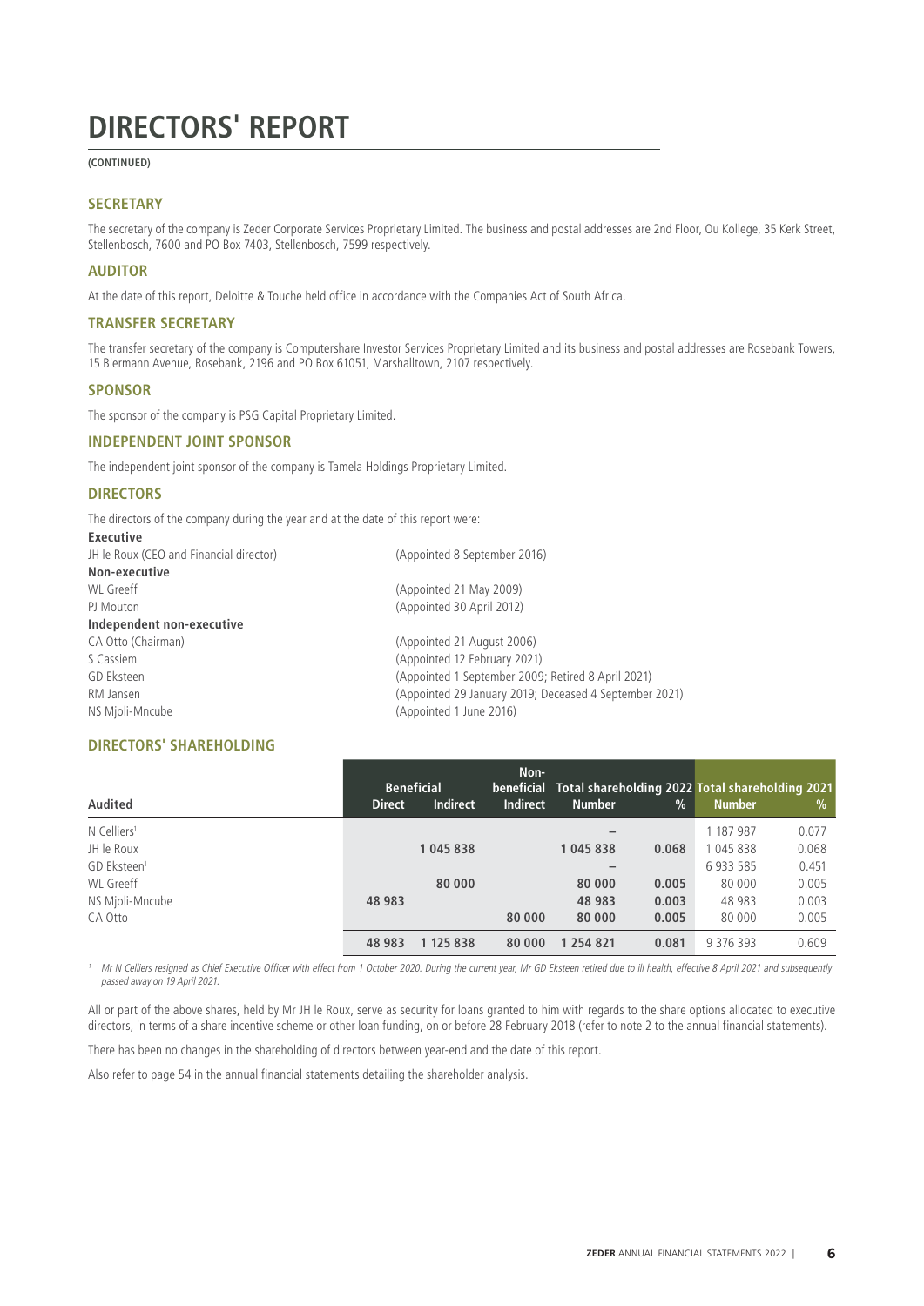# DIRECTORS' REPORT

**(CONTINUED)**

## SECRETARY

The secretary of the company is Zeder Corporate Services Proprietary Limited. The business and postal addresses are 2nd Floor, Ou Kollege, 35 Kerk Street, Stellenbosch, 7600 and PO Box 7403, Stellenbosch, 7599 respectively.

## AUDITOR

At the date of this report, Deloitte & Touche held office in accordance with the Companies Act of South Africa.

## TRANSFER SECRETARY

The transfer secretary of the company is Computershare Investor Services Proprietary Limited and its business and postal addresses are Rosebank Towers, 15 Biermann Avenue, Rosebank, 2196 and PO Box 61051, Marshalltown, 2107 respectively.

## SPONSOR

The sponsor of the company is PSG Capital Proprietary Limited.

## INDEPENDENT JOINT SPONSOR

The independent joint sponsor of the company is Tamela Holdings Proprietary Limited.

## DIRECTORS

The directors of the company during the year and at the date of this report were:

| | |
|---|---|
| **Executive** | |
| JH le Roux (CEO and Financial director) | (Appointed 8 September 2016) |
| **Non-executive** | |
| WL Greeff | (Appointed 21 May 2009) |
| PJ Mouton | (Appointed 30 April 2012) |
| **Independent non-executive** | |
| CA Otto (Chairman) | (Appointed 21 August 2006) |
| S Cassiem | (Appointed 12 February 2021) |
| GD Eksteen | (Appointed 1 September 2009; Retired 8 April 2021) |
| RM Jansen | (Appointed 29 January 2019; Deceased 4 September 2021) |
| NS Mjoli-Mncube | (Appointed 1 June 2016) |

## DIRECTORS' SHAREHOLDING

| Audited | Beneficial Direct | Beneficial Indirect | Non-beneficial Indirect | Total shareholding 2022 Number | Total shareholding 2022 % | Total shareholding 2021 Number | Total shareholding 2021 % |
|---|---|---|---|---|---|---|---|
| N Celliers[1] | | | | – | | 1 187 987 | 0.077 |
| JH le Roux | | **1 045 838** | | **1 045 838** | **0.068** | 1 045 838 | 0.068 |
| GD Eksteen[1] | | | | – | | 6 933 585 | 0.451 |
| WL Greeff | | **80 000** | | **80 000** | **0.005** | 80 000 | 0.005 |
| NS Mjoli-Mncube | **48 983** | | | **48 983** | **0.003** | 48 983 | 0.003 |
| CA Otto | | | **80 000** | **80 000** | **0.005** | 80 000 | 0.005 |
| | **48 983** | **1 125 838** | **80 000** | **1 254 821** | **0.081** | 9 376 393 | 0.609 |

[1] *Mr N Celliers resigned as Chief Executive Officer with effect from 1 October 2020. During the current year, Mr GD Eksteen retired due to ill health, effective 8 April 2021 and subsequently passed away on 19 April 2021.*

All or part of the above shares, held by Mr JH le Roux, serve as security for loans granted to him with regards to the share options allocated to executive directors, in terms of a share incentive scheme or other loan funding, on or before 28 February 2018 (refer to note 2 to the annual financial statements).

There has been no changes in the shareholding of directors between year-end and the date of this report.

Also refer to page 54 in the annual financial statements detailing the shareholder analysis.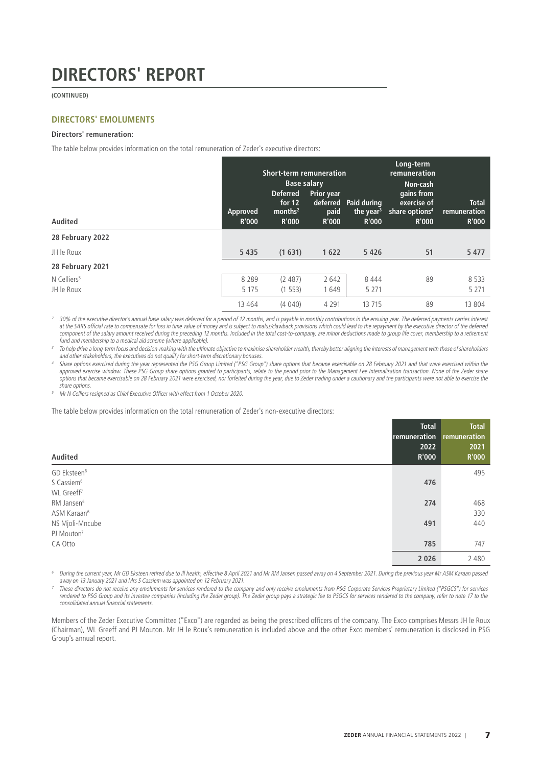# DIRECTORS' REPORT

**(CONTINUED)**

## DIRECTORS' EMOLUMENTS

**Directors' remuneration:**

The table below provides information on the total remuneration of Zeder's executive directors:

| Audited | Short-term remuneration | | | | Long-term remuneration | |
|---|---|---|---|---|---|---|
| | Base salary | | | | | |
| | Approved R'000 | Deferred for 12 months[2] R'000 | Prior year deferred paid R'000 | Paid during the year[3] R'000 | Non-cash gains from exercise of share options[4] R'000 | Total remuneration R'000 |
| **28 February 2022** | | | | | | |
| JH le Roux | **5 435** | **(1 631)** | **1 622** | **5 426** | **51** | **5 477** |
| **28 February 2021** | | | | | | |
| N Celliers[5] | 8 289 | (2 487) | 2 642 | 8 444 | 89 | 8 533 |
| JH le Roux | 5 175 | (1 553) | 1 649 | 5 271 | | 5 271 |
| | 13 464 | (4 040) | 4 291 | 13 715 | 89 | 13 804 |

*[2] 30% of the executive director's annual base salary was deferred for a period of 12 months, and is payable in monthly contributions in the ensuing year. The deferred payments carries interest at the SARS official rate to compensate for loss in time value of money and is subject to malus/clawback provisions which could lead to the repayment by the executive director of the deferred component of the salary amount received during the preceding 12 months. Included in the total cost-to-company, are minor deductions made to group life cover, membership to a retirement fund and membership to a medical aid scheme (where applicable).*

*[3] To help drive a long-term focus and decision-making with the ultimate objective to maximise shareholder wealth, thereby better aligning the interests of management with those of shareholders and other stakeholders, the executives do not qualify for short-term discretionary bonuses.*

*[4] Share options exercised during the year represented the PSG Group Limited ("PSG Group") share options that became exercisable on 28 February 2021 and that were exercised within the approved exercise window. These PSG Group share options granted to participants, relate to the period prior to the Management Fee Internalisation transaction. None of the Zeder share options that became exercisable on 28 February 2021 were exercised, nor forfeited during the year, due to Zeder trading under a cautionary and the participants were not able to exercise the share options.*

*[5] Mr N Celliers resigned as Chief Executive Officer with effect from 1 October 2020.*

The table below provides information on the total remuneration of Zeder's non-executive directors:

| Audited | Total remuneration 2022 R'000 | Total remuneration 2021 R'000 |
|---|---|---|
| GD Eksteen[6] | | 495 |
| S Cassiem[6] | **476** | |
| WL Greeff[7] | | |
| RM Jansen[6] | **274** | 468 |
| ASM Karaan[6] | | 330 |
| NS Mjoli-Mncube | **491** | 440 |
| PJ Mouton[7] | | |
| CA Otto | **785** | 747 |
| | **2 026** | 2 480 |

*[6] During the current year, Mr GD Eksteen retired due to ill health, effective 8 April 2021 and Mr RM Jansen passed away on 4 September 2021. During the previous year Mr ASM Karaan passed away on 13 January 2021 and Mrs S Cassiem was appointed on 12 February 2021.*

*[7] These directors do not receive any emoluments for services rendered to the company and only receive emoluments from PSG Corporate Services Proprietary Limited ("PSGCS") for services rendered to PSG Group and its investee companies (including the Zeder group). The Zeder group pays a strategic fee to PSGCS for services rendered to the company, refer to note 17 to the consolidated annual financial statements.*

Members of the Zeder Executive Committee ("Exco") are regarded as being the prescribed officers of the company. The Exco comprises Messrs JH le Roux (Chairman), WL Greeff and PJ Mouton. Mr JH le Roux's remuneration is included above and the other Exco members' remuneration is disclosed in PSG Group's annual report.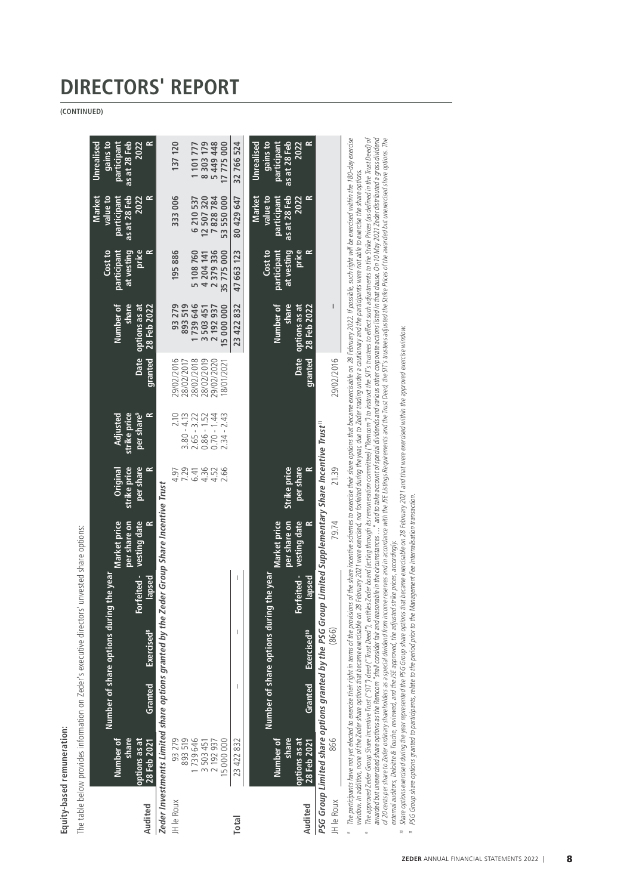# DIRECTORS' REPORT

**(CONTINUED)**

**Equity-based remuneration:**

The table below provides information on Zeder's executive directors' unvested share options:

| Audited | Number of share options as at 28 Feb 2021 | Number of share options during the year: Granted | Exercised[8] | Forfeited - lapsed | Market price per share on vesting date R | Original strike price per share R | Adjusted strike price per share[9] R | Date granted | Number of share options as at 28 Feb 2022 | Cost to participant at vesting price R | Market value to participant as at 28 Feb 2022 R | Unrealised gains to participant as at 28 Feb 2022 R |
|---|---|---|---|---|---|---|---|---|---|---|---|---|
| ***Zeder Investments Limited share options granted by the Zeder Group Share Incentive Trust*** | | | | | | | | | | | | |
| JH le Roux | 93 279 | | | | | 4.97 | 2.10 | 29/02/2016 | 93 279 | 195 886 | 333 006 | 137 120 |
| | 893 519 | | | | | 7.29 | 3.80 - 4.13 | 28/02/2017 | 893 519 | | | |
| | 1 739 646 | | | | | 6.41 | 2.65 - 3.22 | 28/02/2018 | 1 739 646 | 5 108 760 | 6 210 537 | 1 101 777 |
| | 3 503 451 | | | | | 4.36 | 0.86 - 1.52 | 28/02/2019 | 3 503 451 | 4 204 141 | 12 507 320 | 8 303 179 |
| | 2 192 937 | | | | | 4.52 | 0.70 - 1.44 | 29/02/2020 | 2 192 937 | 2 379 336 | 7 828 784 | 5 449 448 |
| | 15 000 000 | | | | | 2.66 | 2.34 - 2.43 | 18/01/2021 | 15 000 000 | 35 775 000 | 53 550 000 | 17 775 000 |
| **Total** | 23 422 832 | – | – | – | | | | | 23 422 832 | 47 663 123 | 80 429 647 | 32 766 524 |

| Audited | Number of share options as at 28 Feb 2021 | Number of share options during the year: Granted | Exercised[10] | Forfeited - lapsed | Market price per share on vesting date R | Strike price per share R | Date granted | Number of share options as at 28 Feb 2022 | Cost to participant at vesting price R | Market value to participant as at 28 Feb 2022 R | Unrealised gains to participant as at 28 Feb 2022 R |
|---|---|---|---|---|---|---|---|---|---|---|---|
| ***PSG Group Limited share options granted by the PSG Group Limited Supplementary Share Incentive Trust[11]*** | | | | | | | | | | | |
| JH le Roux | 866 | | (866) | | 79.74 | 21.39 | 29/02/2016 | – | | | |

[8] The participants have not yet elected to exercise their right in terms of the provisions of the share incentive schemes to exercise their share options that became exercisable on 28 February 2022. If possible, such right will be exercised within the 180-day exercise window. In addition, none of the Zeder share options that became exercisable on 28 February 2021 were exercised, nor forfeited during the year, due to Zeder trading under a cautionary and the participants were not able to exercise the share options.

[9] The approved Zeder Group Share Incentive Trust ("SIT") deed ("Trust Deed"), entitles Zeder board (acting through its remuneration committee) ("Remcom") to instruct the SIT's trustees to effect such adjustments to the Strike Prices (as defined in the Trust Deed) of awarded but unexercised share options as the Remcom "shall consider fair and reasonable in the circumstances ..." and to take account of special dividends and various other corporate actions listed in that clause. On 10 May 2021 Zeder distributed a gross dividend of 20 cents per share to Zeder ordinary shareholders as a special dividend from income reserves and in accordance with the JSE Listings Requirements and the Trust Deed, the SIT's trustees adjusted the Strike Prices of the awarded but unexercised share options. The external auditors, Deloitte & Touche, reviewed, and the JSE approved, the adjusted strike prices, accordingly.

[10] Share options exercised during the year represented the PSG Group share options that became exercisable on 28 February 2021 and that were exercised within the approved exercise window.

[11] PSG Group share options granted to participants, relate to the period prior to the Management Fee Internalisation transaction.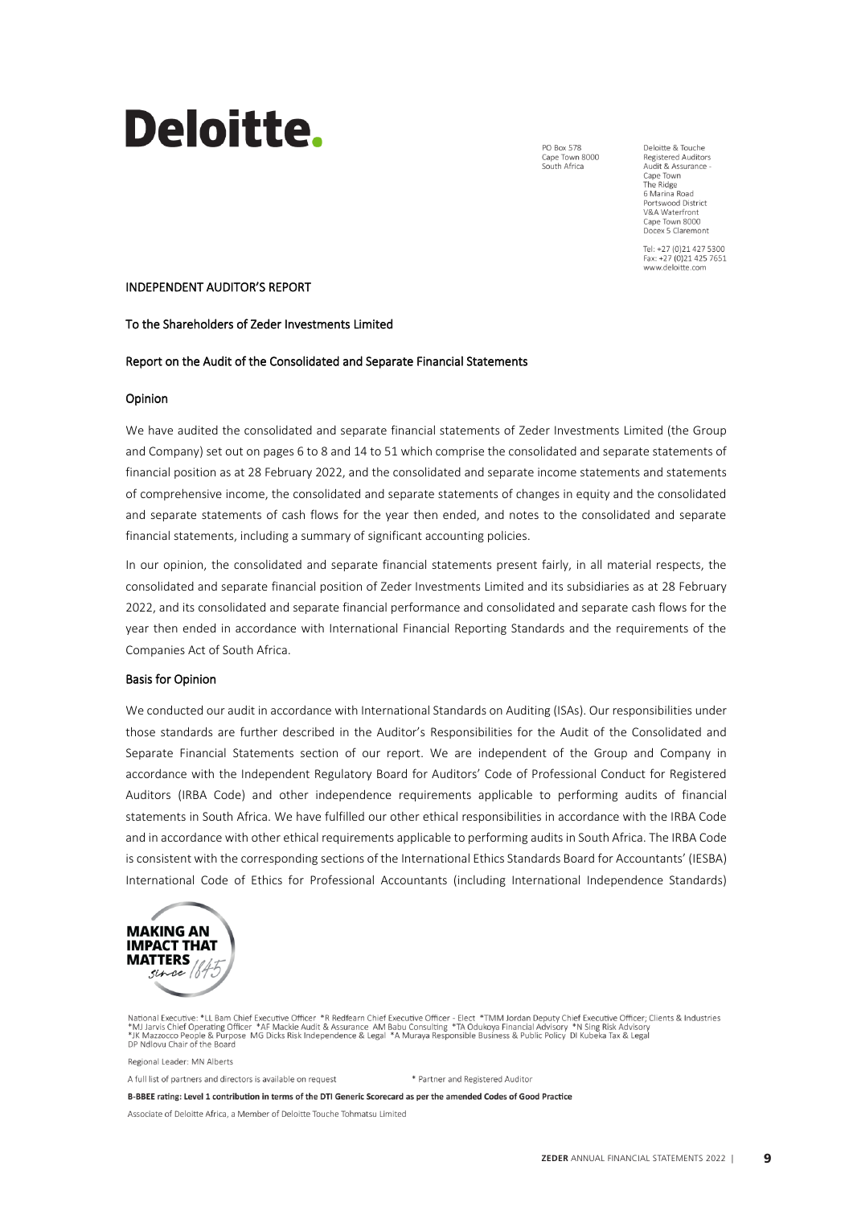Deloitte.

PO Box 578
Cape Town 8000
South Africa

Deloitte & Touche
Registered Auditors
Audit & Assurance -
Cape Town
The Ridge
6 Marina Road
Portswood District
V&A Waterfront
Cape Town 8000
Docex 5 Claremont

Tel: +27 (0)21 427 5300
Fax: +27 (0)21 425 7651
www.deloitte.com

## INDEPENDENT AUDITOR'S REPORT

### To the Shareholders of Zeder Investments Limited

### Report on the Audit of the Consolidated and Separate Financial Statements

#### Opinion

We have audited the consolidated and separate financial statements of Zeder Investments Limited (the Group and Company) set out on pages 6 to 8 and 14 to 51 which comprise the consolidated and separate statements of financial position as at 28 February 2022, and the consolidated and separate income statements and statements of comprehensive income, the consolidated and separate statements of changes in equity and the consolidated and separate statements of cash flows for the year then ended, and notes to the consolidated and separate financial statements, including a summary of significant accounting policies.

In our opinion, the consolidated and separate financial statements present fairly, in all material respects, the consolidated and separate financial position of Zeder Investments Limited and its subsidiaries as at 28 February 2022, and its consolidated and separate financial performance and consolidated and separate cash flows for the year then ended in accordance with International Financial Reporting Standards and the requirements of the Companies Act of South Africa.

#### Basis for Opinion

We conducted our audit in accordance with International Standards on Auditing (ISAs). Our responsibilities under those standards are further described in the Auditor's Responsibilities for the Audit of the Consolidated and Separate Financial Statements section of our report. We are independent of the Group and Company in accordance with the Independent Regulatory Board for Auditors' Code of Professional Conduct for Registered Auditors (IRBA Code) and other independence requirements applicable to performing audits of financial statements in South Africa. We have fulfilled our other ethical responsibilities in accordance with the IRBA Code and in accordance with other ethical requirements applicable to performing audits in South Africa. The IRBA Code is consistent with the corresponding sections of the International Ethics Standards Board for Accountants' (IESBA) International Code of Ethics for Professional Accountants (including International Independence Standards)

MAKING AN IMPACT THAT MATTERS since 1845

National Executive: *LL Bam Chief Executive Officer *R Redfearn Chief Executive Officer - Elect *TMM Jordan Deputy Chief Executive Officer; Clients & Industries *MJ Jarvis Chief Operating Officer *AF Mackie Audit & Assurance AM Babu Consulting *TA Odukoya Financial Advisory *N Sing Risk Advisory *JK Mazzocco People & Purpose MG Dicks Risk Independence & Legal *A Muraya Responsible Business & Public Policy DI Kubeka Tax & Legal DP Ndlovu Chair of the Board

Regional Leader: MN Alberts

A full list of partners and directors is available on request

\* Partner and Registered Auditor

**B-BBEE rating: Level 1 contribution in terms of the DTI Generic Scorecard as per the amended Codes of Good Practice**

Associate of Deloitte Africa, a Member of Deloitte Touche Tohmatsu Limited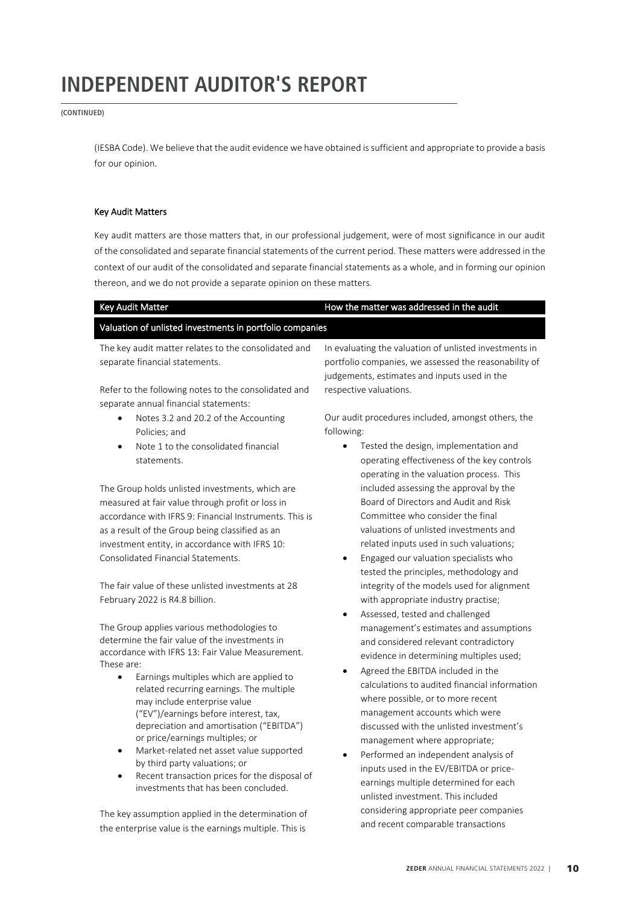# INDEPENDENT AUDITOR'S REPORT

**(CONTINUED)**

(IESBA Code). We believe that the audit evidence we have obtained is sufficient and appropriate to provide a basis for our opinion.

### Key Audit Matters

Key audit matters are those matters that, in our professional judgement, were of most significance in our audit of the consolidated and separate financial statements of the current period. These matters were addressed in the context of our audit of the consolidated and separate financial statements as a whole, and in forming our opinion thereon, and we do not provide a separate opinion on these matters.

| Key Audit Matter | How the matter was addressed in the audit |
|---|---|
| **Valuation of unlisted investments in portfolio companies** | |
| The key audit matter relates to the consolidated and separate financial statements.<br><br>Refer to the following notes to the consolidated and separate annual financial statements:<br>• Notes 3.2 and 20.2 of the Accounting Policies; and<br>• Note 1 to the consolidated financial statements.<br><br>The Group holds unlisted investments, which are measured at fair value through profit or loss in accordance with IFRS 9: Financial Instruments. This is as a result of the Group being classified as an investment entity, in accordance with IFRS 10: Consolidated Financial Statements.<br><br>The fair value of these unlisted investments at 28 February 2022 is R4.8 billion.<br><br>The Group applies various methodologies to determine the fair value of the investments in accordance with IFRS 13: Fair Value Measurement. These are:<br>• Earnings multiples which are applied to related recurring earnings. The multiple may include enterprise value ("EV")/earnings before interest, tax, depreciation and amortisation ("EBITDA") or price/earnings multiples; or<br>• Market-related net asset value supported by third party valuations; or<br>• Recent transaction prices for the disposal of investments that has been concluded.<br><br>The key assumption applied in the determination of the enterprise value is the earnings multiple. This is | In evaluating the valuation of unlisted investments in portfolio companies, we assessed the reasonability of judgements, estimates and inputs used in the respective valuations.<br><br>Our audit procedures included, amongst others, the following:<br>• Tested the design, implementation and operating effectiveness of the key controls operating in the valuation process. This included assessing the approval by the Board of Directors and Audit and Risk Committee who consider the final valuations of unlisted investments and related inputs used in such valuations;<br>• Engaged our valuation specialists who tested the principles, methodology and integrity of the models used for alignment with appropriate industry practise;<br>• Assessed, tested and challenged management's estimates and assumptions and considered relevant contradictory evidence in determining multiples used;<br>• Agreed the EBITDA included in the calculations to audited financial information where possible, or to more recent management accounts which were discussed with the unlisted investment's management where appropriate;<br>• Performed an independent analysis of inputs used in the EV/EBITDA or price-earnings multiple determined for each unlisted investment. This included considering appropriate peer companies and recent comparable transactions |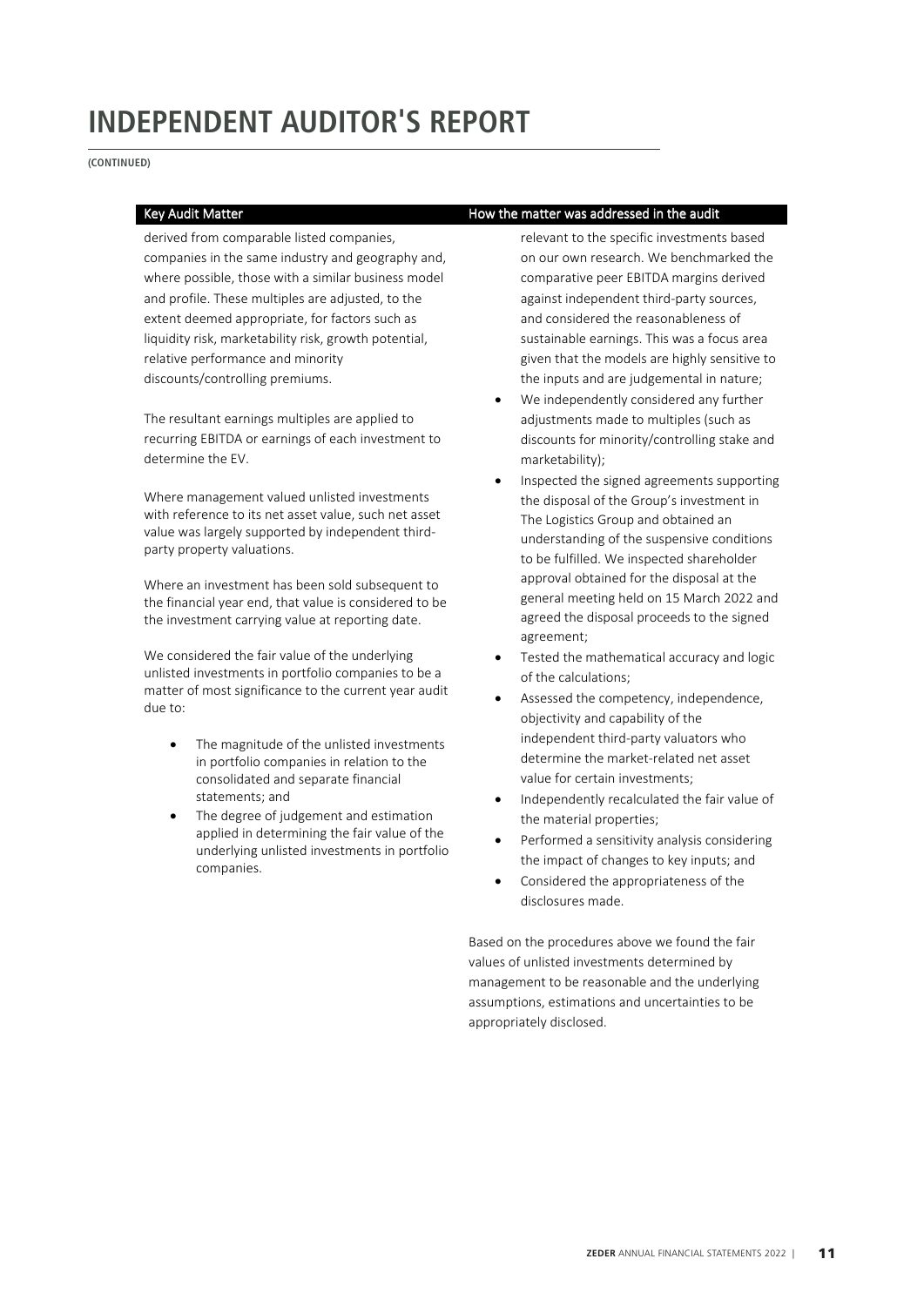# INDEPENDENT AUDITOR'S REPORT

**(CONTINUED)**

| Key Audit Matter | How the matter was addressed in the audit |
|---|---|
| derived from comparable listed companies, companies in the same industry and geography and, where possible, those with a similar business model and profile. These multiples are adjusted, to the extent deemed appropriate, for factors such as liquidity risk, marketability risk, growth potential, relative performance and minority discounts/controlling premiums.<br><br>The resultant earnings multiples are applied to recurring EBITDA or earnings of each investment to determine the EV.<br><br>Where management valued unlisted investments with reference to its net asset value, such net asset value was largely supported by independent third-party property valuations.<br><br>Where an investment has been sold subsequent to the financial year end, that value is considered to be the investment carrying value at reporting date.<br><br>We considered the fair value of the underlying unlisted investments in portfolio companies to be a matter of most significance to the current year audit due to:<br><br>• The magnitude of the unlisted investments in portfolio companies in relation to the consolidated and separate financial statements; and<br>• The degree of judgement and estimation applied in determining the fair value of the underlying unlisted investments in portfolio companies. | relevant to the specific investments based on our own research. We benchmarked the comparative peer EBITDA margins derived against independent third-party sources, and considered the reasonableness of sustainable earnings. This was a focus area given that the models are highly sensitive to the inputs and are judgemental in nature;<br>• We independently considered any further adjustments made to multiples (such as discounts for minority/controlling stake and marketability);<br>• Inspected the signed agreements supporting the disposal of the Group's investment in The Logistics Group and obtained an understanding of the suspensive conditions to be fulfilled. We inspected shareholder approval obtained for the disposal at the general meeting held on 15 March 2022 and agreed the disposal proceeds to the signed agreement;<br>• Tested the mathematical accuracy and logic of the calculations;<br>• Assessed the competency, independence, objectivity and capability of the independent third-party valuators who determine the market-related net asset value for certain investments;<br>• Independently recalculated the fair value of the material properties;<br>• Performed a sensitivity analysis considering the impact of changes to key inputs; and<br>• Considered the appropriateness of the disclosures made.<br><br>Based on the procedures above we found the fair values of unlisted investments determined by management to be reasonable and the underlying assumptions, estimations and uncertainties to be appropriately disclosed. |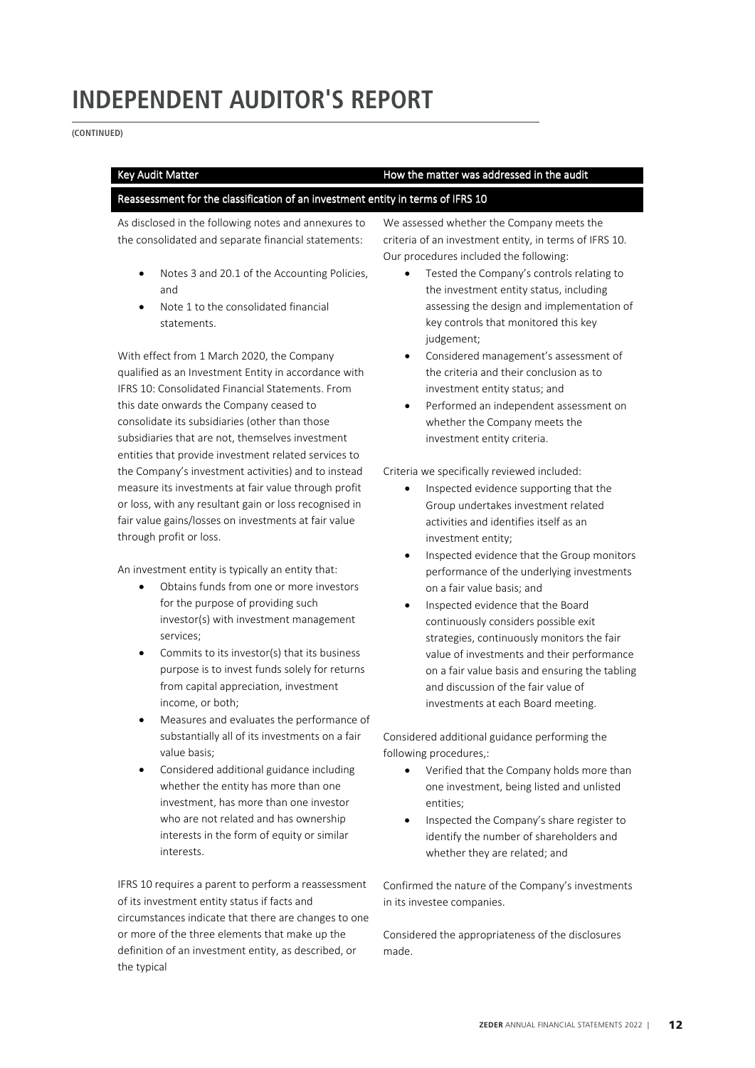# INDEPENDENT AUDITOR'S REPORT

**(CONTINUED)**

| Key Audit Matter | How the matter was addressed in the audit |
|---|---|
| **Reassessment for the classification of an investment entity in terms of IFRS 10** | |
| As disclosed in the following notes and annexures to the consolidated and separate financial statements:<br><br>• Notes 3 and 20.1 of the Accounting Policies, and<br>• Note 1 to the consolidated financial statements.<br><br>With effect from 1 March 2020, the Company qualified as an Investment Entity in accordance with IFRS 10: Consolidated Financial Statements. From this date onwards the Company ceased to consolidate its subsidiaries (other than those subsidiaries that are not, themselves investment entities that provide investment related services to the Company's investment activities) and to instead measure its investments at fair value through profit or loss, with any resultant gain or loss recognised in fair value gains/losses on investments at fair value through profit or loss.<br><br>An investment entity is typically an entity that:<br><br>• Obtains funds from one or more investors for the purpose of providing such investor(s) with investment management services;<br>• Commits to its investor(s) that its business purpose is to invest funds solely for returns from capital appreciation, investment income, or both;<br>• Measures and evaluates the performance of substantially all of its investments on a fair value basis;<br>• Considered additional guidance including whether the entity has more than one investment, has more than one investor who are not related and has ownership interests in the form of equity or similar interests.<br><br>IFRS 10 requires a parent to perform a reassessment of its investment entity status if facts and circumstances indicate that there are changes to one or more of the three elements that make up the definition of an investment entity, as described, or the typical | We assessed whether the Company meets the criteria of an investment entity, in terms of IFRS 10. Our procedures included the following:<br><br>• Tested the Company's controls relating to the investment entity status, including assessing the design and implementation of key controls that monitored this key judgement;<br>• Considered management's assessment of the criteria and their conclusion as to investment entity status; and<br>• Performed an independent assessment on whether the Company meets the investment entity criteria.<br><br>Criteria we specifically reviewed included:<br><br>• Inspected evidence supporting that the Group undertakes investment related activities and identifies itself as an investment entity;<br>• Inspected evidence that the Group monitors performance of the underlying investments on a fair value basis; and<br>• Inspected evidence that the Board continuously considers possible exit strategies, continuously monitors the fair value of investments and their performance on a fair value basis and ensuring the tabling and discussion of the fair value of investments at each Board meeting.<br><br>Considered additional guidance performing the following procedures,:<br><br>• Verified that the Company holds more than one investment, being listed and unlisted entities;<br>• Inspected the Company's share register to identify the number of shareholders and whether they are related; and<br><br>Confirmed the nature of the Company's investments in its investee companies.<br><br>Considered the appropriateness of the disclosures made. |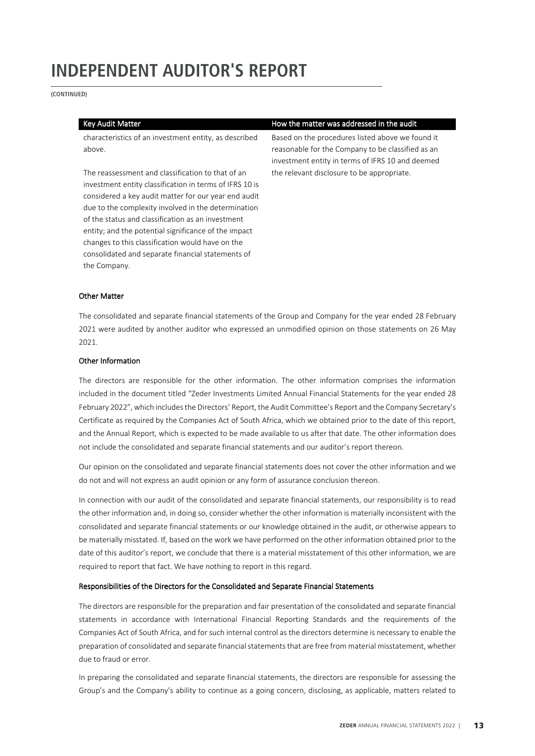# INDEPENDENT AUDITOR'S REPORT

**(CONTINUED)**

| Key Audit Matter | How the matter was addressed in the audit |
| --- | --- |
| characteristics of an investment entity, as described above.<br><br>The reassessment and classification to that of an investment entity classification in terms of IFRS 10 is considered a key audit matter for our year end audit due to the complexity involved in the determination of the status and classification as an investment entity; and the potential significance of the impact changes to this classification would have on the consolidated and separate financial statements of the Company. | Based on the procedures listed above we found it reasonable for the Company to be classified as an investment entity in terms of IFRS 10 and deemed the relevant disclosure to be appropriate. |

### Other Matter

The consolidated and separate financial statements of the Group and Company for the year ended 28 February 2021 were audited by another auditor who expressed an unmodified opinion on those statements on 26 May 2021.

### Other Information

The directors are responsible for the other information. The other information comprises the information included in the document titled "Zeder Investments Limited Annual Financial Statements for the year ended 28 February 2022", which includes the Directors' Report, the Audit Committee's Report and the Company Secretary's Certificate as required by the Companies Act of South Africa, which we obtained prior to the date of this report, and the Annual Report, which is expected to be made available to us after that date. The other information does not include the consolidated and separate financial statements and our auditor's report thereon.

Our opinion on the consolidated and separate financial statements does not cover the other information and we do not and will not express an audit opinion or any form of assurance conclusion thereon.

In connection with our audit of the consolidated and separate financial statements, our responsibility is to read the other information and, in doing so, consider whether the other information is materially inconsistent with the consolidated and separate financial statements or our knowledge obtained in the audit, or otherwise appears to be materially misstated. If, based on the work we have performed on the other information obtained prior to the date of this auditor's report, we conclude that there is a material misstatement of this other information, we are required to report that fact. We have nothing to report in this regard.

### Responsibilities of the Directors for the Consolidated and Separate Financial Statements

The directors are responsible for the preparation and fair presentation of the consolidated and separate financial statements in accordance with International Financial Reporting Standards and the requirements of the Companies Act of South Africa, and for such internal control as the directors determine is necessary to enable the preparation of consolidated and separate financial statements that are free from material misstatement, whether due to fraud or error.

In preparing the consolidated and separate financial statements, the directors are responsible for assessing the Group's and the Company's ability to continue as a going concern, disclosing, as applicable, matters related to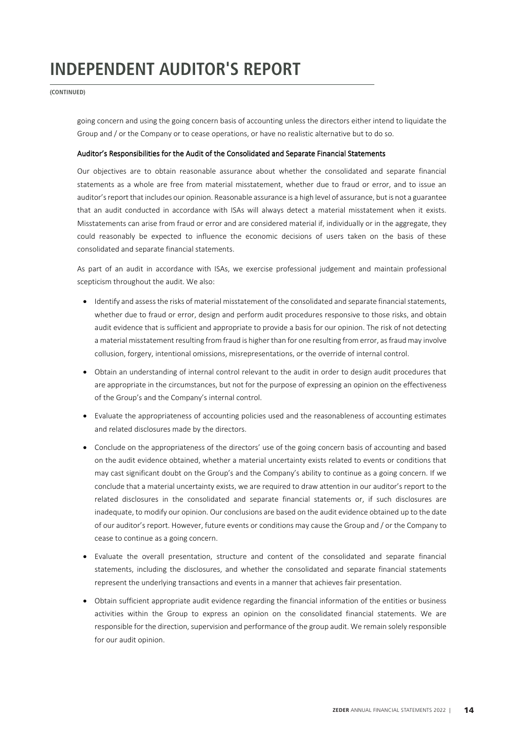# INDEPENDENT AUDITOR'S REPORT

**(CONTINUED)**

going concern and using the going concern basis of accounting unless the directors either intend to liquidate the Group and / or the Company or to cease operations, or have no realistic alternative but to do so.

### Auditor's Responsibilities for the Audit of the Consolidated and Separate Financial Statements

Our objectives are to obtain reasonable assurance about whether the consolidated and separate financial statements as a whole are free from material misstatement, whether due to fraud or error, and to issue an auditor's report that includes our opinion. Reasonable assurance is a high level of assurance, but is not a guarantee that an audit conducted in accordance with ISAs will always detect a material misstatement when it exists. Misstatements can arise from fraud or error and are considered material if, individually or in the aggregate, they could reasonably be expected to influence the economic decisions of users taken on the basis of these consolidated and separate financial statements.

As part of an audit in accordance with ISAs, we exercise professional judgement and maintain professional scepticism throughout the audit. We also:

- Identify and assess the risks of material misstatement of the consolidated and separate financial statements, whether due to fraud or error, design and perform audit procedures responsive to those risks, and obtain audit evidence that is sufficient and appropriate to provide a basis for our opinion. The risk of not detecting a material misstatement resulting from fraud is higher than for one resulting from error, as fraud may involve collusion, forgery, intentional omissions, misrepresentations, or the override of internal control.
- Obtain an understanding of internal control relevant to the audit in order to design audit procedures that are appropriate in the circumstances, but not for the purpose of expressing an opinion on the effectiveness of the Group's and the Company's internal control.
- Evaluate the appropriateness of accounting policies used and the reasonableness of accounting estimates and related disclosures made by the directors.
- Conclude on the appropriateness of the directors' use of the going concern basis of accounting and based on the audit evidence obtained, whether a material uncertainty exists related to events or conditions that may cast significant doubt on the Group's and the Company's ability to continue as a going concern. If we conclude that a material uncertainty exists, we are required to draw attention in our auditor's report to the related disclosures in the consolidated and separate financial statements or, if such disclosures are inadequate, to modify our opinion. Our conclusions are based on the audit evidence obtained up to the date of our auditor's report. However, future events or conditions may cause the Group and / or the Company to cease to continue as a going concern.
- Evaluate the overall presentation, structure and content of the consolidated and separate financial statements, including the disclosures, and whether the consolidated and separate financial statements represent the underlying transactions and events in a manner that achieves fair presentation.
- Obtain sufficient appropriate audit evidence regarding the financial information of the entities or business activities within the Group to express an opinion on the consolidated financial statements. We are responsible for the direction, supervision and performance of the group audit. We remain solely responsible for our audit opinion.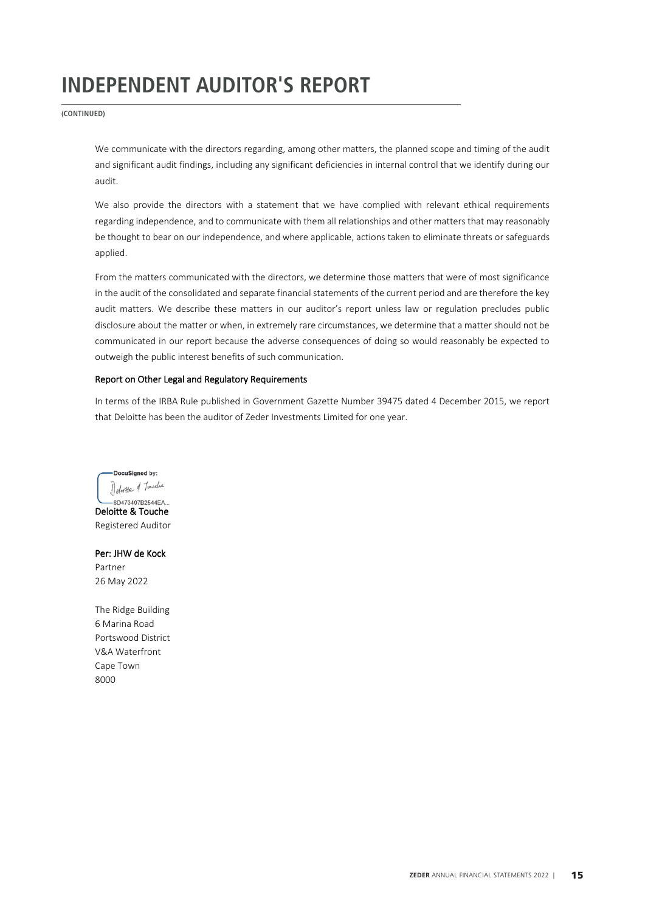# INDEPENDENT AUDITOR'S REPORT

**(CONTINUED)**

We communicate with the directors regarding, among other matters, the planned scope and timing of the audit and significant audit findings, including any significant deficiencies in internal control that we identify during our audit.

We also provide the directors with a statement that we have complied with relevant ethical requirements regarding independence, and to communicate with them all relationships and other matters that may reasonably be thought to bear on our independence, and where applicable, actions taken to eliminate threats or safeguards applied.

From the matters communicated with the directors, we determine those matters that were of most significance in the audit of the consolidated and separate financial statements of the current period and are therefore the key audit matters. We describe these matters in our auditor's report unless law or regulation precludes public disclosure about the matter or when, in extremely rare circumstances, we determine that a matter should not be communicated in our report because the adverse consequences of doing so would reasonably be expected to outweigh the public interest benefits of such communication.

## Report on Other Legal and Regulatory Requirements

In terms of the IRBA Rule published in Government Gazette Number 39475 dated 4 December 2015, we report that Deloitte has been the auditor of Zeder Investments Limited for one year.

DocuSigned by:
Deloitte & Touche
6D473407B2544EA...

Deloitte & Touche
Registered Auditor

Per: JHW de Kock
Partner
26 May 2022

The Ridge Building
6 Marina Road
Portswood District
V&A Waterfront
Cape Town
8000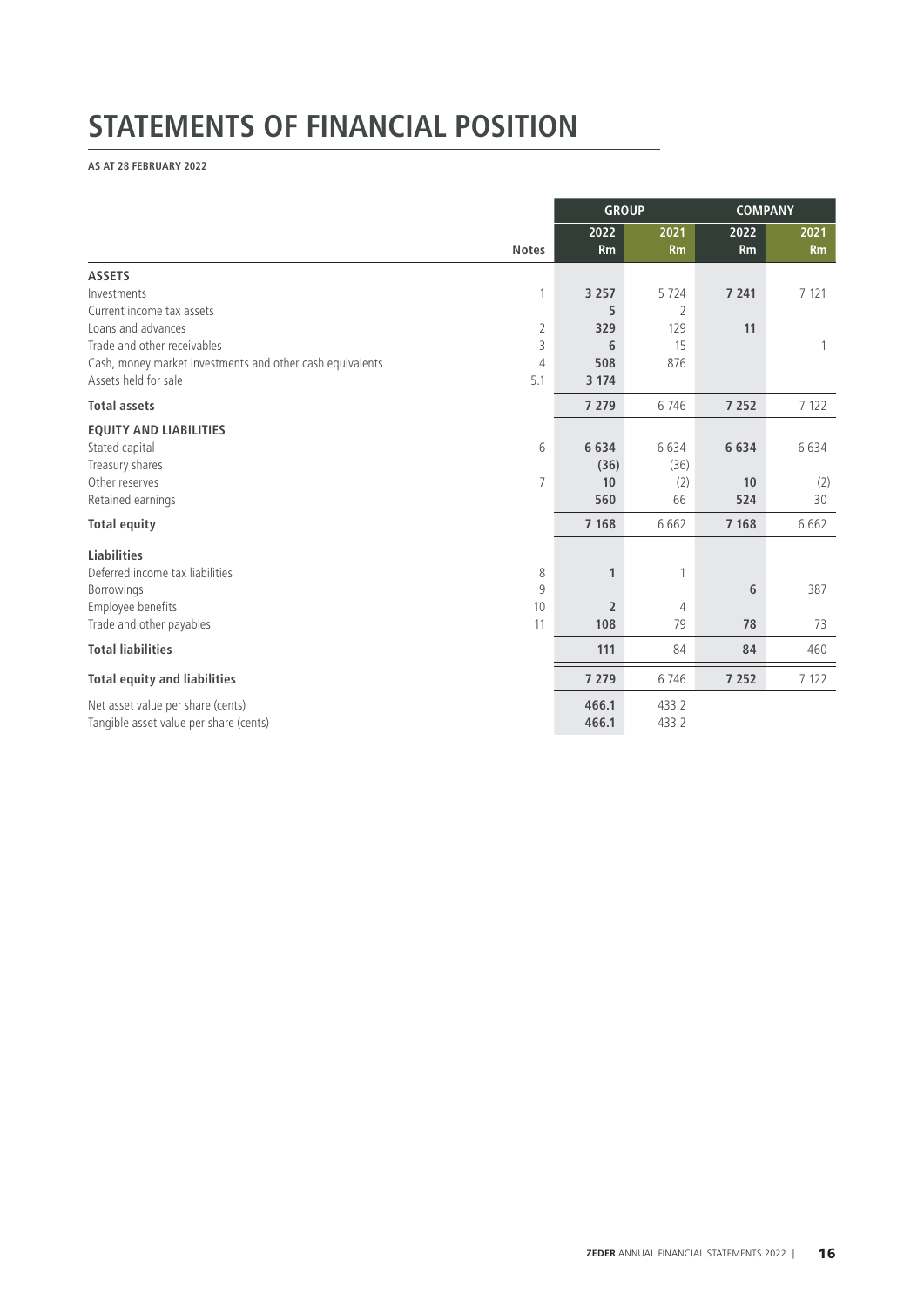# STATEMENTS OF FINANCIAL POSITION

**AS AT 28 FEBRUARY 2022**

| | | GROUP | | COMPANY | |
|---|---|---|---|---|---|
| | **Notes** | **2022 Rm** | **2021 Rm** | **2022 Rm** | **2021 Rm** |
| **ASSETS** | | | | | |
| Investments | 1 | **3 257** | 5 724 | **7 241** | 7 121 |
| Current income tax assets | | **5** | 2 | | |
| Loans and advances | 2 | **329** | 129 | **11** | |
| Trade and other receivables | 3 | **6** | 15 | | 1 |
| Cash, money market investments and other cash equivalents | 4 | **508** | 876 | | |
| Assets held for sale | 5.1 | **3 174** | | | |
| **Total assets** | | **7 279** | 6 746 | **7 252** | 7 122 |
| **EQUITY AND LIABILITIES** | | | | | |
| Stated capital | 6 | **6 634** | 6 634 | **6 634** | 6 634 |
| Treasury shares | | **(36)** | (36) | | |
| Other reserves | 7 | **10** | (2) | **10** | (2) |
| Retained earnings | | **560** | 66 | **524** | 30 |
| **Total equity** | | **7 168** | 6 662 | **7 168** | 6 662 |
| **Liabilities** | | | | | |
| Deferred income tax liabilities | 8 | **1** | 1 | | |
| Borrowings | 9 | | | **6** | 387 |
| Employee benefits | 10 | **2** | 4 | | |
| Trade and other payables | 11 | **108** | 79 | **78** | 73 |
| **Total liabilities** | | **111** | 84 | **84** | 460 |
| **Total equity and liabilities** | | **7 279** | 6 746 | **7 252** | 7 122 |
| Net asset value per share (cents) | | **466.1** | 433.2 | | |
| Tangible asset value per share (cents) | | **466.1** | 433.2 | | |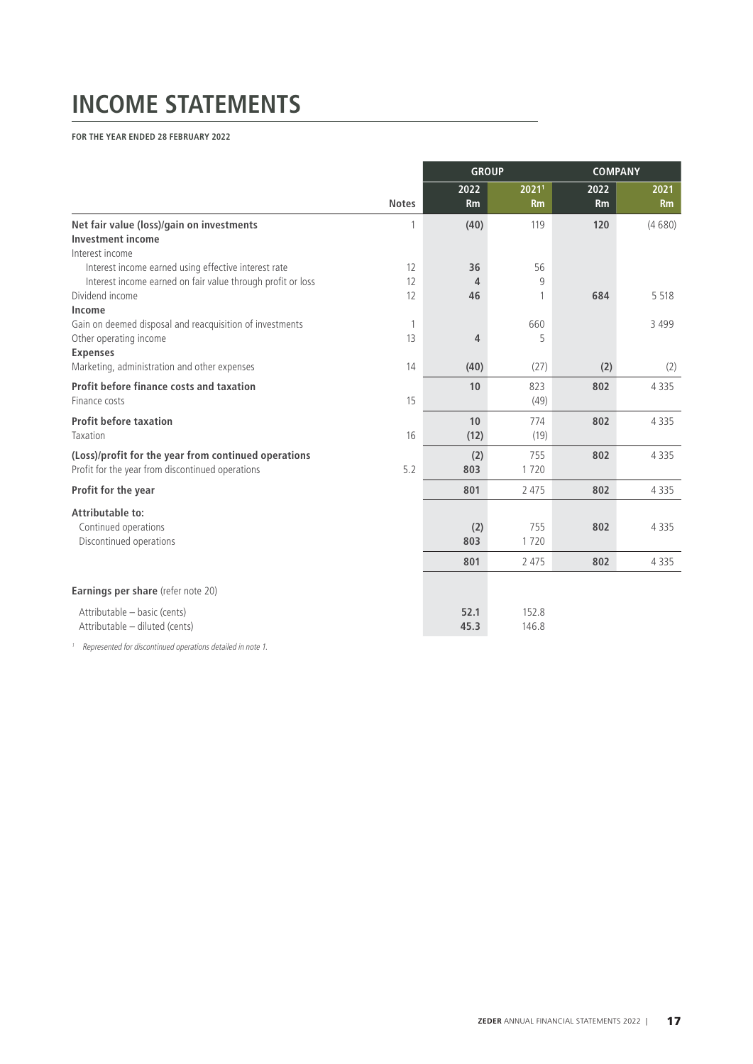# INCOME STATEMENTS

**FOR THE YEAR ENDED 28 FEBRUARY 2022**

| | | GROUP | | COMPANY | |
|---|---|---|---|---|---|
| | Notes | 2022 Rm | 2021[1] Rm | 2022 Rm | 2021 Rm |
| **Net fair value (loss)/gain on investments** | 1 | **(40)** | 119 | **120** | (4 680) |
| **Investment income** | | | | | |
| Interest income | | | | | |
| Interest income earned using effective interest rate | 12 | **36** | 56 | | |
| Interest income earned on fair value through profit or loss | 12 | **4** | 9 | | |
| Dividend income | 12 | **46** | 1 | **684** | 5 518 |
| **Income** | | | | | |
| Gain on deemed disposal and reacquisition of investments | 1 | | 660 | | 3 499 |
| Other operating income | 13 | **4** | 5 | | |
| **Expenses** | | | | | |
| Marketing, administration and other expenses | 14 | **(40)** | (27) | **(2)** | (2) |
| **Profit before finance costs and taxation** | | **10** | 823 | **802** | 4 335 |
| Finance costs | 15 | | (49) | | |
| **Profit before taxation** | | **10** | 774 | **802** | 4 335 |
| Taxation | 16 | **(12)** | (19) | | |
| **(Loss)/profit for the year from continued operations** | | **(2)** | 755 | **802** | 4 335 |
| Profit for the year from discontinued operations | 5.2 | **803** | 1 720 | | |
| **Profit for the year** | | **801** | 2 475 | **802** | 4 335 |
| **Attributable to:** | | | | | |
| Continued operations | | **(2)** | 755 | **802** | 4 335 |
| Discontinued operations | | **803** | 1 720 | | |
| | | **801** | 2 475 | **802** | 4 335 |
| **Earnings per share** (refer note 20) | | | | | |
| Attributable – basic (cents) | | **52.1** | 152.8 | | |
| Attributable – diluted (cents) | | **45.3** | 146.8 | | |

[1] *Represented for discontinued operations detailed in note 1.*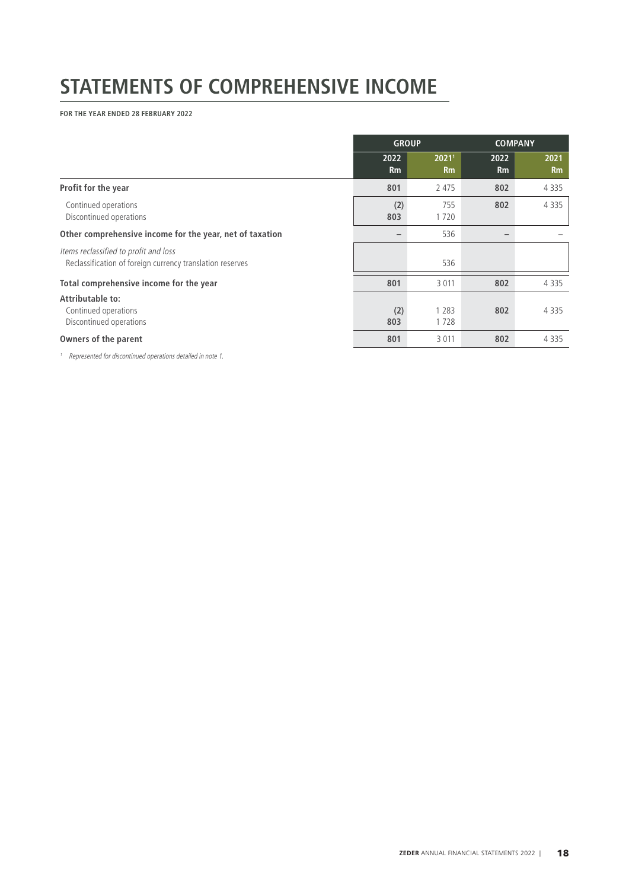# STATEMENTS OF COMPREHENSIVE INCOME

**FOR THE YEAR ENDED 28 FEBRUARY 2022**

| | GROUP | | COMPANY | |
|---|---|---|---|---|
| | 2022 Rm | 2021[1] Rm | 2022 Rm | 2021 Rm |
| **Profit for the year** | **801** | 2 475 | **802** | 4 335 |
| Continued operations | **(2)** | 755 | **802** | 4 335 |
| Discontinued operations | **803** | 1 720 | | |
| **Other comprehensive income for the year, net of taxation** | **–** | 536 | **–** | – |
| *Items reclassified to profit and loss* | | | | |
| Reclassification of foreign currency translation reserves | | 536 | | |
| **Total comprehensive income for the year** | **801** | 3 011 | **802** | 4 335 |
| **Attributable to:** | | | | |
| Continued operations | **(2)** | 1 283 | **802** | 4 335 |
| Discontinued operations | **803** | 1 728 | | |
| **Owners of the parent** | **801** | 3 011 | **802** | 4 335 |

[1] *Represented for discontinued operations detailed in note 1.*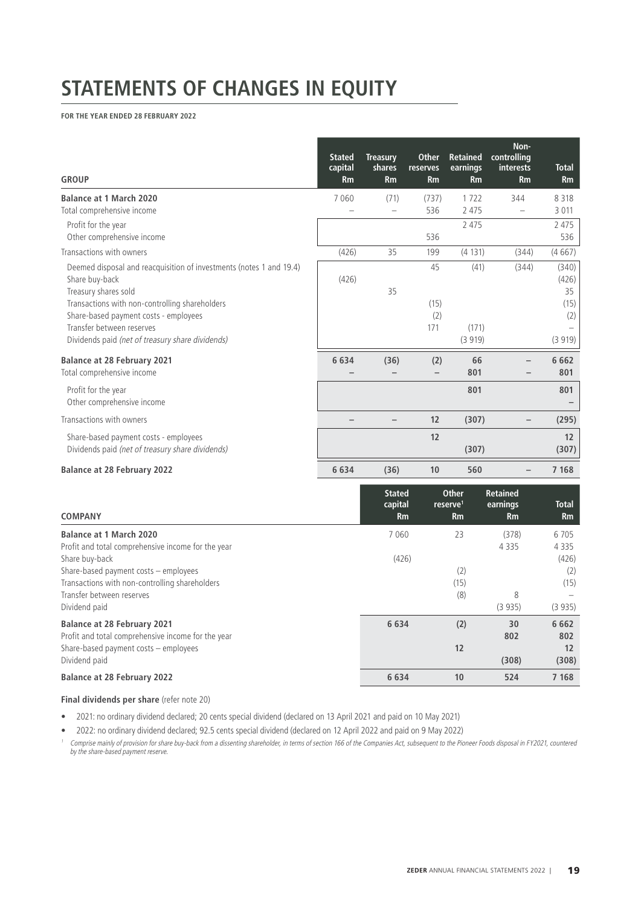# STATEMENTS OF CHANGES IN EQUITY

**FOR THE YEAR ENDED 28 FEBRUARY 2022**

| GROUP | Stated capital Rm | Treasury shares Rm | Other reserves Rm | Retained earnings Rm | Non-controlling interests Rm | Total Rm |
|---|---|---|---|---|---|---|
| **Balance at 1 March 2020** | 7 060 | (71) | (737) | 1 722 | 344 | 8 318 |
| Total comprehensive income | – | – | 536 | 2 475 | – | 3 011 |
| Profit for the year | | | | 2 475 | | 2 475 |
| Other comprehensive income | | | 536 | | | 536 |
| Transactions with owners | (426) | 35 | 199 | (4 131) | (344) | (4 667) |
| Deemed disposal and reacquisition of investments (notes 1 and 19.4) | | | 45 | (41) | (344) | (340) |
| Share buy-back | (426) | | | | | (426) |
| Treasury shares sold | | 35 | | | | 35 |
| Transactions with non-controlling shareholders | | | (15) | | | (15) |
| Share-based payment costs - employees | | | (2) | | | (2) |
| Transfer between reserves | | | 171 | (171) | | – |
| Dividends paid *(net of treasury share dividends)* | | | | (3 919) | | (3 919) |
| **Balance at 28 February 2021** | **6 634** | **(36)** | **(2)** | **66** | **–** | **6 662** |
| Total comprehensive income | **–** | **–** | **–** | **801** | **–** | **801** |
| Profit for the year | | | | **801** | | **801** |
| Other comprehensive income | | | | | | **–** |
| Transactions with owners | **–** | **–** | **12** | **(307)** | **–** | **(295)** |
| Share-based payment costs - employees | | | **12** | | | **12** |
| Dividends paid *(net of treasury share dividends)* | | | | **(307)** | | **(307)** |
| **Balance at 28 February 2022** | **6 634** | **(36)** | **10** | **560** | **–** | **7 168** |

| COMPANY | Stated capital Rm | Other reserve[1] Rm | Retained earnings Rm | Total Rm |
|---|---|---|---|---|
| **Balance at 1 March 2020** | 7 060 | 23 | (378) | 6 705 |
| Profit and total comprehensive income for the year | | | 4 335 | 4 335 |
| Share buy-back | (426) | | | (426) |
| Share-based payment costs – employees | | (2) | | (2) |
| Transactions with non-controlling shareholders | | (15) | | (15) |
| Transfer between reserves | | (8) | 8 | – |
| Dividend paid | | | (3 935) | (3 935) |
| **Balance at 28 February 2021** | **6 634** | **(2)** | **30** | **6 662** |
| Profit and total comprehensive income for the year | | | **802** | **802** |
| Share-based payment costs – employees | | **12** | | **12** |
| Dividend paid | | | **(308)** | **(308)** |
| **Balance at 28 February 2022** | **6 634** | **10** | **524** | **7 168** |

**Final dividends per share** (refer note 20)

- 2021: no ordinary dividend declared; 20 cents special dividend (declared on 13 April 2021 and paid on 10 May 2021)
- 2022: no ordinary dividend declared; 92.5 cents special dividend (declared on 12 April 2022 and paid on 9 May 2022)

[1] *Comprise mainly of provision for share buy-back from a dissenting shareholder, in terms of section 166 of the Companies Act, subsequent to the Pioneer Foods disposal in FY2021, countered by the share-based payment reserve.*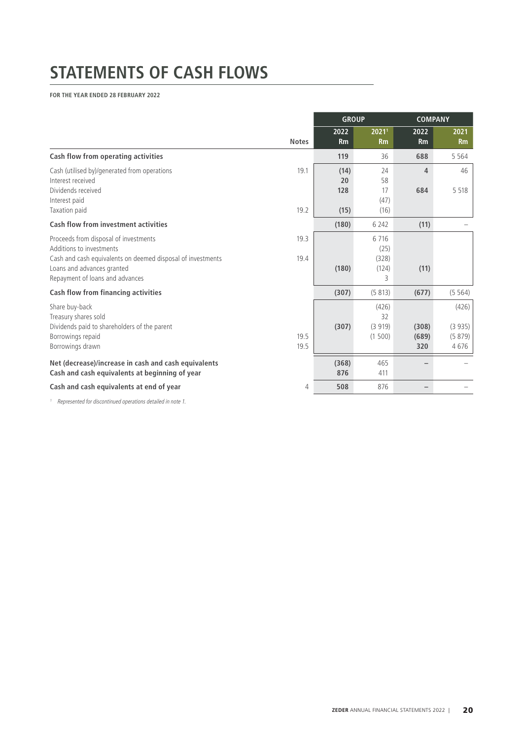# STATEMENTS OF CASH FLOWS

**FOR THE YEAR ENDED 28 FEBRUARY 2022**

| | | GROUP | | COMPANY | |
|---|---|---|---|---|---|
| | Notes | 2022 Rm | 2021[1] Rm | 2022 Rm | 2021 Rm |
| **Cash flow from operating activities** | | **119** | 36 | **688** | 5 564 |
| Cash (utilised by)/generated from operations | 19.1 | **(14)** | 24 | **4** | 46 |
| Interest received | | **20** | 58 | | |
| Dividends received | | **128** | 17 | **684** | 5 518 |
| Interest paid | | | (47) | | |
| Taxation paid | 19.2 | **(15)** | (16) | | |
| **Cash flow from investment activities** | | **(180)** | 6 242 | **(11)** | – |
| Proceeds from disposal of investments | 19.3 | | 6 716 | | |
| Additions to investments | | | (25) | | |
| Cash and cash equivalents on deemed disposal of investments | 19.4 | | (328) | | |
| Loans and advances granted | | **(180)** | (124) | **(11)** | |
| Repayment of loans and advances | | | 3 | | |
| **Cash flow from financing activities** | | **(307)** | (5 813) | **(677)** | (5 564) |
| Share buy-back | | | (426) | | (426) |
| Treasury shares sold | | | 32 | | |
| Dividends paid to shareholders of the parent | | **(307)** | (3 919) | **(308)** | (3 935) |
| Borrowings repaid | 19.5 | | (1 500) | **(689)** | (5 879) |
| Borrowings drawn | 19.5 | | | **320** | 4 676 |
| **Net (decrease)/increase in cash and cash equivalents** | | **(368)** | 465 | **–** | – |
| **Cash and cash equivalents at beginning of year** | | **876** | 411 | | |
| **Cash and cash equivalents at end of year** | 4 | **508** | 876 | **–** | – |

[1] *Represented for discontinued operations detailed in note 1.*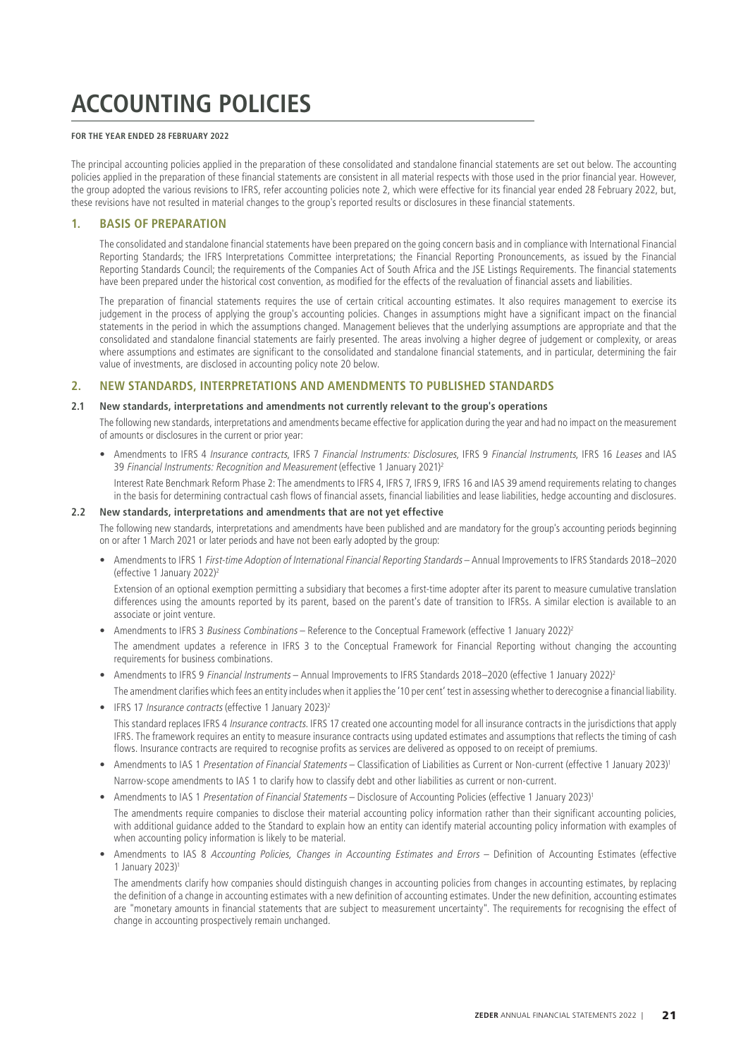# ACCOUNTING POLICIES

**FOR THE YEAR ENDED 28 FEBRUARY 2022**

The principal accounting policies applied in the preparation of these consolidated and standalone financial statements are set out below. The accounting policies applied in the preparation of these financial statements are consistent in all material respects with those used in the prior financial year. However, the group adopted the various revisions to IFRS, refer accounting policies note 2, which were effective for its financial year ended 28 February 2022, but, these revisions have not resulted in material changes to the group's reported results or disclosures in these financial statements.

## 1. BASIS OF PREPARATION

The consolidated and standalone financial statements have been prepared on the going concern basis and in compliance with International Financial Reporting Standards; the IFRS Interpretations Committee interpretations; the Financial Reporting Pronouncements, as issued by the Financial Reporting Standards Council; the requirements of the Companies Act of South Africa and the JSE Listings Requirements. The financial statements have been prepared under the historical cost convention, as modified for the effects of the revaluation of financial assets and liabilities.

The preparation of financial statements requires the use of certain critical accounting estimates. It also requires management to exercise its judgement in the process of applying the group's accounting policies. Changes in assumptions might have a significant impact on the financial statements in the period in which the assumptions changed. Management believes that the underlying assumptions are appropriate and that the consolidated and standalone financial statements are fairly presented. The areas involving a higher degree of judgement or complexity, or areas where assumptions and estimates are significant to the consolidated and standalone financial statements, and in particular, determining the fair value of investments, are disclosed in accounting policy note 20 below.

## 2. NEW STANDARDS, INTERPRETATIONS AND AMENDMENTS TO PUBLISHED STANDARDS

### 2.1 New standards, interpretations and amendments not currently relevant to the group's operations

The following new standards, interpretations and amendments became effective for application during the year and had no impact on the measurement of amounts or disclosures in the current or prior year:

- Amendments to IFRS 4 *Insurance contracts*, IFRS 7 *Financial Instruments: Disclosures*, IFRS 9 *Financial Instruments*, IFRS 16 *Leases* and IAS 39 *Financial Instruments: Recognition and Measurement* (effective 1 January 2021)[2]

  Interest Rate Benchmark Reform Phase 2: The amendments to IFRS 4, IFRS 7, IFRS 9, IFRS 16 and IAS 39 amend requirements relating to changes in the basis for determining contractual cash flows of financial assets, financial liabilities and lease liabilities, hedge accounting and disclosures.

### 2.2 New standards, interpretations and amendments that are not yet effective

The following new standards, interpretations and amendments have been published and are mandatory for the group's accounting periods beginning on or after 1 March 2021 or later periods and have not been early adopted by the group:

- Amendments to IFRS 1 *First-time Adoption of International Financial Reporting Standards* – Annual Improvements to IFRS Standards 2018–2020 (effective 1 January 2022)[2]

  Extension of an optional exemption permitting a subsidiary that becomes a first-time adopter after its parent to measure cumulative translation differences using the amounts reported by its parent, based on the parent's date of transition to IFRSs. A similar election is available to an associate or joint venture.

- Amendments to IFRS 3 *Business Combinations* – Reference to the Conceptual Framework (effective 1 January 2022)[2]

  The amendment updates a reference in IFRS 3 to the Conceptual Framework for Financial Reporting without changing the accounting requirements for business combinations.

- Amendments to IFRS 9 *Financial Instruments* – Annual Improvements to IFRS Standards 2018–2020 (effective 1 January 2022)[2]

  The amendment clarifies which fees an entity includes when it applies the '10 per cent' test in assessing whether to derecognise a financial liability.

- IFRS 17 *Insurance contracts* (effective 1 January 2023)[2]

  This standard replaces IFRS 4 *Insurance contracts*. IFRS 17 created one accounting model for all insurance contracts in the jurisdictions that apply IFRS. The framework requires an entity to measure insurance contracts using updated estimates and assumptions that reflects the timing of cash flows. Insurance contracts are required to recognise profits as services are delivered as opposed to on receipt of premiums.

- Amendments to IAS 1 *Presentation of Financial Statements* – Classification of Liabilities as Current or Non-current (effective 1 January 2023)[1]

  Narrow-scope amendments to IAS 1 to clarify how to classify debt and other liabilities as current or non-current.

- Amendments to IAS 1 *Presentation of Financial Statements* – Disclosure of Accounting Policies (effective 1 January 2023)[1]

  The amendments require companies to disclose their material accounting policy information rather than their significant accounting policies, with additional guidance added to the Standard to explain how an entity can identify material accounting policy information with examples of when accounting policy information is likely to be material.

- Amendments to IAS 8 *Accounting Policies, Changes in Accounting Estimates and Errors* – Definition of Accounting Estimates (effective 1 January 2023)[1]

  The amendments clarify how companies should distinguish changes in accounting policies from changes in accounting estimates, by replacing the definition of a change in accounting estimates with a new definition of accounting estimates. Under the new definition, accounting estimates are "monetary amounts in financial statements that are subject to measurement uncertainty". The requirements for recognising the effect of change in accounting prospectively remain unchanged.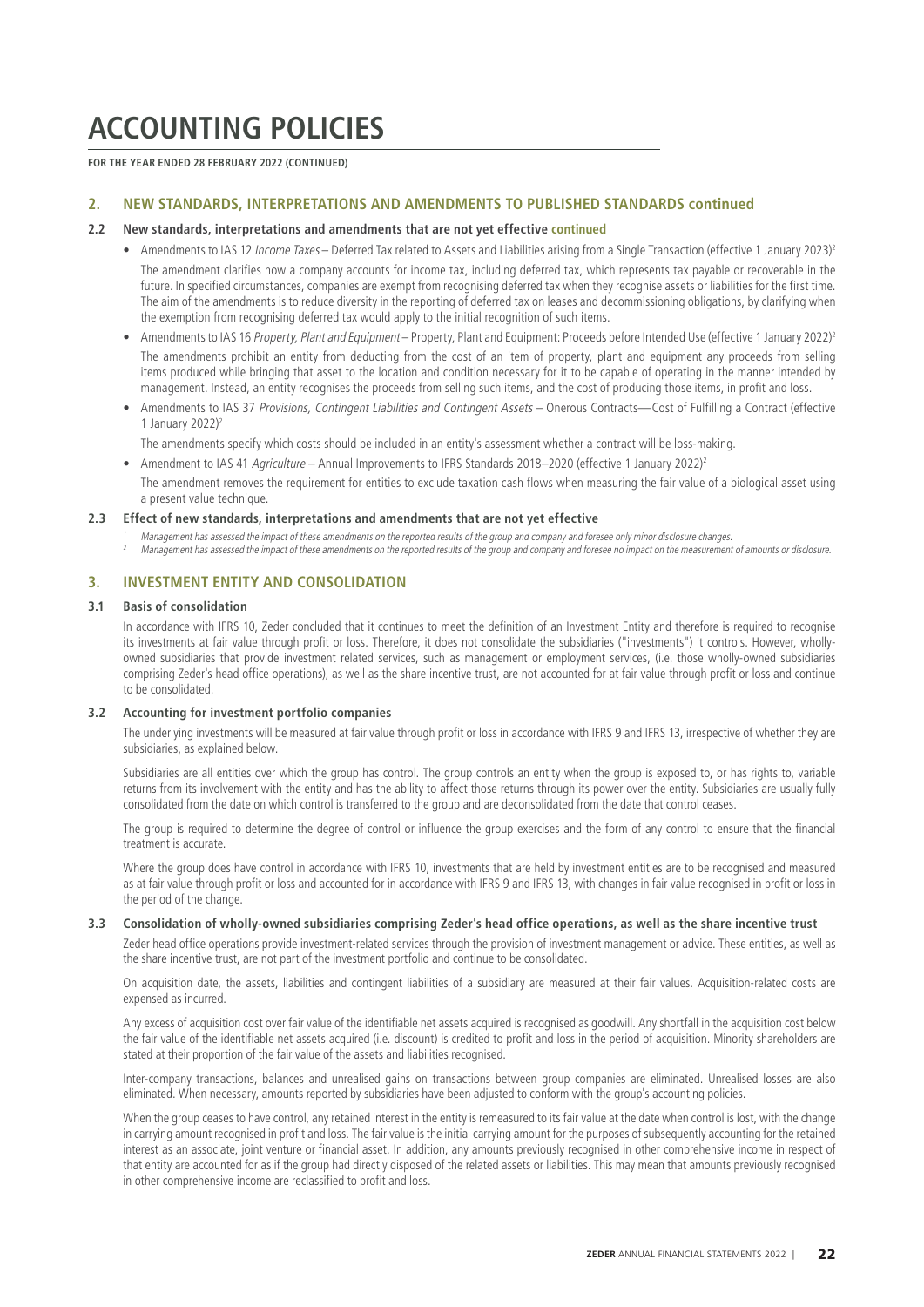# ACCOUNTING POLICIES

**FOR THE YEAR ENDED 28 FEBRUARY 2022 (CONTINUED)**

## 2. NEW STANDARDS, INTERPRETATIONS AND AMENDMENTS TO PUBLISHED STANDARDS continued

### 2.2 New standards, interpretations and amendments that are not yet effective continued

- Amendments to IAS 12 *Income Taxes* – Deferred Tax related to Assets and Liabilities arising from a Single Transaction (effective 1 January 2023)[2]

  The amendment clarifies how a company accounts for income tax, including deferred tax, which represents tax payable or recoverable in the future. In specified circumstances, companies are exempt from recognising deferred tax when they recognise assets or liabilities for the first time. The aim of the amendments is to reduce diversity in the reporting of deferred tax on leases and decommissioning obligations, by clarifying when the exemption from recognising deferred tax would apply to the initial recognition of such items.

- Amendments to IAS 16 *Property, Plant and Equipment* – Property, Plant and Equipment: Proceeds before Intended Use (effective 1 January 2022)[2]

  The amendments prohibit an entity from deducting from the cost of an item of property, plant and equipment any proceeds from selling items produced while bringing that asset to the location and condition necessary for it to be capable of operating in the manner intended by management. Instead, an entity recognises the proceeds from selling such items, and the cost of producing those items, in profit and loss.

- Amendments to IAS 37 *Provisions, Contingent Liabilities and Contingent Assets* – Onerous Contracts—Cost of Fulfilling a Contract (effective 1 January 2022)[2]

  The amendments specify which costs should be included in an entity's assessment whether a contract will be loss-making.

- Amendment to IAS 41 *Agriculture* – Annual Improvements to IFRS Standards 2018–2020 (effective 1 January 2022)[2]

  The amendment removes the requirement for entities to exclude taxation cash flows when measuring the fair value of a biological asset using a present value technique.

### 2.3 Effect of new standards, interpretations and amendments that are not yet effective

[1] *Management has assessed the impact of these amendments on the reported results of the group and company and foresee only minor disclosure changes.*

[2] *Management has assessed the impact of these amendments on the reported results of the group and company and foresee no impact on the measurement of amounts or disclosure.*

## 3. INVESTMENT ENTITY AND CONSOLIDATION

### 3.1 Basis of consolidation

In accordance with IFRS 10, Zeder concluded that it continues to meet the definition of an Investment Entity and therefore is required to recognise its investments at fair value through profit or loss. Therefore, it does not consolidate the subsidiaries ("investments") it controls. However, wholly-owned subsidiaries that provide investment related services, such as management or employment services, (i.e. those wholly-owned subsidiaries comprising Zeder's head office operations), as well as the share incentive trust, are not accounted for at fair value through profit or loss and continue to be consolidated.

### 3.2 Accounting for investment portfolio companies

The underlying investments will be measured at fair value through profit or loss in accordance with IFRS 9 and IFRS 13, irrespective of whether they are subsidiaries, as explained below.

Subsidiaries are all entities over which the group has control. The group controls an entity when the group is exposed to, or has rights to, variable returns from its involvement with the entity and has the ability to affect those returns through its power over the entity. Subsidiaries are usually fully consolidated from the date on which control is transferred to the group and are deconsolidated from the date that control ceases.

The group is required to determine the degree of control or influence the group exercises and the form of any control to ensure that the financial treatment is accurate.

Where the group does have control in accordance with IFRS 10, investments that are held by investment entities are to be recognised and measured as at fair value through profit or loss and accounted for in accordance with IFRS 9 and IFRS 13, with changes in fair value recognised in profit or loss in the period of the change.

### 3.3 Consolidation of wholly-owned subsidiaries comprising Zeder's head office operations, as well as the share incentive trust

Zeder head office operations provide investment-related services through the provision of investment management or advice. These entities, as well as the share incentive trust, are not part of the investment portfolio and continue to be consolidated.

On acquisition date, the assets, liabilities and contingent liabilities of a subsidiary are measured at their fair values. Acquisition-related costs are expensed as incurred.

Any excess of acquisition cost over fair value of the identifiable net assets acquired is recognised as goodwill. Any shortfall in the acquisition cost below the fair value of the identifiable net assets acquired (i.e. discount) is credited to profit and loss in the period of acquisition. Minority shareholders are stated at their proportion of the fair value of the assets and liabilities recognised.

Inter-company transactions, balances and unrealised gains on transactions between group companies are eliminated. Unrealised losses are also eliminated. When necessary, amounts reported by subsidiaries have been adjusted to conform with the group's accounting policies.

When the group ceases to have control, any retained interest in the entity is remeasured to its fair value at the date when control is lost, with the change in carrying amount recognised in profit and loss. The fair value is the initial carrying amount for the purposes of subsequently accounting for the retained interest as an associate, joint venture or financial asset. In addition, any amounts previously recognised in other comprehensive income in respect of that entity are accounted for as if the group had directly disposed of the related assets or liabilities. This may mean that amounts previously recognised in other comprehensive income are reclassified to profit and loss.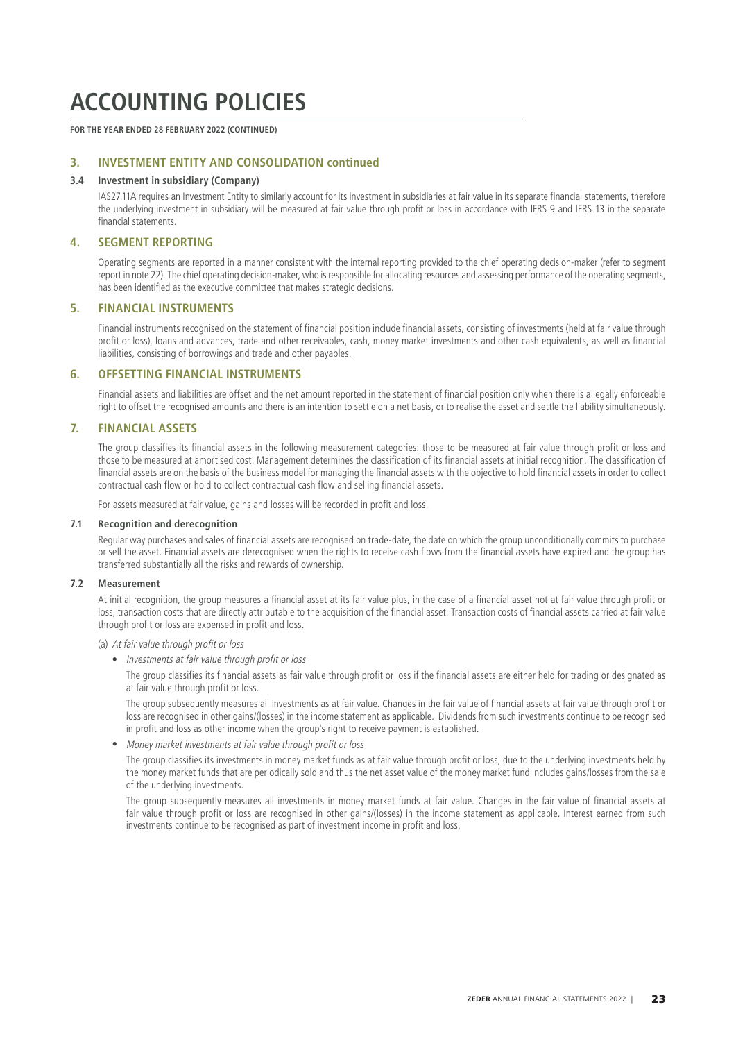# ACCOUNTING POLICIES

**FOR THE YEAR ENDED 28 FEBRUARY 2022 (CONTINUED)**

## 3. INVESTMENT ENTITY AND CONSOLIDATION continued

### 3.4 Investment in subsidiary (Company)

IAS27.11A requires an Investment Entity to similarly account for its investment in subsidiaries at fair value in its separate financial statements, therefore the underlying investment in subsidiary will be measured at fair value through profit or loss in accordance with IFRS 9 and IFRS 13 in the separate financial statements.

## 4. SEGMENT REPORTING

Operating segments are reported in a manner consistent with the internal reporting provided to the chief operating decision-maker (refer to segment report in note 22). The chief operating decision-maker, who is responsible for allocating resources and assessing performance of the operating segments, has been identified as the executive committee that makes strategic decisions.

## 5. FINANCIAL INSTRUMENTS

Financial instruments recognised on the statement of financial position include financial assets, consisting of investments (held at fair value through profit or loss), loans and advances, trade and other receivables, cash, money market investments and other cash equivalents, as well as financial liabilities, consisting of borrowings and trade and other payables.

## 6. OFFSETTING FINANCIAL INSTRUMENTS

Financial assets and liabilities are offset and the net amount reported in the statement of financial position only when there is a legally enforceable right to offset the recognised amounts and there is an intention to settle on a net basis, or to realise the asset and settle the liability simultaneously.

## 7. FINANCIAL ASSETS

The group classifies its financial assets in the following measurement categories: those to be measured at fair value through profit or loss and those to be measured at amortised cost. Management determines the classification of its financial assets at initial recognition. The classification of financial assets are on the basis of the business model for managing the financial assets with the objective to hold financial assets in order to collect contractual cash flow or hold to collect contractual cash flow and selling financial assets.

For assets measured at fair value, gains and losses will be recorded in profit and loss.

### 7.1 Recognition and derecognition

Regular way purchases and sales of financial assets are recognised on trade-date, the date on which the group unconditionally commits to purchase or sell the asset. Financial assets are derecognised when the rights to receive cash flows from the financial assets have expired and the group has transferred substantially all the risks and rewards of ownership.

### 7.2 Measurement

At initial recognition, the group measures a financial asset at its fair value plus, in the case of a financial asset not at fair value through profit or loss, transaction costs that are directly attributable to the acquisition of the financial asset. Transaction costs of financial assets carried at fair value through profit or loss are expensed in profit and loss.

(a) *At fair value through profit or loss*

- *Investments at fair value through profit or loss*

  The group classifies its financial assets as fair value through profit or loss if the financial assets are either held for trading or designated as at fair value through profit or loss.

  The group subsequently measures all investments as at fair value. Changes in the fair value of financial assets at fair value through profit or loss are recognised in other gains/(losses) in the income statement as applicable. Dividends from such investments continue to be recognised in profit and loss as other income when the group's right to receive payment is established.

- *Money market investments at fair value through profit or loss*

  The group classifies its investments in money market funds as at fair value through profit or loss, due to the underlying investments held by the money market funds that are periodically sold and thus the net asset value of the money market fund includes gains/losses from the sale of the underlying investments.

  The group subsequently measures all investments in money market funds at fair value. Changes in the fair value of financial assets at fair value through profit or loss are recognised in other gains/(losses) in the income statement as applicable. Interest earned from such investments continue to be recognised as part of investment income in profit and loss.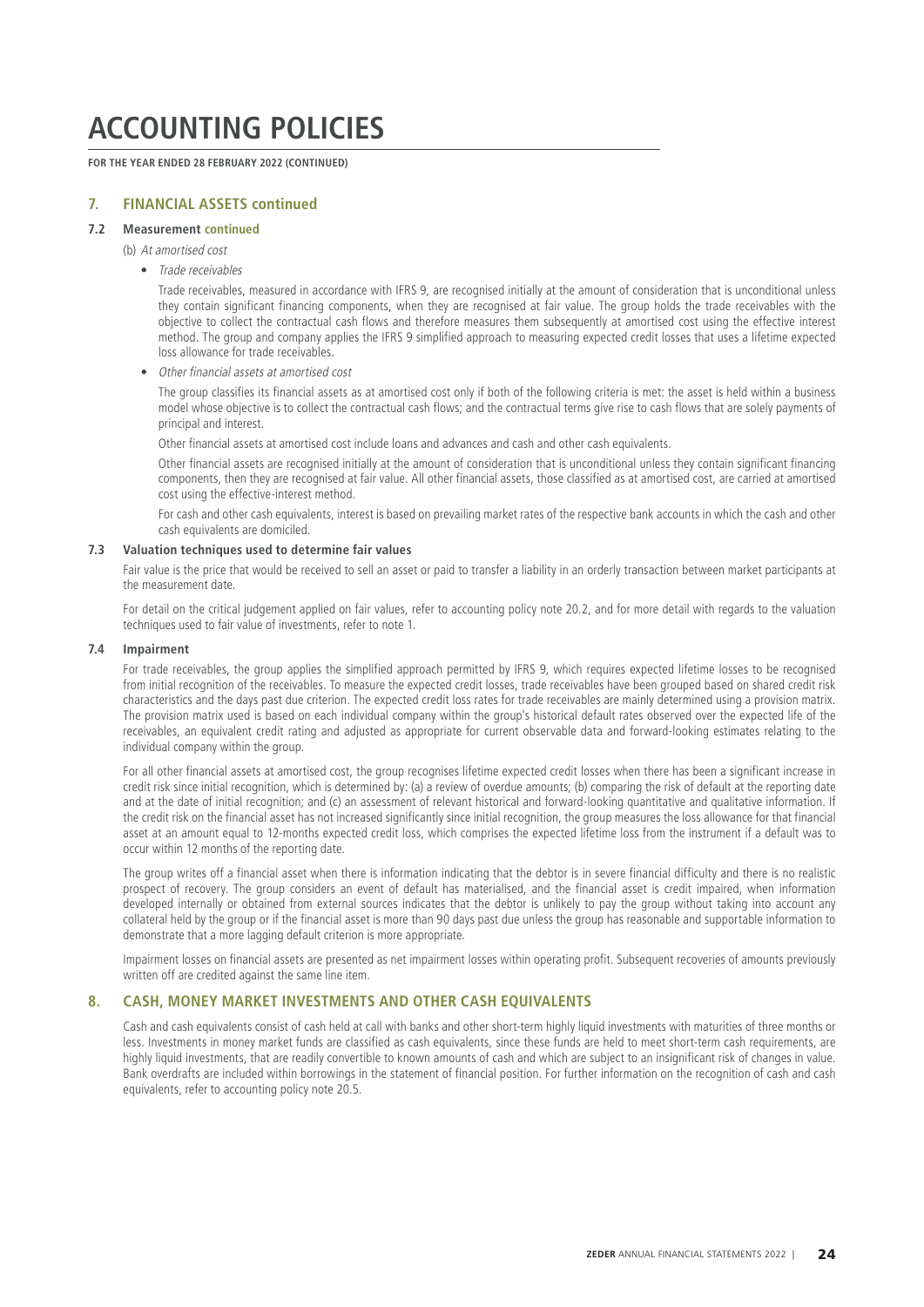# ACCOUNTING POLICIES

**FOR THE YEAR ENDED 28 FEBRUARY 2022 (CONTINUED)**

## 7. FINANCIAL ASSETS continued

### 7.2 Measurement continued

(b) *At amortised cost*

- *Trade receivables*

  Trade receivables, measured in accordance with IFRS 9, are recognised initially at the amount of consideration that is unconditional unless they contain significant financing components, when they are recognised at fair value. The group holds the trade receivables with the objective to collect the contractual cash flows and therefore measures them subsequently at amortised cost using the effective interest method. The group and company applies the IFRS 9 simplified approach to measuring expected credit losses that uses a lifetime expected loss allowance for trade receivables.

- *Other financial assets at amortised cost*

  The group classifies its financial assets as at amortised cost only if both of the following criteria is met: the asset is held within a business model whose objective is to collect the contractual cash flows; and the contractual terms give rise to cash flows that are solely payments of principal and interest.

  Other financial assets at amortised cost include loans and advances and cash and other cash equivalents.

  Other financial assets are recognised initially at the amount of consideration that is unconditional unless they contain significant financing components, then they are recognised at fair value. All other financial assets, those classified as at amortised cost, are carried at amortised cost using the effective-interest method.

  For cash and other cash equivalents, interest is based on prevailing market rates of the respective bank accounts in which the cash and other cash equivalents are domiciled.

### 7.3 Valuation techniques used to determine fair values

Fair value is the price that would be received to sell an asset or paid to transfer a liability in an orderly transaction between market participants at the measurement date.

For detail on the critical judgement applied on fair values, refer to accounting policy note 20.2, and for more detail with regards to the valuation techniques used to fair value of investments, refer to note 1.

### 7.4 Impairment

For trade receivables, the group applies the simplified approach permitted by IFRS 9, which requires expected lifetime losses to be recognised from initial recognition of the receivables. To measure the expected credit losses, trade receivables have been grouped based on shared credit risk characteristics and the days past due criterion. The expected credit loss rates for trade receivables are mainly determined using a provision matrix. The provision matrix used is based on each individual company within the group's historical default rates observed over the expected life of the receivables, an equivalent credit rating and adjusted as appropriate for current observable data and forward-looking estimates relating to the individual company within the group.

For all other financial assets at amortised cost, the group recognises lifetime expected credit losses when there has been a significant increase in credit risk since initial recognition, which is determined by: (a) a review of overdue amounts; (b) comparing the risk of default at the reporting date and at the date of initial recognition; and (c) an assessment of relevant historical and forward-looking quantitative and qualitative information. If the credit risk on the financial asset has not increased significantly since initial recognition, the group measures the loss allowance for that financial asset at an amount equal to 12-months expected credit loss, which comprises the expected lifetime loss from the instrument if a default was to occur within 12 months of the reporting date.

The group writes off a financial asset when there is information indicating that the debtor is in severe financial difficulty and there is no realistic prospect of recovery. The group considers an event of default has materialised, and the financial asset is credit impaired, when information developed internally or obtained from external sources indicates that the debtor is unlikely to pay the group without taking into account any collateral held by the group or if the financial asset is more than 90 days past due unless the group has reasonable and supportable information to demonstrate that a more lagging default criterion is more appropriate.

Impairment losses on financial assets are presented as net impairment losses within operating profit. Subsequent recoveries of amounts previously written off are credited against the same line item.

## 8. CASH, MONEY MARKET INVESTMENTS AND OTHER CASH EQUIVALENTS

Cash and cash equivalents consist of cash held at call with banks and other short-term highly liquid investments with maturities of three months or less. Investments in money market funds are classified as cash equivalents, since these funds are held to meet short-term cash requirements, are highly liquid investments, that are readily convertible to known amounts of cash and which are subject to an insignificant risk of changes in value. Bank overdrafts are included within borrowings in the statement of financial position. For further information on the recognition of cash and cash equivalents, refer to accounting policy note 20.5.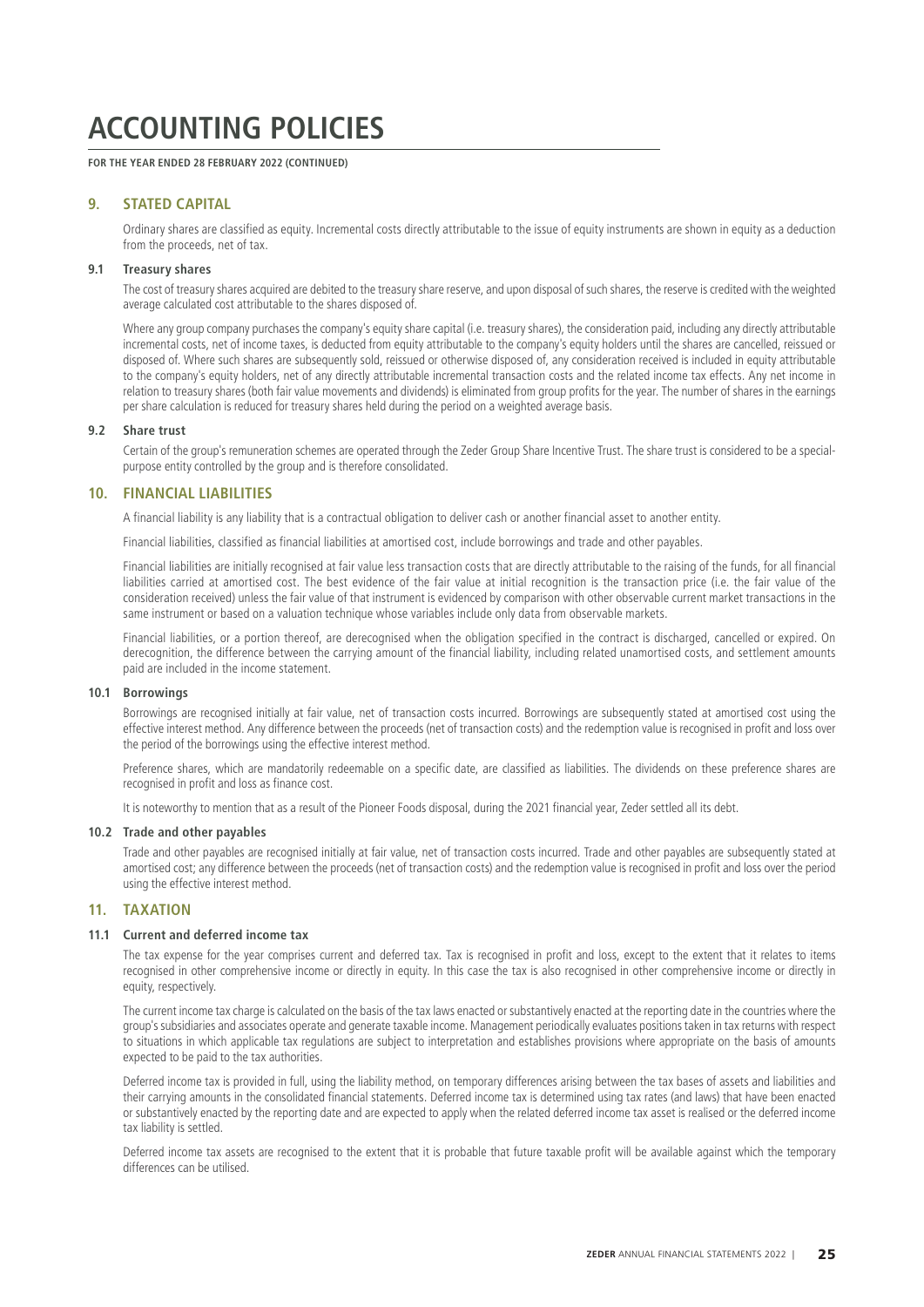# ACCOUNTING POLICIES

**FOR THE YEAR ENDED 28 FEBRUARY 2022 (CONTINUED)**

## 9. STATED CAPITAL

Ordinary shares are classified as equity. Incremental costs directly attributable to the issue of equity instruments are shown in equity as a deduction from the proceeds, net of tax.

### 9.1 Treasury shares

The cost of treasury shares acquired are debited to the treasury share reserve, and upon disposal of such shares, the reserve is credited with the weighted average calculated cost attributable to the shares disposed of.

Where any group company purchases the company's equity share capital (i.e. treasury shares), the consideration paid, including any directly attributable incremental costs, net of income taxes, is deducted from equity attributable to the company's equity holders until the shares are cancelled, reissued or disposed of. Where such shares are subsequently sold, reissued or otherwise disposed of, any consideration received is included in equity attributable to the company's equity holders, net of any directly attributable incremental transaction costs and the related income tax effects. Any net income in relation to treasury shares (both fair value movements and dividends) is eliminated from group profits for the year. The number of shares in the earnings per share calculation is reduced for treasury shares held during the period on a weighted average basis.

### 9.2 Share trust

Certain of the group's remuneration schemes are operated through the Zeder Group Share Incentive Trust. The share trust is considered to be a special-purpose entity controlled by the group and is therefore consolidated.

## 10. FINANCIAL LIABILITIES

A financial liability is any liability that is a contractual obligation to deliver cash or another financial asset to another entity.

Financial liabilities, classified as financial liabilities at amortised cost, include borrowings and trade and other payables.

Financial liabilities are initially recognised at fair value less transaction costs that are directly attributable to the raising of the funds, for all financial liabilities carried at amortised cost. The best evidence of the fair value at initial recognition is the transaction price (i.e. the fair value of the consideration received) unless the fair value of that instrument is evidenced by comparison with other observable current market transactions in the same instrument or based on a valuation technique whose variables include only data from observable markets.

Financial liabilities, or a portion thereof, are derecognised when the obligation specified in the contract is discharged, cancelled or expired. On derecognition, the difference between the carrying amount of the financial liability, including related unamortised costs, and settlement amounts paid are included in the income statement.

### 10.1 Borrowings

Borrowings are recognised initially at fair value, net of transaction costs incurred. Borrowings are subsequently stated at amortised cost using the effective interest method. Any difference between the proceeds (net of transaction costs) and the redemption value is recognised in profit and loss over the period of the borrowings using the effective interest method.

Preference shares, which are mandatorily redeemable on a specific date, are classified as liabilities. The dividends on these preference shares are recognised in profit and loss as finance cost.

It is noteworthy to mention that as a result of the Pioneer Foods disposal, during the 2021 financial year, Zeder settled all its debt.

### 10.2 Trade and other payables

Trade and other payables are recognised initially at fair value, net of transaction costs incurred. Trade and other payables are subsequently stated at amortised cost; any difference between the proceeds (net of transaction costs) and the redemption value is recognised in profit and loss over the period using the effective interest method.

## 11. TAXATION

### 11.1 Current and deferred income tax

The tax expense for the year comprises current and deferred tax. Tax is recognised in profit and loss, except to the extent that it relates to items recognised in other comprehensive income or directly in equity. In this case the tax is also recognised in other comprehensive income or directly in equity, respectively.

The current income tax charge is calculated on the basis of the tax laws enacted or substantively enacted at the reporting date in the countries where the group's subsidiaries and associates operate and generate taxable income. Management periodically evaluates positions taken in tax returns with respect to situations in which applicable tax regulations are subject to interpretation and establishes provisions where appropriate on the basis of amounts expected to be paid to the tax authorities.

Deferred income tax is provided in full, using the liability method, on temporary differences arising between the tax bases of assets and liabilities and their carrying amounts in the consolidated financial statements. Deferred income tax is determined using tax rates (and laws) that have been enacted or substantively enacted by the reporting date and are expected to apply when the related deferred income tax asset is realised or the deferred income tax liability is settled.

Deferred income tax assets are recognised to the extent that it is probable that future taxable profit will be available against which the temporary differences can be utilised.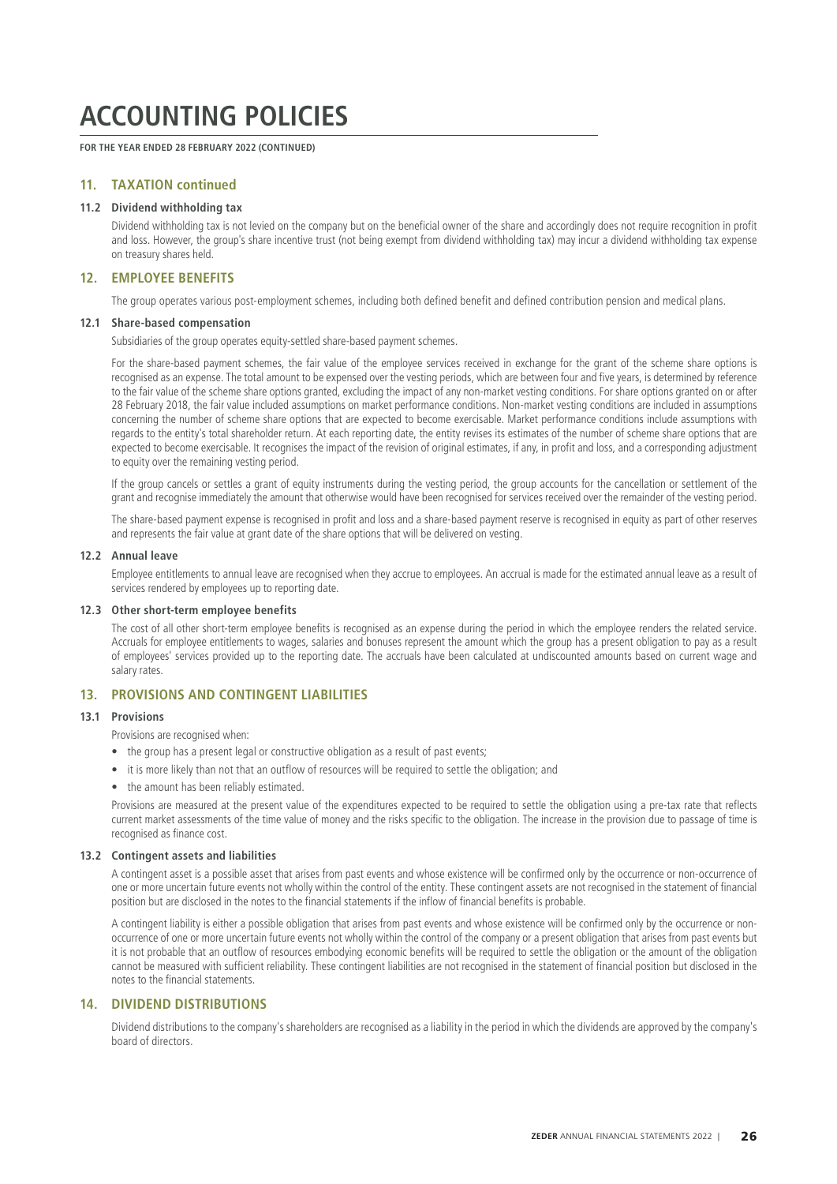# ACCOUNTING POLICIES

**FOR THE YEAR ENDED 28 FEBRUARY 2022 (CONTINUED)**

## 11. TAXATION continued

### 11.2 Dividend withholding tax

Dividend withholding tax is not levied on the company but on the beneficial owner of the share and accordingly does not require recognition in profit and loss. However, the group's share incentive trust (not being exempt from dividend withholding tax) may incur a dividend withholding tax expense on treasury shares held.

## 12. EMPLOYEE BENEFITS

The group operates various post-employment schemes, including both defined benefit and defined contribution pension and medical plans.

### 12.1 Share-based compensation

Subsidiaries of the group operates equity-settled share-based payment schemes.

For the share-based payment schemes, the fair value of the employee services received in exchange for the grant of the scheme share options is recognised as an expense. The total amount to be expensed over the vesting periods, which are between four and five years, is determined by reference to the fair value of the scheme share options granted, excluding the impact of any non-market vesting conditions. For share options granted on or after 28 February 2018, the fair value included assumptions on market performance conditions. Non-market vesting conditions are included in assumptions concerning the number of scheme share options that are expected to become exercisable. Market performance conditions include assumptions with regards to the entity's total shareholder return. At each reporting date, the entity revises its estimates of the number of scheme share options that are expected to become exercisable. It recognises the impact of the revision of original estimates, if any, in profit and loss, and a corresponding adjustment to equity over the remaining vesting period.

If the group cancels or settles a grant of equity instruments during the vesting period, the group accounts for the cancellation or settlement of the grant and recognise immediately the amount that otherwise would have been recognised for services received over the remainder of the vesting period.

The share-based payment expense is recognised in profit and loss and a share-based payment reserve is recognised in equity as part of other reserves and represents the fair value at grant date of the share options that will be delivered on vesting.

### 12.2 Annual leave

Employee entitlements to annual leave are recognised when they accrue to employees. An accrual is made for the estimated annual leave as a result of services rendered by employees up to reporting date.

### 12.3 Other short-term employee benefits

The cost of all other short-term employee benefits is recognised as an expense during the period in which the employee renders the related service. Accruals for employee entitlements to wages, salaries and bonuses represent the amount which the group has a present obligation to pay as a result of employees' services provided up to the reporting date. The accruals have been calculated at undiscounted amounts based on current wage and salary rates.

## 13. PROVISIONS AND CONTINGENT LIABILITIES

### 13.1 Provisions

Provisions are recognised when:

- the group has a present legal or constructive obligation as a result of past events;
- it is more likely than not that an outflow of resources will be required to settle the obligation; and
- the amount has been reliably estimated.

Provisions are measured at the present value of the expenditures expected to be required to settle the obligation using a pre-tax rate that reflects current market assessments of the time value of money and the risks specific to the obligation. The increase in the provision due to passage of time is recognised as finance cost.

### 13.2 Contingent assets and liabilities

A contingent asset is a possible asset that arises from past events and whose existence will be confirmed only by the occurrence or non-occurrence of one or more uncertain future events not wholly within the control of the entity. These contingent assets are not recognised in the statement of financial position but are disclosed in the notes to the financial statements if the inflow of financial benefits is probable.

A contingent liability is either a possible obligation that arises from past events and whose existence will be confirmed only by the occurrence or non-occurrence of one or more uncertain future events not wholly within the control of the company or a present obligation that arises from past events but it is not probable that an outflow of resources embodying economic benefits will be required to settle the obligation or the amount of the obligation cannot be measured with sufficient reliability. These contingent liabilities are not recognised in the statement of financial position but disclosed in the notes to the financial statements.

## 14. DIVIDEND DISTRIBUTIONS

Dividend distributions to the company's shareholders are recognised as a liability in the period in which the dividends are approved by the company's board of directors.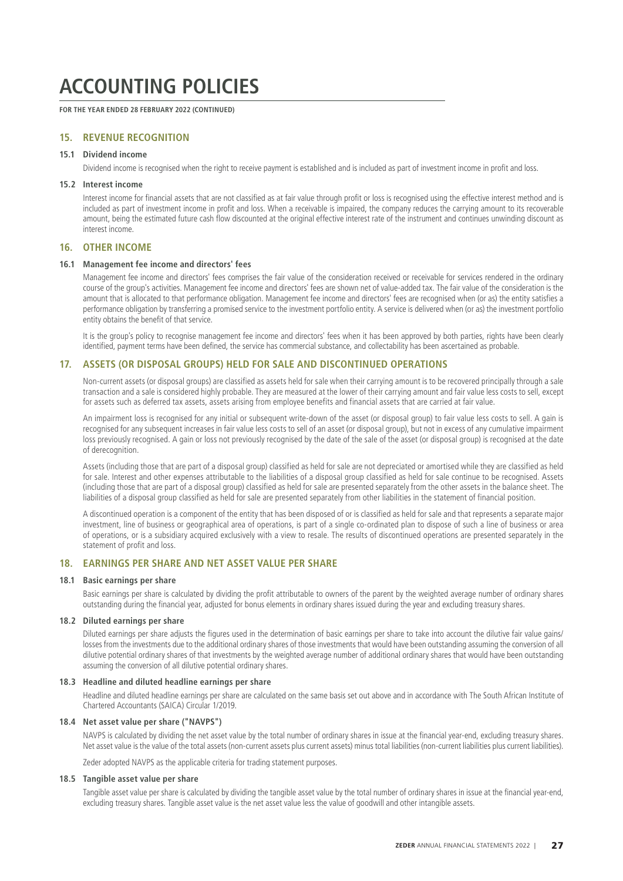# ACCOUNTING POLICIES

**FOR THE YEAR ENDED 28 FEBRUARY 2022 (CONTINUED)**

## 15. REVENUE RECOGNITION

### 15.1 Dividend income

Dividend income is recognised when the right to receive payment is established and is included as part of investment income in profit and loss.

### 15.2 Interest income

Interest income for financial assets that are not classified as at fair value through profit or loss is recognised using the effective interest method and is included as part of investment income in profit and loss. When a receivable is impaired, the company reduces the carrying amount to its recoverable amount, being the estimated future cash flow discounted at the original effective interest rate of the instrument and continues unwinding discount as interest income.

## 16. OTHER INCOME

### 16.1 Management fee income and directors' fees

Management fee income and directors' fees comprises the fair value of the consideration received or receivable for services rendered in the ordinary course of the group's activities. Management fee income and directors' fees are shown net of value-added tax. The fair value of the consideration is the amount that is allocated to that performance obligation. Management fee income and directors' fees are recognised when (or as) the entity satisfies a performance obligation by transferring a promised service to the investment portfolio entity. A service is delivered when (or as) the investment portfolio entity obtains the benefit of that service.

It is the group's policy to recognise management fee income and directors' fees when it has been approved by both parties, rights have been clearly identified, payment terms have been defined, the service has commercial substance, and collectability has been ascertained as probable.

## 17. ASSETS (OR DISPOSAL GROUPS) HELD FOR SALE AND DISCONTINUED OPERATIONS

Non-current assets (or disposal groups) are classified as assets held for sale when their carrying amount is to be recovered principally through a sale transaction and a sale is considered highly probable. They are measured at the lower of their carrying amount and fair value less costs to sell, except for assets such as deferred tax assets, assets arising from employee benefits and financial assets that are carried at fair value.

An impairment loss is recognised for any initial or subsequent write-down of the asset (or disposal group) to fair value less costs to sell. A gain is recognised for any subsequent increases in fair value less costs to sell of an asset (or disposal group), but not in excess of any cumulative impairment loss previously recognised. A gain or loss not previously recognised by the date of the sale of the asset (or disposal group) is recognised at the date of derecognition.

Assets (including those that are part of a disposal group) classified as held for sale are not depreciated or amortised while they are classified as held for sale. Interest and other expenses attributable to the liabilities of a disposal group classified as held for sale continue to be recognised. Assets (including those that are part of a disposal group) classified as held for sale are presented separately from the other assets in the balance sheet. The liabilities of a disposal group classified as held for sale are presented separately from other liabilities in the statement of financial position.

A discontinued operation is a component of the entity that has been disposed of or is classified as held for sale and that represents a separate major investment, line of business or geographical area of operations, is part of a single co-ordinated plan to dispose of such a line of business or area of operations, or is a subsidiary acquired exclusively with a view to resale. The results of discontinued operations are presented separately in the statement of profit and loss.

## 18. EARNINGS PER SHARE AND NET ASSET VALUE PER SHARE

### 18.1 Basic earnings per share

Basic earnings per share is calculated by dividing the profit attributable to owners of the parent by the weighted average number of ordinary shares outstanding during the financial year, adjusted for bonus elements in ordinary shares issued during the year and excluding treasury shares.

### 18.2 Diluted earnings per share

Diluted earnings per share adjusts the figures used in the determination of basic earnings per share to take into account the dilutive fair value gains/losses from the investments due to the additional ordinary shares of those investments that would have been outstanding assuming the conversion of all dilutive potential ordinary shares of that investments by the weighted average number of additional ordinary shares that would have been outstanding assuming the conversion of all dilutive potential ordinary shares.

### 18.3 Headline and diluted headline earnings per share

Headline and diluted headline earnings per share are calculated on the same basis set out above and in accordance with The South African Institute of Chartered Accountants (SAICA) Circular 1/2019.

### 18.4 Net asset value per share ("NAVPS")

NAVPS is calculated by dividing the net asset value by the total number of ordinary shares in issue at the financial year-end, excluding treasury shares. Net asset value is the value of the total assets (non-current assets plus current assets) minus total liabilities (non-current liabilities plus current liabilities).

Zeder adopted NAVPS as the applicable criteria for trading statement purposes.

### 18.5 Tangible asset value per share

Tangible asset value per share is calculated by dividing the tangible asset value by the total number of ordinary shares in issue at the financial year-end, excluding treasury shares. Tangible asset value is the net asset value less the value of goodwill and other intangible assets.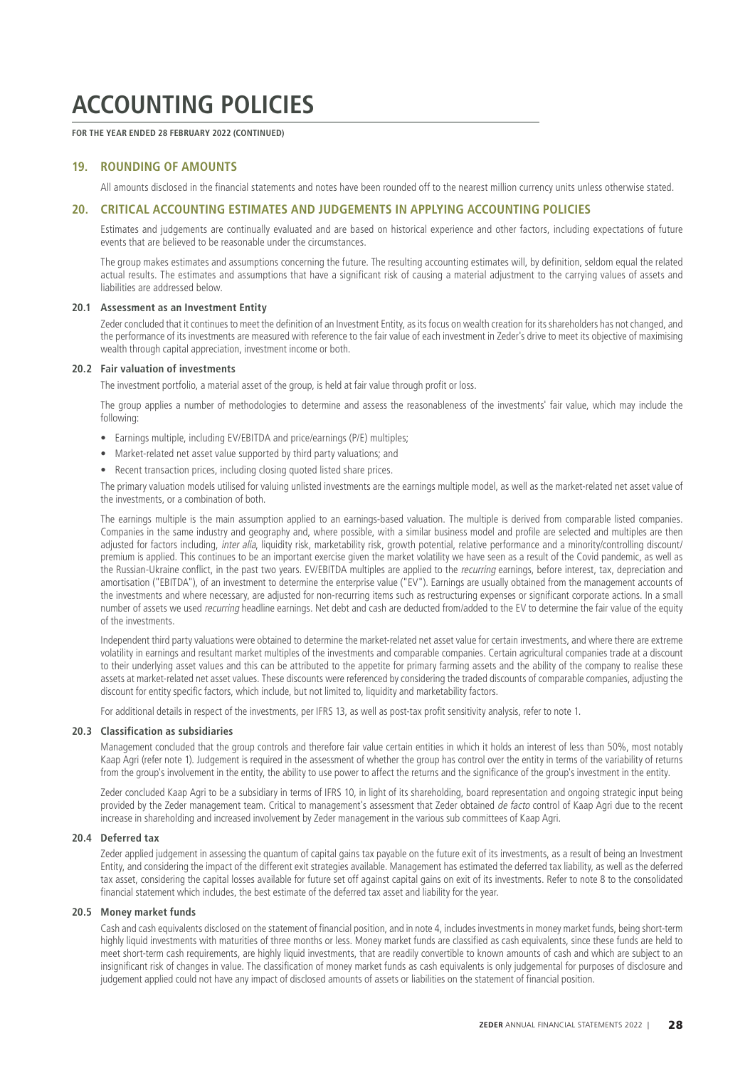# ACCOUNTING POLICIES

**FOR THE YEAR ENDED 28 FEBRUARY 2022 (CONTINUED)**

## 19. ROUNDING OF AMOUNTS

All amounts disclosed in the financial statements and notes have been rounded off to the nearest million currency units unless otherwise stated.

## 20. CRITICAL ACCOUNTING ESTIMATES AND JUDGEMENTS IN APPLYING ACCOUNTING POLICIES

Estimates and judgements are continually evaluated and are based on historical experience and other factors, including expectations of future events that are believed to be reasonable under the circumstances.

The group makes estimates and assumptions concerning the future. The resulting accounting estimates will, by definition, seldom equal the related actual results. The estimates and assumptions that have a significant risk of causing a material adjustment to the carrying values of assets and liabilities are addressed below.

### 20.1 Assessment as an Investment Entity

Zeder concluded that it continues to meet the definition of an Investment Entity, as its focus on wealth creation for its shareholders has not changed, and the performance of its investments are measured with reference to the fair value of each investment in Zeder's drive to meet its objective of maximising wealth through capital appreciation, investment income or both.

### 20.2 Fair valuation of investments

The investment portfolio, a material asset of the group, is held at fair value through profit or loss.

The group applies a number of methodologies to determine and assess the reasonableness of the investments' fair value, which may include the following:

- Earnings multiple, including EV/EBITDA and price/earnings (P/E) multiples;
- Market-related net asset value supported by third party valuations; and
- Recent transaction prices, including closing quoted listed share prices.

The primary valuation models utilised for valuing unlisted investments are the earnings multiple model, as well as the market-related net asset value of the investments, or a combination of both.

The earnings multiple is the main assumption applied to an earnings-based valuation. The multiple is derived from comparable listed companies. Companies in the same industry and geography and, where possible, with a similar business model and profile are selected and multiples are then adjusted for factors including, *inter alia*, liquidity risk, marketability risk, growth potential, relative performance and a minority/controlling discount/premium is applied. This continues to be an important exercise given the market volatility we have seen as a result of the Covid pandemic, as well as the Russian-Ukraine conflict, in the past two years. EV/EBITDA multiples are applied to the *recurring* earnings, before interest, tax, depreciation and amortisation ("EBITDA"), of an investment to determine the enterprise value ("EV"). Earnings are usually obtained from the management accounts of the investments and where necessary, are adjusted for non-recurring items such as restructuring expenses or significant corporate actions. In a small number of assets we used *recurring* headline earnings. Net debt and cash are deducted from/added to the EV to determine the fair value of the equity of the investments.

Independent third party valuations were obtained to determine the market-related net asset value for certain investments, and where there are extreme volatility in earnings and resultant market multiples of the investments and comparable companies. Certain agricultural companies trade at a discount to their underlying asset values and this can be attributed to the appetite for primary farming assets and the ability of the company to realise these assets at market-related net asset values. These discounts were referenced by considering the traded discounts of comparable companies, adjusting the discount for entity specific factors, which include, but not limited to, liquidity and marketability factors.

For additional details in respect of the investments, per IFRS 13, as well as post-tax profit sensitivity analysis, refer to note 1.

### 20.3 Classification as subsidiaries

Management concluded that the group controls and therefore fair value certain entities in which it holds an interest of less than 50%, most notably Kaap Agri (refer note 1). Judgement is required in the assessment of whether the group has control over the entity in terms of the variability of returns from the group's involvement in the entity, the ability to use power to affect the returns and the significance of the group's investment in the entity.

Zeder concluded Kaap Agri to be a subsidiary in terms of IFRS 10, in light of its shareholding, board representation and ongoing strategic input being provided by the Zeder management team. Critical to management's assessment that Zeder obtained *de facto* control of Kaap Agri due to the recent increase in shareholding and increased involvement by Zeder management in the various sub committees of Kaap Agri.

### 20.4 Deferred tax

Zeder applied judgement in assessing the quantum of capital gains tax payable on the future exit of its investments, as a result of being an Investment Entity, and considering the impact of the different exit strategies available. Management has estimated the deferred tax liability, as well as the deferred tax asset, considering the capital losses available for future set off against capital gains on exit of its investments. Refer to note 8 to the consolidated financial statement which includes, the best estimate of the deferred tax asset and liability for the year.

### 20.5 Money market funds

Cash and cash equivalents disclosed on the statement of financial position, and in note 4, includes investments in money market funds, being short-term highly liquid investments with maturities of three months or less. Money market funds are classified as cash equivalents, since these funds are held to meet short-term cash requirements, are highly liquid investments, that are readily convertible to known amounts of cash and which are subject to an insignificant risk of changes in value. The classification of money market funds as cash equivalents is only judgemental for purposes of disclosure and judgement applied could not have any impact of disclosed amounts of assets or liabilities on the statement of financial position.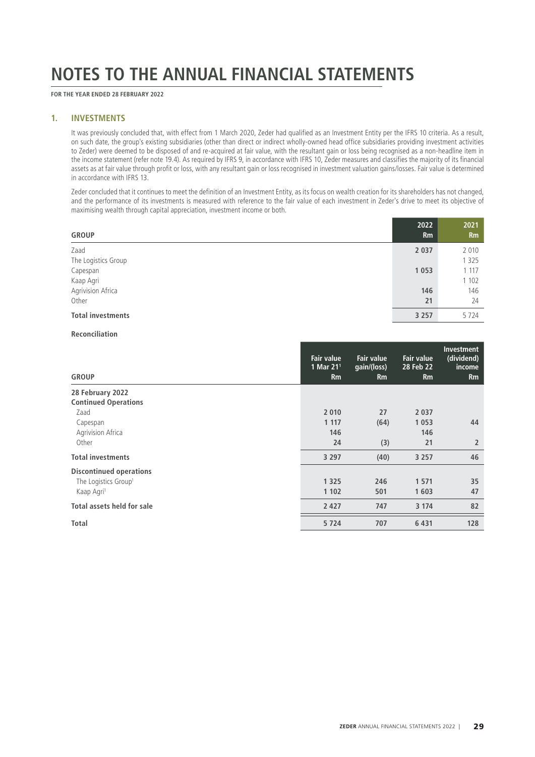# NOTES TO THE ANNUAL FINANCIAL STATEMENTS

**FOR THE YEAR ENDED 28 FEBRUARY 2022**

## 1. INVESTMENTS

It was previously concluded that, with effect from 1 March 2020, Zeder had qualified as an Investment Entity per the IFRS 10 criteria. As a result, on such date, the group's existing subsidiaries (other than direct or indirect wholly-owned head office subsidiaries providing investment activities to Zeder) were deemed to be disposed of and re-acquired at fair value, with the resultant gain or loss being recognised as a non-headline item in the income statement (refer note 19.4). As required by IFRS 9, in accordance with IFRS 10, Zeder measures and classifies the majority of its financial assets as at fair value through profit or loss, with any resultant gain or loss recognised in investment valuation gains/losses. Fair value is determined in accordance with IFRS 13.

Zeder concluded that it continues to meet the definition of an Investment Entity, as its focus on wealth creation for its shareholders has not changed, and the performance of its investments is measured with reference to the fair value of each investment in Zeder's drive to meet its objective of maximising wealth through capital appreciation, investment income or both.

| GROUP | 2022 Rm | 2021 Rm |
|---|---|---|
| Zaad | **2 037** | 2 010 |
| The Logistics Group | | 1 325 |
| Capespan | **1 053** | 1 117 |
| Kaap Agri | | 1 102 |
| Agrivision Africa | **146** | 146 |
| Other | **21** | 24 |
| **Total investments** | **3 257** | 5 724 |

**Reconciliation**

| GROUP | Fair value 1 Mar 21[1] Rm | Fair value gain/(loss) Rm | Fair value 28 Feb 22 Rm | Investment (dividend) income Rm |
|---|---|---|---|---|
| **28 February 2022** | | | | |
| **Continued Operations** | | | | |
| Zaad | 2 010 | 27 | 2 037 | |
| Capespan | 1 117 | (64) | 1 053 | 44 |
| Agrivision Africa | 146 | | 146 | |
| Other | 24 | (3) | 21 | 2 |
| **Total investments** | **3 297** | **(40)** | **3 257** | **46** |
| **Discontinued operations** | | | | |
| The Logistics Group[1] | 1 325 | 246 | 1 571 | 35 |
| Kaap Agri[1] | 1 102 | 501 | 1 603 | 47 |
| **Total assets held for sale** | **2 427** | **747** | **3 174** | **82** |
| **Total** | **5 724** | **707** | **6 431** | **128** |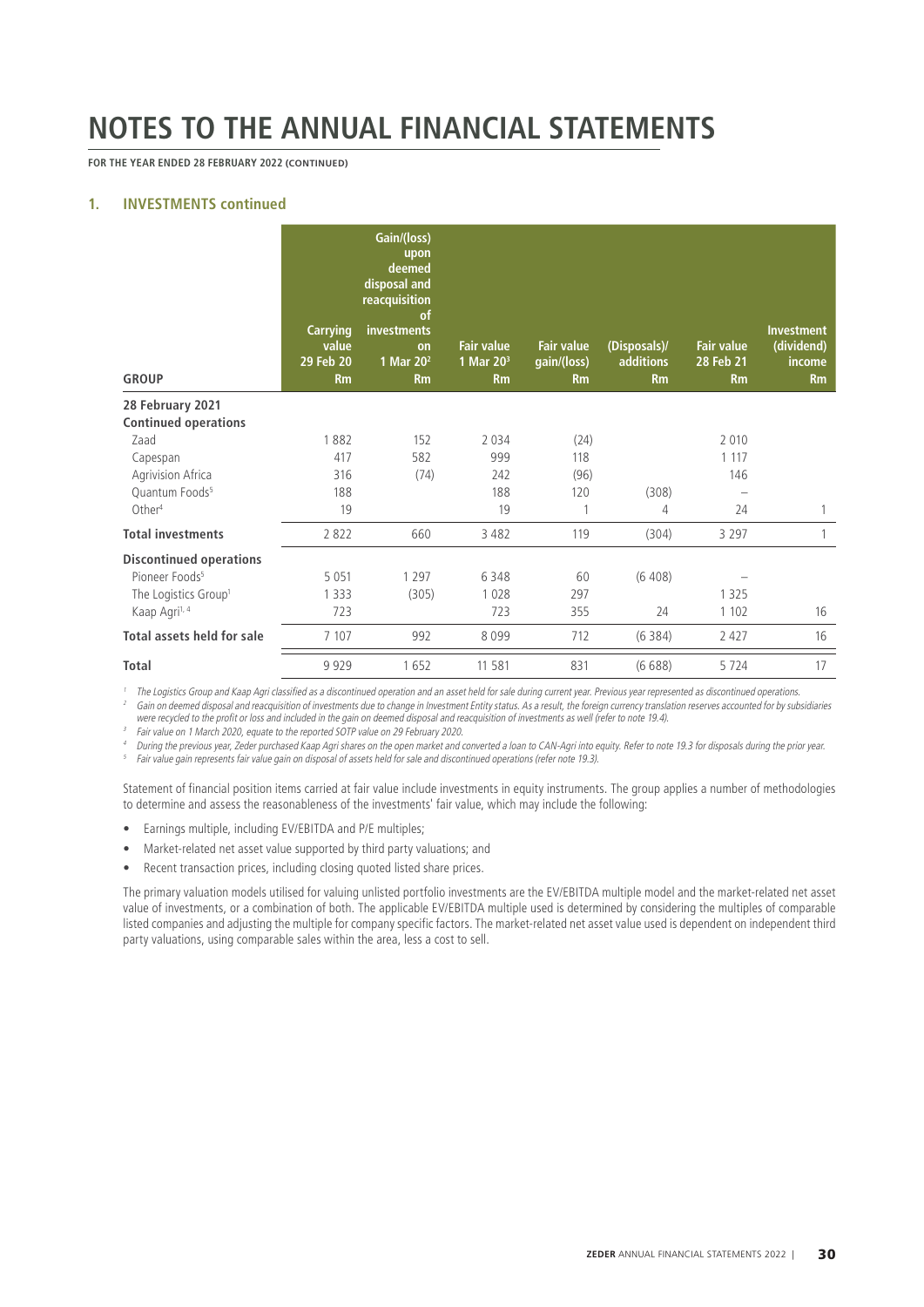# NOTES TO THE ANNUAL FINANCIAL STATEMENTS

**FOR THE YEAR ENDED 28 FEBRUARY 2022 (CONTINUED)**

## 1. INVESTMENTS continued

| GROUP | Carrying value 29 Feb 20 Rm | Gain/(loss) upon deemed disposal and reacquisition of investments on 1 Mar 20[2] Rm | Fair value 1 Mar 20[3] Rm | Fair value gain/(loss) Rm | (Disposals)/ additions Rm | Fair value 28 Feb 21 Rm | Investment (dividend) income Rm |
|---|---|---|---|---|---|---|---|
| **28 February 2021** | | | | | | | |
| **Continued operations** | | | | | | | |
| Zaad | 1 882 | 152 | 2 034 | (24) | | 2 010 | |
| Capespan | 417 | 582 | 999 | 118 | | 1 117 | |
| Agrivision Africa | 316 | (74) | 242 | (96) | | 146 | |
| Quantum Foods[5] | 188 | | 188 | 120 | (308) | – | |
| Other[4] | 19 | | 19 | 1 | 4 | 24 | 1 |
| **Total investments** | 2 822 | 660 | 3 482 | 119 | (304) | 3 297 | 1 |
| **Discontinued operations** | | | | | | | |
| Pioneer Foods[5] | 5 051 | 1 297 | 6 348 | 60 | (6 408) | – | |
| The Logistics Group[1] | 1 333 | (305) | 1 028 | 297 | | 1 325 | |
| Kaap Agri[1, 4] | 723 | | 723 | 355 | 24 | 1 102 | 16 |
| **Total assets held for sale** | 7 107 | 992 | 8 099 | 712 | (6 384) | 2 427 | 16 |
| **Total** | 9 929 | 1 652 | 11 581 | 831 | (6 688) | 5 724 | 17 |

*[1] The Logistics Group and Kaap Agri classified as a discontinued operation and an asset held for sale during current year. Previous year represented as discontinued operations.*

*[2] Gain on deemed disposal and reacquisition of investments due to change in Investment Entity status. As a result, the foreign currency translation reserves accounted for by subsidiaries were recycled to the profit or loss and included in the gain on deemed disposal and reacquisition of investments as well (refer to note 19.4).*

*[3] Fair value on 1 March 2020, equate to the reported SOTP value on 29 February 2020.*

*[4] During the previous year, Zeder purchased Kaap Agri shares on the open market and converted a loan to CAN-Agri into equity. Refer to note 19.3 for disposals during the prior year.*

*[5] Fair value gain represents fair value gain on disposal of assets held for sale and discontinued operations (refer note 19.3).*

Statement of financial position items carried at fair value include investments in equity instruments. The group applies a number of methodologies to determine and assess the reasonableness of the investments' fair value, which may include the following:

- Earnings multiple, including EV/EBITDA and P/E multiples;
- Market-related net asset value supported by third party valuations; and
- Recent transaction prices, including closing quoted listed share prices.

The primary valuation models utilised for valuing unlisted portfolio investments are the EV/EBITDA multiple model and the market-related net asset value of investments, or a combination of both. The applicable EV/EBITDA multiple used is determined by considering the multiples of comparable listed companies and adjusting the multiple for company specific factors. The market-related net asset value used is dependent on independent third party valuations, using comparable sales within the area, less a cost to sell.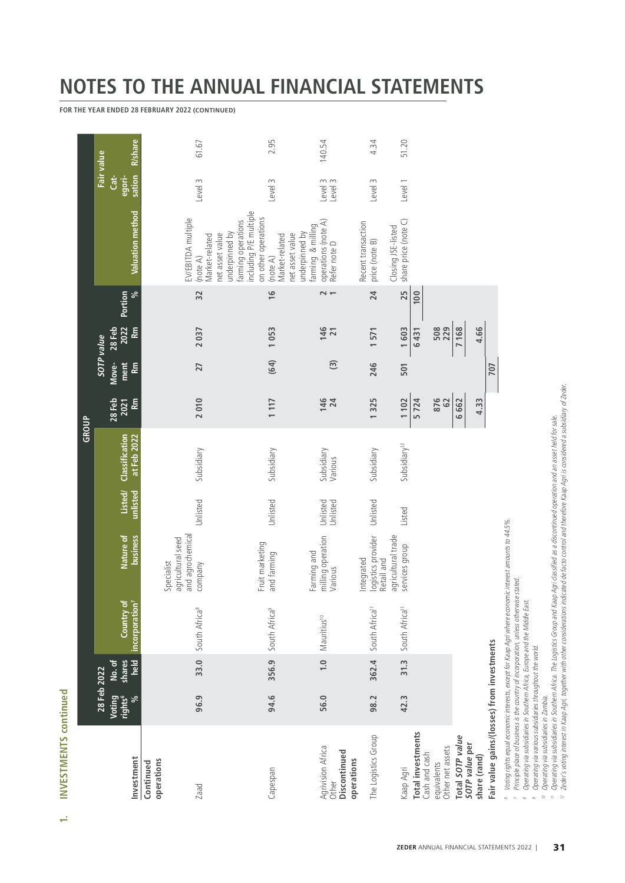# NOTES TO THE ANNUAL FINANCIAL STATEMENTS

**FOR THE YEAR ENDED 28 FEBRUARY 2022 (CONTINUED)**

## 1. INVESTMENTS continued

| | 28 Feb 2022 | | | | | GROUP | | | | | | | Fair value | |
|---|---|---|---|---|---|---|---|---|---|---|---|---|---|---|
| | | | | | | | | SOTP value | | | | | | |
| **Investment** | **Voting rights[6] %** | **No. of shares held** | **Country of incorporation[7]** | **Nature of business** | **Listed/ unlisted** | **Classification at Feb 2022** | **28 Feb 2021 Rm** | **Move-ment Rm** | **28 Feb 2022 Rm** | **Portion %** | **Valuation method** | **Cat-egori-sation** | **R/share** |
| **Continued operations** | | | | | | | | | | | | | |
| Zaad | **96.9** | **33.0** | South Africa[8] | Specialist agricultural seed and agrochemical company | Unlisted | Subsidiary | 2 010 | 27 | 2 037 | 32 | EV/EBITDA multiple (note A) | Level 3 | 61.67 |
| Capespan | **94.6** | **356.9** | South Africa[9] | Fruit marketing and farming | Unlisted | Subsidiary | 1 117 | (64) | 1 053 | 16 | Market-related net asset value underpinned by farming operations including P/E multiple on other operations (note A) | Level 3 | 2.95 |
| Agrivision Africa | **56.0** | **1.0** | Mauritius[10] | Farming and milling operation | Unlisted | Subsidiary | 146 | | 146 | 2 | Market-related net asset value underpinned by farming & milling operations (note A) | Level 3 | 140.54 |
| Other | | | | Various | Unlisted | Various | 24 | (3) | 21 | 1 | Refer note D | Level 3 | |
| **Discontinued operations** | | | | | | | | | | | | | |
| The Logistics Group | **98.2** | **362.4** | South Africa[11] | Integrated logistics provider | Unlisted | Subsidiary | 1 325 | 246 | 1 571 | 24 | Recent transaction price (note B) | Level 3 | 4.34 |
| Kaap Agri | **42.3** | **31.3** | South Africa[11] | Retail and agricultural trade services group | Listed | Subsidiary[12] | 1 102 | 501 | 1 603 | 25 | Closing JSE-listed share price (note C) | Level 1 | 51.20 |
| **Total investments** | | | | | | | 5 724 | | 6 431 | 100 | | | |
| Cash and cash equivalents | | | | | | | 876 | | 508 | | | | |
| Other net assets | | | | | | | 62 | | 229 | | | | |
| **Total SOTP value** | | | | | | | 6 662 | | 7 168 | | | | |
| **SOTP value per share (rand)** | | | | | | | 4.33 | | 4.66 | | | | |
| **Fair value gains/(losses) from investments** | | | | | | | | 707 | | | | | |

[6] Voting rights equal economic interests, except for Kaap Agri where economic interest amounts to 44.5%.
[7] Principle place of business is the country of incorporation, unless otherwise stated.
[8] Operating via subsidiaries in Southern Africa, Europe and the Middle East.
[9] Operating via various subsidiaries throughout the world.
[10] Operating via subsidiaries in Zambia.
[11] Operating via subsidiaries in Southern Africa. The Logistics Group and Kaap Agri classified as a discontinued operation and an asset held for sale.
[12] Zeder's voting interest in Kaap Agri, together with other considerations indicated de facto control and therefore Kaap Agri is considered a subsidiary of Zeder.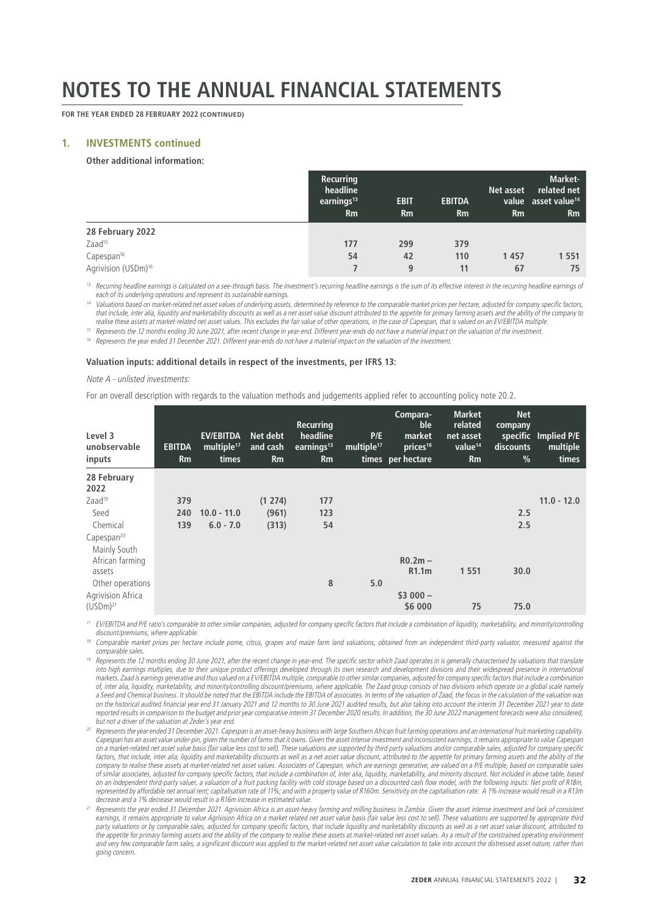# NOTES TO THE ANNUAL FINANCIAL STATEMENTS

**FOR THE YEAR ENDED 28 FEBRUARY 2022 (CONTINUED)**

## 1. INVESTMENTS continued

**Other additional information:**

| | Recurring headline earnings[13] Rm | EBIT Rm | EBITDA Rm | Net asset value Rm | Market-related net asset value[14] Rm |
|---|---|---|---|---|---|
| **28 February 2022** | | | | | |
| Zaad[15] | 177 | 299 | 379 | | |
| Capespan[16] | 54 | 42 | 110 | 1 457 | 1 551 |
| Agrivision (USDm)[16] | 7 | 9 | 11 | 67 | 75 |

*[13] Recurring headline earnings is calculated on a see-through basis. The investment's recurring headline earnings is the sum of its effective interest in the recurring headline earnings of each of its underlying operations and represent its sustainable earnings.*

*[14] Valuations based on market-related net asset values of underlying assets, determined by reference to the comparable market prices per hectare, adjusted for company specific factors, that include, inter alia, liquidity and marketability discounts as well as a net asset value discount attributed to the appetite for primary farming assets and the ability of the company to realise these assets at market-related net asset values. This excludes the fair value of other operations, in the case of Capespan, that is valued on an EV/EBITDA multiple.*

*[15] Represents the 12 months ending 30 June 2021, after recent change in year-end. Different year-ends do not have a material impact on the valuation of the investment.*

*[16] Represents the year ended 31 December 2021. Different year-ends do not have a material impact on the valuation of the investment.*

**Valuation inputs: additional details in respect of the investments, per IFRS 13:**

*Note A - unlisted investments:*

For an overall description with regards to the valuation methods and judgements applied refer to accounting policy note 20.2.

| Level 3 unobservable inputs | EBITDA Rm | EV/EBITDA multiple[17] times | Net debt and cash Rm | Recurring headline earnings[13] Rm | P/E multiple[17] times | Comparable market prices[18] per hectare | Market related net asset value[14] Rm | Net company specific discounts % | Implied P/E multiple times |
|---|---|---|---|---|---|---|---|---|---|
| **28 February 2022** | | | | | | | | | |
| Zaad[19] | 379 | | (1 274) | 177 | | | | | 11.0 - 12.0 |
| Seed | 240 | 10.0 - 11.0 | (961) | 123 | | | | 2.5 | |
| Chemical | 139 | 6.0 - 7.0 | (313) | 54 | | | | 2.5 | |
| Capespan[20] | | | | | | | | | |
| Mainly South African farming assets | | | | | | R0.2m – R1.1m | 1 551 | 30.0 | |
| Other operations | | | | 8 | 5.0 | | | | |
| Agrivision Africa (USDm)[21] | | | | | | $3 000 – $6 000 | 75 | 75.0 | |

*[17] EV/EBITDA and P/E ratio's comparable to other similar companies, adjusted for company specific factors that include a combination of liquidity, marketability, and minority/controlling discount/premiums, where applicable.*

*[18] Comparable market prices per hectare include pome, citrus, grapes and maize farm land valuations, obtained from an independent third-party valuator, measured against the comparable sales.*

*[19] Represents the 12 months ending 30 June 2021, after the recent change in year-end. The specific sector which Zaad operates in is generally characterised by valuations that translate into high earnings multiples, due to their unique product offerings developed through its own research and development divisions and their widespread presence in international markets. Zaad is earnings generative and thus valued on a EV/EBITDA multiple, comparable to other similar companies, adjusted for company specific factors that include a combination of, inter alia, liquidity, marketability, and minority/controlling discount/premiums, where applicable. The Zaad group consists of two divisions which operate on a global scale namely a Seed and Chemical business. It should be noted that the EBITDA include the EBITDA of associates. In terms of the valuation of Zaad, the focus in the calculation of the valuation was on the historical audited financial year end 31 January 2021 and 12 months to 30 June 2021 audited results, but also taking into account the interim 31 December 2021 year to date reported results in comparison to the budget and prior year comparative interim 31 December 2020 results. In addition, the 30 June 2022 management forecasts were also considered, but not a driver of the valuation at Zeder's year end.*

*[20] Represents the year ended 31 December 2021. Capespan is an asset-heavy business with large Southern African fruit farming operations and an international fruit marketing capability. Capespan has an asset value under-pin, given the number of farms that it owns. Given the asset intense investment and inconsistent earnings, it remains appropriate to value Capespan on a market-related net asset value basis (fair value less cost to sell). These valuations are supported by third party valuations and/or comparable sales, adjusted for company specific factors, that include, inter alia, liquidity and marketability discounts as well as a net asset value discount, attributed to the appetite for primary farming assets and the ability of the company to realise these assets at market-related net asset values. Associates of Capespan, which are earnings generative, are valued on a P/E multiple, based on comparable sales of similar associates, adjusted for company specific factors, that include a combination of, inter alia, liquidity, marketability, and minority discount. Not included in above table, based on an independent third-party valuer, a valuation of a fruit packing facility with cold storage based on a discounted cash flow model, with the following inputs: Net profit of R18m, represented by affordable net annual rent; capitalisation rate of 11%; and with a property value of R160m. Sensitivity on the capitalisation rate: A 1% increase would result in a R13m decrease and a 1% decrease would result in a R16m increase in estimated value.*

*[21] Represents the year ended 31 December 2021. Agrivision Africa is an asset-heavy farming and milling business in Zambia. Given the asset intense investment and lack of consistent earnings, it remains appropriate to value Agrivision Africa on a market related net asset value basis (fair value less cost to sell). These valuations are supported by appropriate third party valuations or by comparable sales, adjusted for company specific factors, that include liquidity and marketability discounts as well as a net asset value discount, attributed to the appetite for primary farming assets and the ability of the company to realise these assets at market-related net asset values. As a result of the constrained operating environment and very few comparable farm sales, a significant discount was applied to the market-related net asset value calculation to take into account the distressed asset nature, rather than going concern.*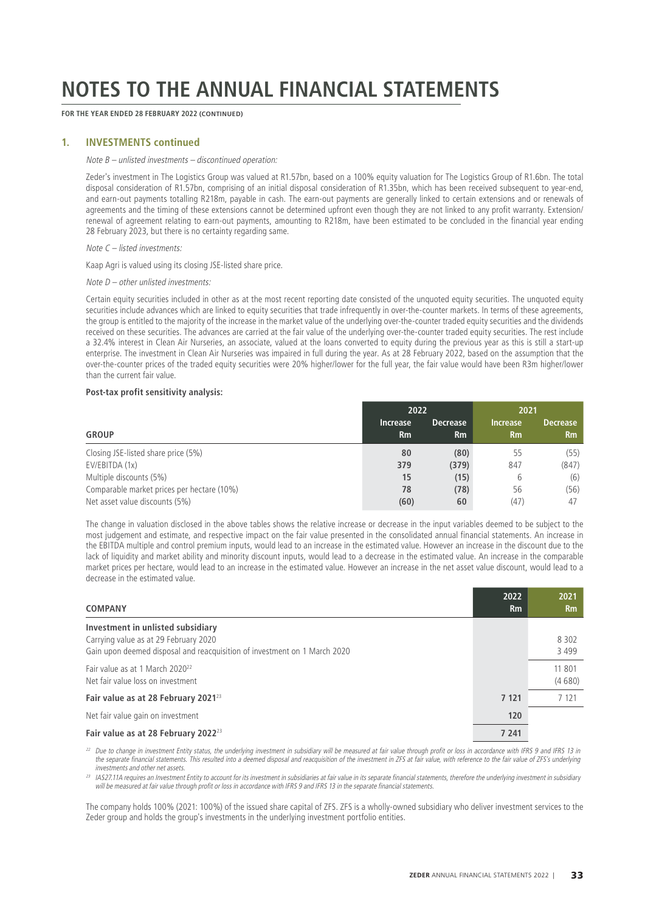# NOTES TO THE ANNUAL FINANCIAL STATEMENTS

**FOR THE YEAR ENDED 28 FEBRUARY 2022 (CONTINUED)**

## 1. INVESTMENTS continued

*Note B – unlisted investments – discontinued operation:*

Zeder's investment in The Logistics Group was valued at R1.57bn, based on a 100% equity valuation for The Logistics Group of R1.6bn. The total disposal consideration of R1.57bn, comprising of an initial disposal consideration of R1.35bn, which has been received subsequent to year-end, and earn-out payments totalling R218m, payable in cash. The earn-out payments are generally linked to certain extensions and or renewals of agreements and the timing of these extensions cannot be determined upfront even though they are not linked to any profit warranty. Extension/renewal of agreement relating to earn-out payments, amounting to R218m, have been estimated to be concluded in the financial year ending 28 February 2023, but there is no certainty regarding same.

*Note C – listed investments:*

Kaap Agri is valued using its closing JSE-listed share price.

*Note D – other unlisted investments:*

Certain equity securities included in other as at the most recent reporting date consisted of the unquoted equity securities. The unquoted equity securities include advances which are linked to equity securities that trade infrequently in over-the-counter markets. In terms of these agreements, the group is entitled to the majority of the increase in the market value of the underlying over-the-counter traded equity securities and the dividends received on these securities. The advances are carried at the fair value of the underlying over-the-counter traded equity securities. The rest include a 32.4% interest in Clean Air Nurseries, an associate, valued at the loans converted to equity during the previous year as this is still a start-up enterprise. The investment in Clean Air Nurseries was impaired in full during the year. As at 28 February 2022, based on the assumption that the over-the-counter prices of the traded equity securities were 20% higher/lower for the full year, the fair value would have been R3m higher/lower than the current fair value.

**Post-tax profit sensitivity analysis:**

| GROUP | 2022 Increase Rm | 2022 Decrease Rm | 2021 Increase Rm | 2021 Decrease Rm |
|---|---|---|---|---|
| Closing JSE-listed share price (5%) | **80** | **(80)** | 55 | (55) |
| EV/EBITDA (1x) | **379** | **(379)** | 847 | (847) |
| Multiple discounts (5%) | **15** | **(15)** | 6 | (6) |
| Comparable market prices per hectare (10%) | **78** | **(78)** | 56 | (56) |
| Net asset value discounts (5%) | **(60)** | **60** | (47) | 47 |

The change in valuation disclosed in the above tables shows the relative increase or decrease in the input variables deemed to be subject to the most judgement and estimate, and respective impact on the fair value presented in the consolidated annual financial statements. An increase in the EBITDA multiple and control premium inputs, would lead to an increase in the estimated value. However an increase in the discount due to the lack of liquidity and market ability and minority discount inputs, would lead to a decrease in the estimated value. An increase in the comparable market prices per hectare, would lead to an increase in the estimated value. However an increase in the net asset value discount, would lead to a decrease in the estimated value.

| COMPANY | 2022 Rm | 2021 Rm |
|---|---|---|
| **Investment in unlisted subsidiary** | | |
| Carrying value as at 29 February 2020 | | 8 302 |
| Gain upon deemed disposal and reacquisition of investment on 1 March 2020 | | 3 499 |
| Fair value as at 1 March 2020[22] | | 11 801 |
| Net fair value loss on investment | | (4 680) |
| **Fair value as at 28 February 2021**[23] | **7 121** | 7 121 |
| Net fair value gain on investment | **120** | |
| **Fair value as at 28 February 2022**[23] | **7 241** | |

*[22] Due to change in investment Entity status, the underlying investment in subsidiary will be measured at fair value through profit or loss in accordance with IFRS 9 and IFRS 13 in the separate financial statements. This resulted into a deemed disposal and reacquisition of the investment in ZFS at fair value, with reference to the fair value of ZFS's underlying investments and other net assets.*

*[23] IAS27.11A requires an Investment Entity to account for its investment in subsidiaries at fair value in its separate financial statements, therefore the underlying investment in subsidiary will be measured at fair value through profit or loss in accordance with IFRS 9 and IFRS 13 in the separate financial statements.*

The company holds 100% (2021: 100%) of the issued share capital of ZFS. ZFS is a wholly-owned subsidiary who deliver investment services to the Zeder group and holds the group's investments in the underlying investment portfolio entities.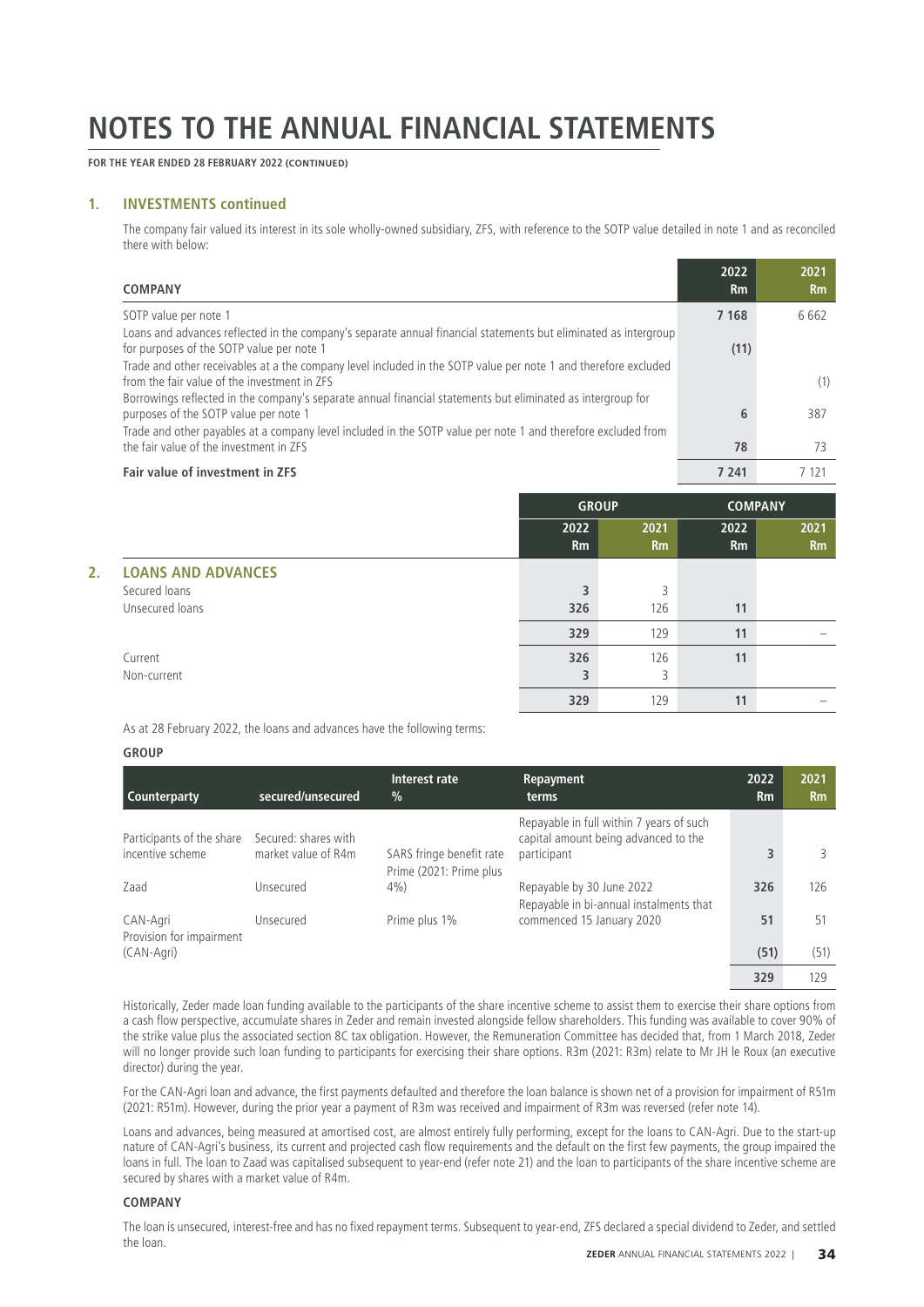# NOTES TO THE ANNUAL FINANCIAL STATEMENTS

**FOR THE YEAR ENDED 28 FEBRUARY 2022 (CONTINUED)**

## 1. INVESTMENTS continued

The company fair valued its interest in its sole wholly-owned subsidiary, ZFS, with reference to the SOTP value detailed in note 1 and as reconciled there with below:

| COMPANY | 2022 Rm | 2021 Rm |
|---|---|---|
| SOTP value per note 1 | **7 168** | 6 662 |
| Loans and advances reflected in the company's separate annual financial statements but eliminated as intergroup for purposes of the SOTP value per note 1 | **(11)** | |
| Trade and other receivables at a the company level included in the SOTP value per note 1 and therefore excluded from the fair value of the investment in ZFS | | (1) |
| Borrowings reflected in the company's separate annual financial statements but eliminated as intergroup for purposes of the SOTP value per note 1 | **6** | 387 |
| Trade and other payables at a company level included in the SOTP value per note 1 and therefore excluded from the fair value of the investment in ZFS | **78** | 73 |
| **Fair value of investment in ZFS** | **7 241** | 7 121 |

| | GROUP | | COMPANY | |
|---|---|---|---|---|
| | 2022 Rm | 2021 Rm | 2022 Rm | 2021 Rm |
| **2. LOANS AND ADVANCES** | | | | |
| Secured loans | **3** | 3 | | |
| Unsecured loans | **326** | 126 | **11** | |
| | **329** | 129 | **11** | – |
| Current | **326** | 126 | **11** | |
| Non-current | **3** | 3 | | |
| | **329** | 129 | **11** | – |

As at 28 February 2022, the loans and advances have the following terms:

**GROUP**

| Counterparty | secured/unsecured | Interest rate % | Repayment terms | 2022 Rm | 2021 Rm |
|---|---|---|---|---|---|
| Participants of the share incentive scheme | Secured: shares with market value of R4m | SARS fringe benefit rate | Repayable in full within 7 years of such capital amount being advanced to the participant | **3** | 3 |
| Zaad | Unsecured | Prime (2021: Prime plus 4%) | Repayable by 30 June 2022 | **326** | 126 |
| CAN-Agri | Unsecured | Prime plus 1% | Repayable in bi-annual instalments that commenced 15 January 2020 | **51** | 51 |
| Provision for impairment (CAN-Agri) | | | | **(51)** | (51) |
| | | | | **329** | 129 |

Historically, Zeder made loan funding available to the participants of the share incentive scheme to assist them to exercise their share options from a cash flow perspective, accumulate shares in Zeder and remain invested alongside fellow shareholders. This funding was available to cover 90% of the strike value plus the associated section 8C tax obligation. However, the Remuneration Committee has decided that, from 1 March 2018, Zeder will no longer provide such loan funding to participants for exercising their share options. R3m (2021: R3m) relate to Mr JH le Roux (an executive director) during the year.

For the CAN-Agri loan and advance, the first payments defaulted and therefore the loan balance is shown net of a provision for impairment of R51m (2021: R51m). However, during the prior year a payment of R3m was received and impairment of R3m was reversed (refer note 14).

Loans and advances, being measured at amortised cost, are almost entirely fully performing, except for the loans to CAN-Agri. Due to the start-up nature of CAN-Agri's business, its current and projected cash flow requirements and the default on the first few payments, the group impaired the loans in full. The loan to Zaad was capitalised subsequent to year-end (refer note 21) and the loan to participants of the share incentive scheme are secured by shares with a market value of R4m.

**COMPANY**

The loan is unsecured, interest-free and has no fixed repayment terms. Subsequent to year-end, ZFS declared a special dividend to Zeder, and settled the loan.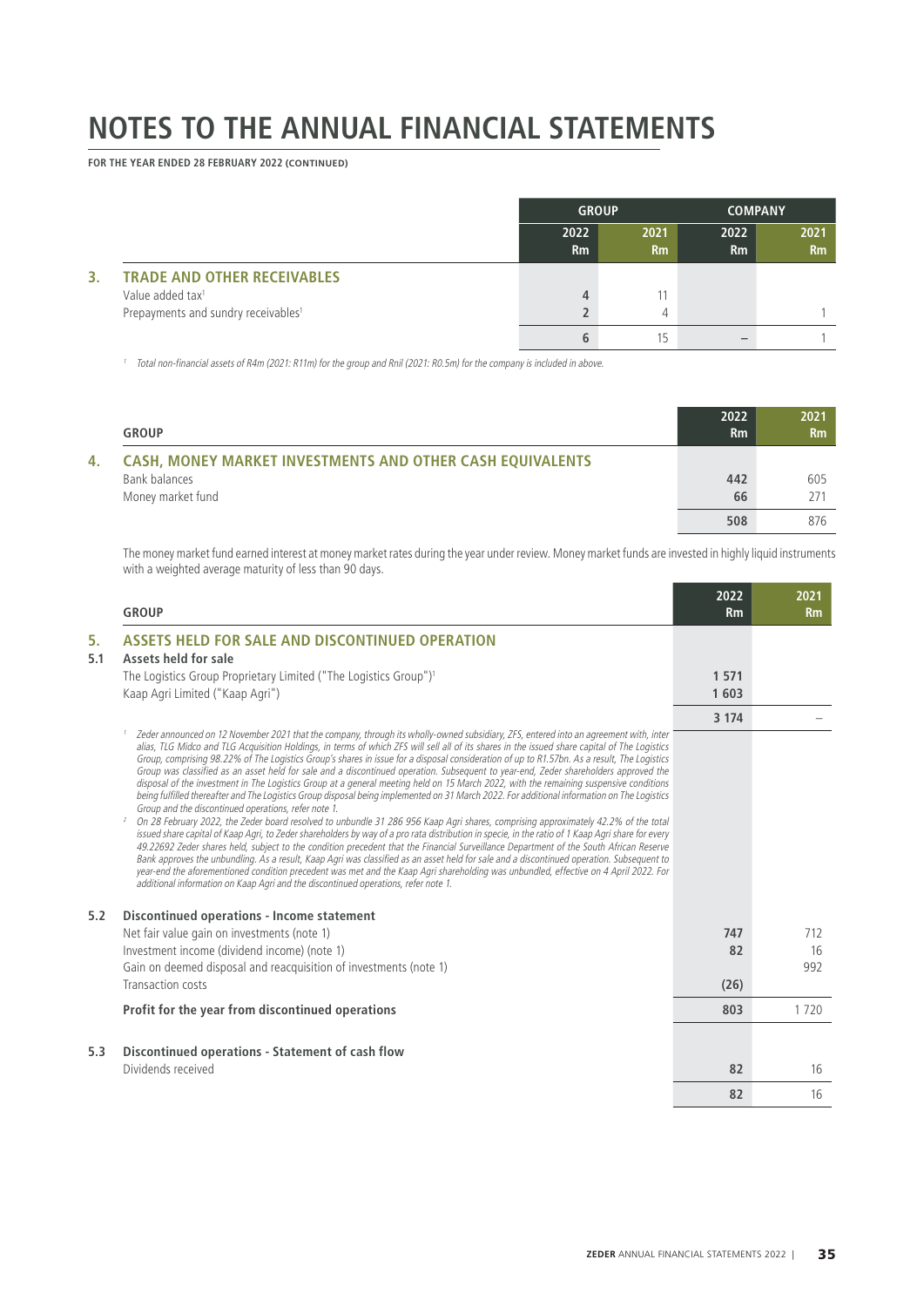# NOTES TO THE ANNUAL FINANCIAL STATEMENTS

**FOR THE YEAR ENDED 28 FEBRUARY 2022 (CONTINUED)**

| | GROUP | | COMPANY | |
|---|---|---|---|---|
| | 2022 Rm | 2021 Rm | 2022 Rm | 2021 Rm |
| **3. TRADE AND OTHER RECEIVABLES** | | | | |
| Value added tax[1] | 4 | 11 | | |
| Prepayments and sundry receivables[1] | 2 | 4 | | 1 |
| | 6 | 15 | – | 1 |

[1] *Total non-financial assets of R4m (2021: R11m) for the group and Rnil (2021: R0.5m) for the company is included in above.*

| GROUP | 2022 Rm | 2021 Rm |
|---|---|---|
| **4. CASH, MONEY MARKET INVESTMENTS AND OTHER CASH EQUIVALENTS** | | |
| Bank balances | 442 | 605 |
| Money market fund | 66 | 271 |
| | 508 | 876 |

The money market fund earned interest at money market rates during the year under review. Money market funds are invested in highly liquid instruments with a weighted average maturity of less than 90 days.

| GROUP | 2022 Rm | 2021 Rm |
|---|---|---|
| **5. ASSETS HELD FOR SALE AND DISCONTINUED OPERATION** | | |
| **5.1 Assets held for sale** | | |
| The Logistics Group Proprietary Limited ("The Logistics Group")[1] | 1 571 | |
| Kaap Agri Limited ("Kaap Agri") | 1 603 | |
| | 3 174 | – |

[1] *Zeder announced on 12 November 2021 that the company, through its wholly-owned subsidiary, ZFS, entered into an agreement with, inter alias, TLG Midco and TLG Acquisition Holdings, in terms of which ZFS will sell all of its shares in the issued share capital of The Logistics Group, comprising 98.22% of The Logistics Group's shares in issue for a disposal consideration of up to R1.57bn. As a result, The Logistics Group was classified as an asset held for sale and a discontinued operation. Subsequent to year-end, Zeder shareholders approved the disposal of the investment in The Logistics Group at a general meeting held on 15 March 2022, with the remaining suspensive conditions being fulfilled thereafter and The Logistics Group disposal being implemented on 31 March 2022. For additional information on The Logistics Group and the discontinued operations, refer note 1.*

[2] *On 28 February 2022, the Zeder board resolved to unbundle 31 286 956 Kaap Agri shares, comprising approximately 42.2% of the total issued share capital of Kaap Agri, to Zeder shareholders by way of a pro rata distribution in specie, in the ratio of 1 Kaap Agri share for every 49.22692 Zeder shares held, subject to the condition precedent that the Financial Surveillance Department of the South African Reserve Bank approves the unbundling. As a result, Kaap Agri was classified as an asset held for sale and a discontinued operation. Subsequent to year-end the aforementioned condition precedent was met and the Kaap Agri shareholding was unbundled, effective on 4 April 2022. For additional information on Kaap Agri and the discontinued operations, refer note 1.*

| GROUP | 2022 Rm | 2021 Rm |
|---|---|---|
| **5.2 Discontinued operations - Income statement** | | |
| Net fair value gain on investments (note 1) | 747 | 712 |
| Investment income (dividend income) (note 1) | 82 | 16 |
| Gain on deemed disposal and reacquisition of investments (note 1) | | 992 |
| Transaction costs | (26) | |
| **Profit for the year from discontinued operations** | 803 | 1 720 |
| **5.3 Discontinued operations - Statement of cash flow** | | |
| Dividends received | 82 | 16 |
| | 82 | 16 |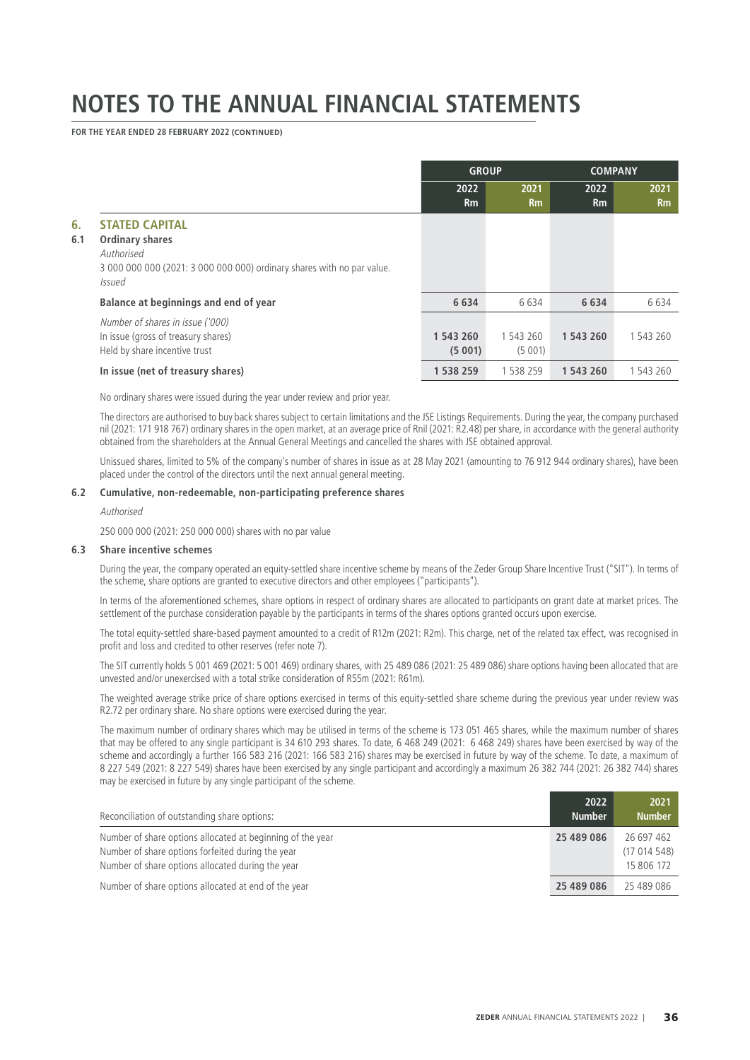# NOTES TO THE ANNUAL FINANCIAL STATEMENTS

**FOR THE YEAR ENDED 28 FEBRUARY 2022 (CONTINUED)**

| | | GROUP | | COMPANY | |
|---|---|---|---|---|---|
| | | 2022 Rm | 2021 Rm | 2022 Rm | 2021 Rm |
| **6.** | **STATED CAPITAL** | | | | |
| **6.1** | **Ordinary shares** | | | | |
| | *Authorised* | | | | |
| | 3 000 000 000 (2021: 3 000 000 000) ordinary shares with no par value. | | | | |
| | *Issued* | | | | |
| | **Balance at beginnings and end of year** | **6 634** | 6 634 | **6 634** | 6 634 |
| | *Number of shares in issue ('000)* | | | | |
| | In issue (gross of treasury shares) | **1 543 260** | 1 543 260 | **1 543 260** | 1 543 260 |
| | Held by share incentive trust | **(5 001)** | (5 001) | | |
| | **In issue (net of treasury shares)** | **1 538 259** | 1 538 259 | **1 543 260** | 1 543 260 |

No ordinary shares were issued during the year under review and prior year.

The directors are authorised to buy back shares subject to certain limitations and the JSE Listings Requirements. During the year, the company purchased nil (2021: 171 918 767) ordinary shares in the open market, at an average price of Rnil (2021: R2.48) per share, in accordance with the general authority obtained from the shareholders at the Annual General Meetings and cancelled the shares with JSE obtained approval.

Unissued shares, limited to 5% of the company's number of shares in issue as at 28 May 2021 (amounting to 76 912 944 ordinary shares), have been placed under the control of the directors until the next annual general meeting.

### 6.2 Cumulative, non-redeemable, non-participating preference shares

*Authorised*

250 000 000 (2021: 250 000 000) shares with no par value

### 6.3 Share incentive schemes

During the year, the company operated an equity-settled share incentive scheme by means of the Zeder Group Share Incentive Trust ("SIT"). In terms of the scheme, share options are granted to executive directors and other employees ("participants").

In terms of the aforementioned schemes, share options in respect of ordinary shares are allocated to participants on grant date at market prices. The settlement of the purchase consideration payable by the participants in terms of the shares options granted occurs upon exercise.

The total equity-settled share-based payment amounted to a credit of R12m (2021: R2m). This charge, net of the related tax effect, was recognised in profit and loss and credited to other reserves (refer note 7).

The SIT currently holds 5 001 469 (2021: 5 001 469) ordinary shares, with 25 489 086 (2021: 25 489 086) share options having been allocated that are unvested and/or unexercised with a total strike consideration of R55m (2021: R61m).

The weighted average strike price of share options exercised in terms of this equity-settled share scheme during the previous year under review was R2.72 per ordinary share. No share options were exercised during the year.

The maximum number of ordinary shares which may be utilised in terms of the scheme is 173 051 465 shares, while the maximum number of shares that may be offered to any single participant is 34 610 293 shares. To date, 6 468 249 (2021: 6 468 249) shares have been exercised by way of the scheme and accordingly a further 166 583 216 (2021: 166 583 216) shares may be exercised in future by way of the scheme. To date, a maximum of 8 227 549 (2021: 8 227 549) shares have been exercised by any single participant and accordingly a maximum 26 382 744 (2021: 26 382 744) shares may be exercised in future by any single participant of the scheme.

| Reconciliation of outstanding share options: | 2022 Number | 2021 Number |
|---|---|---|
| Number of share options allocated at beginning of the year | **25 489 086** | 26 697 462 |
| Number of share options forfeited during the year | | (17 014 548) |
| Number of share options allocated during the year | | 15 806 172 |
| Number of share options allocated at end of the year | **25 489 086** | 25 489 086 |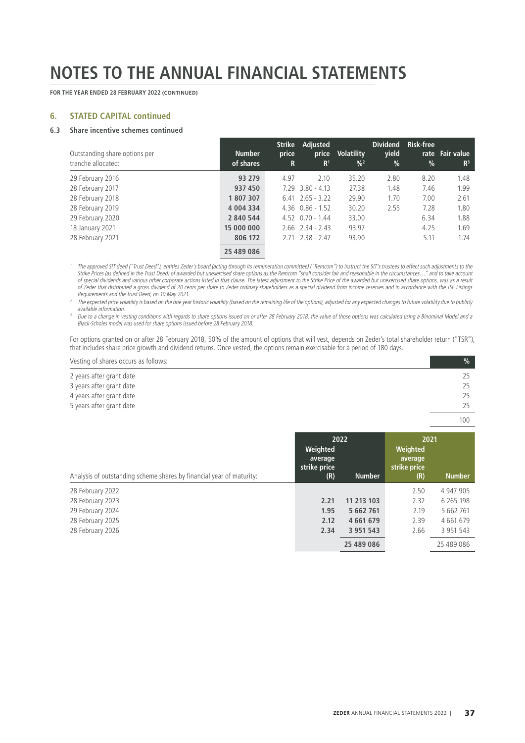# NOTES TO THE ANNUAL FINANCIAL STATEMENTS

**FOR THE YEAR ENDED 28 FEBRUARY 2022 (CONTINUED)**

## 6. STATED CAPITAL continued

### 6.3 Share incentive schemes continued

| Outstanding share options per tranche allocated: | Number of shares | Strike price R | Adjusted price R[1] | Volatility %[2] | Dividend yield % | Risk-free rate % | Fair value R[3] |
|---|---|---|---|---|---|---|---|
| 29 February 2016 | **93 279** | 4.97 | 2.10 | 35.20 | 2.80 | 8.20 | 1.48 |
| 28 February 2017 | **937 450** | 7.29 | 3.80 - 4.13 | 27.38 | 1.48 | 7.46 | 1.99 |
| 28 February 2018 | **1 807 307** | 6.41 | 2.65 - 3.22 | 29.90 | 1.70 | 7.00 | 2.61 |
| 28 February 2019 | **4 004 334** | 4.36 | 0.86 - 1.52 | 30.20 | 2.55 | 7.28 | 1.80 |
| 29 February 2020 | **2 840 544** | 4.52 | 0.70 - 1.44 | 33.00 | | 6.34 | 1.88 |
| 18 January 2021 | **15 000 000** | 2.66 | 2.34 - 2.43 | 93.97 | | 4.25 | 1.69 |
| 28 February 2021 | **806 172** | 2.71 | 2.38 - 2.47 | 93.90 | | 5.11 | 1.74 |
| | **25 489 086** | | | | | | |

*[1] The approved SIT deed ("Trust Deed"), entitles Zeder's board (acting through its remuneration committee) ("Remcom") to instruct the SIT's trustees to effect such adjustments to the Strike Prices (as defined in the Trust Deed) of awarded but unexercised share options as the Remcom "shall consider fair and reasonable in the circumstances…" and to take account of special dividends and various other corporate actions listed in that clause. The latest adjustment to the Strike Price of the awarded but unexercised share options, was as a result of Zeder that distributed a gross dividend of 20 cents per share to Zeder ordinary shareholders as a special dividend from income reserves and in accordance with the JSE Listings Requirements and the Trust Deed, on 10 May 2021.*

*[2] The expected price volatility is based on the one year historic volatility (based on the remaining life of the options), adjusted for any expected changes to future volatility due to publicly available information.*

*[3] Due to a change in vesting conditions with regards to share options issued on or after 28 February 2018, the value of those options was calculated using a Binominal Model and a Black-Scholes model was used for share options issued before 28 February 2018.*

For options granted on or after 28 February 2018, 50% of the amount of options that will vest, depends on Zeder's total shareholder return ("TSR"), that includes share price growth and dividend returns. Once vested, the options remain exercisable for a period of 180 days.

| Vesting of shares occurs as follows: | % |
|---|---|
| 2 years after grant date | 25 |
| 3 years after grant date | 25 |
| 4 years after grant date | 25 |
| 5 years after grant date | 25 |
| | 100 |

| Analysis of outstanding scheme shares by financial year of maturity: | 2022 Weighted average strike price (R) | 2022 Number | 2021 Weighted average strike price (R) | 2021 Number |
|---|---|---|---|---|
| 28 February 2022 | | | 2.50 | 4 947 905 |
| 28 February 2023 | **2.21** | **11 213 103** | 2.32 | 6 265 198 |
| 29 February 2024 | **1.95** | **5 662 761** | 2.19 | 5 662 761 |
| 28 February 2025 | **2.12** | **4 661 679** | 2.39 | 4 661 679 |
| 28 February 2026 | **2.34** | **3 951 543** | 2.66 | 3 951 543 |
| | | **25 489 086** | | 25 489 086 |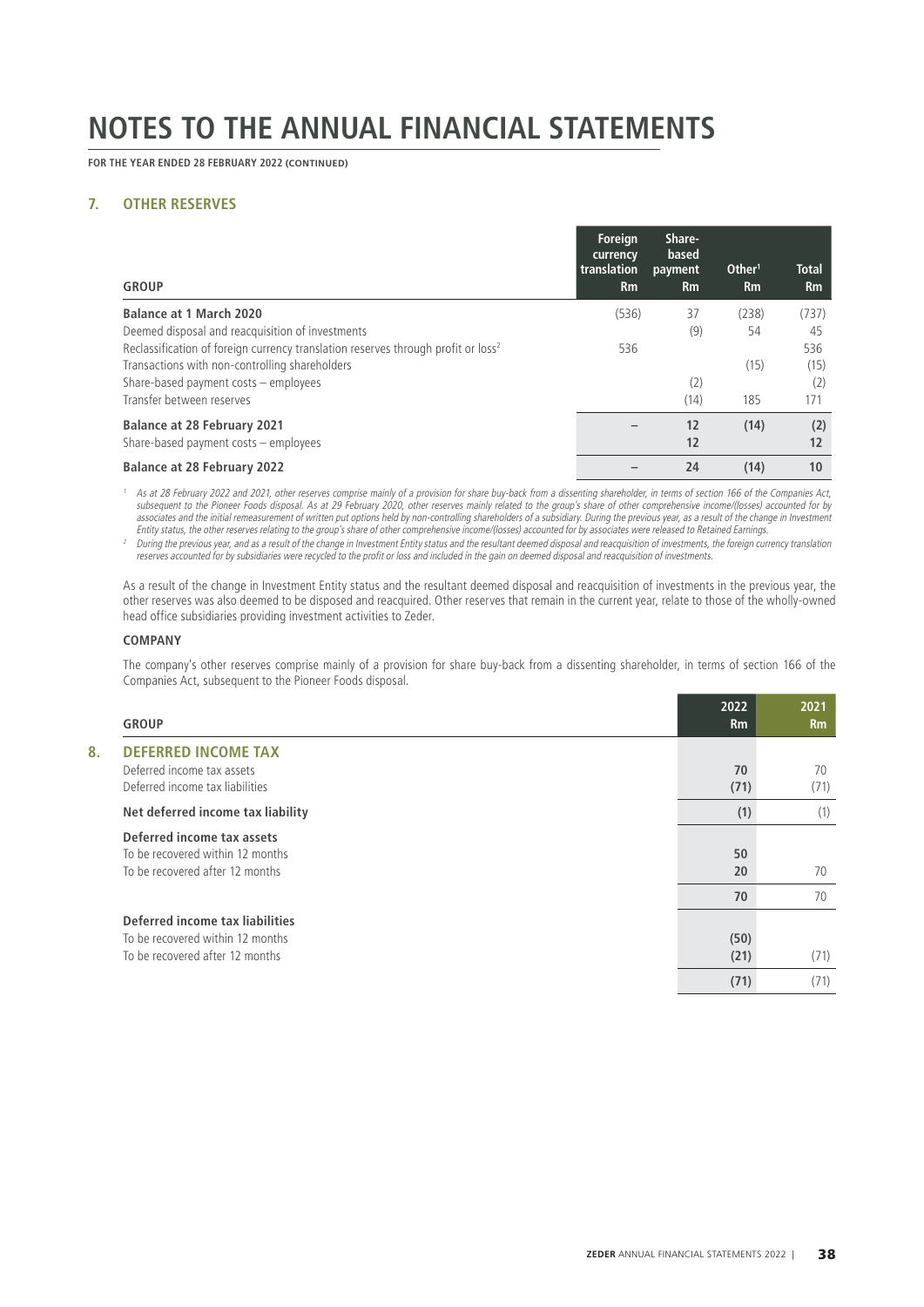# NOTES TO THE ANNUAL FINANCIAL STATEMENTS

**FOR THE YEAR ENDED 28 FEBRUARY 2022 (CONTINUED)**

## 7. OTHER RESERVES

| GROUP | Foreign currency translation Rm | Share-based payment Rm | Other[1] Rm | Total Rm |
|---|---|---|---|---|
| **Balance at 1 March 2020** | (536) | 37 | (238) | (737) |
| Deemed disposal and reacquisition of investments | | (9) | 54 | 45 |
| Reclassification of foreign currency translation reserves through profit or loss[2] | 536 | | | 536 |
| Transactions with non-controlling shareholders | | | (15) | (15) |
| Share-based payment costs – employees | | (2) | | (2) |
| Transfer between reserves | | (14) | 185 | 171 |
| **Balance at 28 February 2021** | – | 12 | (14) | (2) |
| Share-based payment costs – employees | | 12 | | 12 |
| **Balance at 28 February 2022** | – | 24 | (14) | 10 |

*[1] As at 28 February 2022 and 2021, other reserves comprise mainly of a provision for share buy-back from a dissenting shareholder, in terms of section 166 of the Companies Act, subsequent to the Pioneer Foods disposal. As at 29 February 2020, other reserves mainly related to the group's share of other comprehensive income/(losses) accounted for by associates and the initial remeasurement of written put options held by non-controlling shareholders of a subsidiary. During the previous year, as a result of the change in Investment Entity status, the other reserves relating to the group's share of other comprehensive income/(losses) accounted for by associates were released to Retained Earnings.*

*[2] During the previous year, and as a result of the change in Investment Entity status and the resultant deemed disposal and reacquisition of investments, the foreign currency translation reserves accounted for by subsidiaries were recycled to the profit or loss and included in the gain on deemed disposal and reacquisition of investments.*

As a result of the change in Investment Entity status and the resultant deemed disposal and reacquisition of investments in the previous year, the other reserves was also deemed to be disposed and reacquired. Other reserves that remain in the current year, relate to those of the wholly-owned head office subsidiaries providing investment activities to Zeder.

### COMPANY

The company's other reserves comprise mainly of a provision for share buy-back from a dissenting shareholder, in terms of section 166 of the Companies Act, subsequent to the Pioneer Foods disposal.

## 8. DEFERRED INCOME TAX

| GROUP | 2022 Rm | 2021 Rm |
|---|---|---|
| Deferred income tax assets | 70 | 70 |
| Deferred income tax liabilities | (71) | (71) |
| **Net deferred income tax liability** | (1) | (1) |
| **Deferred income tax assets** | | |
| To be recovered within 12 months | 50 | |
| To be recovered after 12 months | 20 | 70 |
| | 70 | 70 |
| **Deferred income tax liabilities** | | |
| To be recovered within 12 months | (50) | |
| To be recovered after 12 months | (21) | (71) |
| | (71) | (71) |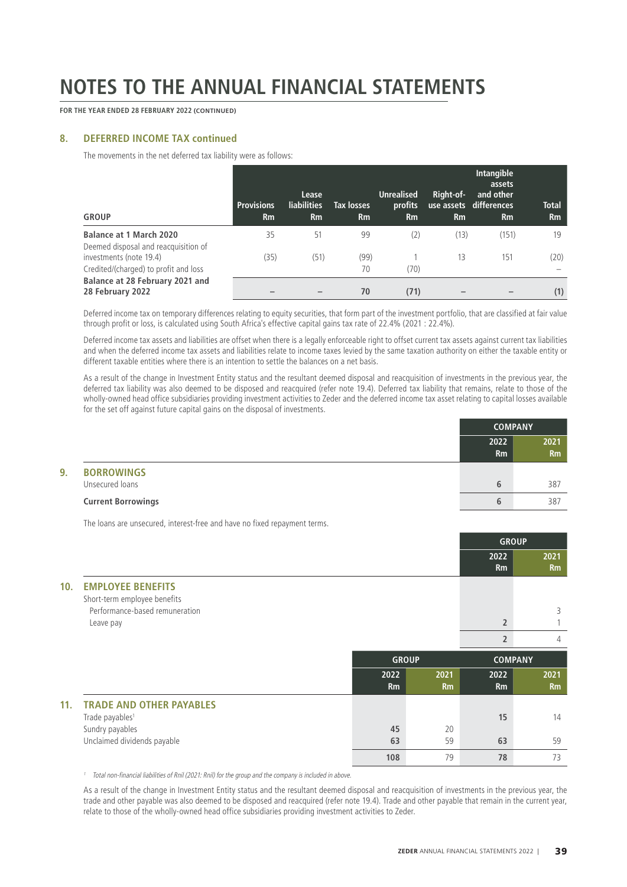# NOTES TO THE ANNUAL FINANCIAL STATEMENTS

**FOR THE YEAR ENDED 28 FEBRUARY 2022 (CONTINUED)**

## 8. DEFERRED INCOME TAX continued

The movements in the net deferred tax liability were as follows:

| GROUP | Provisions Rm | Lease liabilities Rm | Tax losses Rm | Unrealised profits Rm | Right-of-use assets Rm | Intangible assets and other differences Rm | Total Rm |
|---|---|---|---|---|---|---|---|
| **Balance at 1 March 2020** | 35 | 51 | 99 | (2) | (13) | (151) | 19 |
| Deemed disposal and reacquisition of investments (note 19.4) | (35) | (51) | (99) | 1 | 13 | 151 | (20) |
| Credited/(charged) to profit and loss | | | 70 | (70) | | | – |
| **Balance at 28 February 2021 and 28 February 2022** | – | – | **70** | **(71)** | – | – | **(1)** |

Deferred income tax on temporary differences relating to equity securities, that form part of the investment portfolio, that are classified at fair value through profit or loss, is calculated using South Africa's effective capital gains tax rate of 22.4% (2021 : 22.4%).

Deferred income tax assets and liabilities are offset when there is a legally enforceable right to offset current tax assets against current tax liabilities and when the deferred income tax assets and liabilities relate to income taxes levied by the same taxation authority on either the taxable entity or different taxable entities where there is an intention to settle the balances on a net basis.

As a result of the change in Investment Entity status and the resultant deemed disposal and reacquisition of investments in the previous year, the deferred tax liability was also deemed to be disposed and reacquired (refer note 19.4). Deferred tax liability that remains, relate to those of the wholly-owned head office subsidiaries providing investment activities to Zeder and the deferred income tax asset relating to capital losses available for the set off against future capital gains on the disposal of investments.

## 9. BORROWINGS

| | COMPANY 2022 Rm | COMPANY 2021 Rm |
|---|---|---|
| Unsecured loans | 6 | 387 |
| **Current Borrowings** | **6** | 387 |

The loans are unsecured, interest-free and have no fixed repayment terms.

## 10. EMPLOYEE BENEFITS

| | GROUP 2022 Rm | GROUP 2021 Rm |
|---|---|---|
| Short-term employee benefits | | |
| Performance-based remuneration | | 3 |
| Leave pay | 2 | 1 |
| | **2** | 4 |

## 11. TRADE AND OTHER PAYABLES

| | GROUP 2022 Rm | GROUP 2021 Rm | COMPANY 2022 Rm | COMPANY 2021 Rm |
|---|---|---|---|---|
| Trade payables[1] | | | 15 | 14 |
| Sundry payables | 45 | 20 | | |
| Unclaimed dividends payable | 63 | 59 | 63 | 59 |
| | **108** | 79 | **78** | 73 |

[1] *Total non-financial liabilities of Rnil (2021: Rnil) for the group and the company is included in above.*

As a result of the change in Investment Entity status and the resultant deemed disposal and reacquisition of investments in the previous year, the trade and other payable was also deemed to be disposed and reacquired (refer note 19.4). Trade and other payable that remain in the current year, relate to those of the wholly-owned head office subsidiaries providing investment activities to Zeder.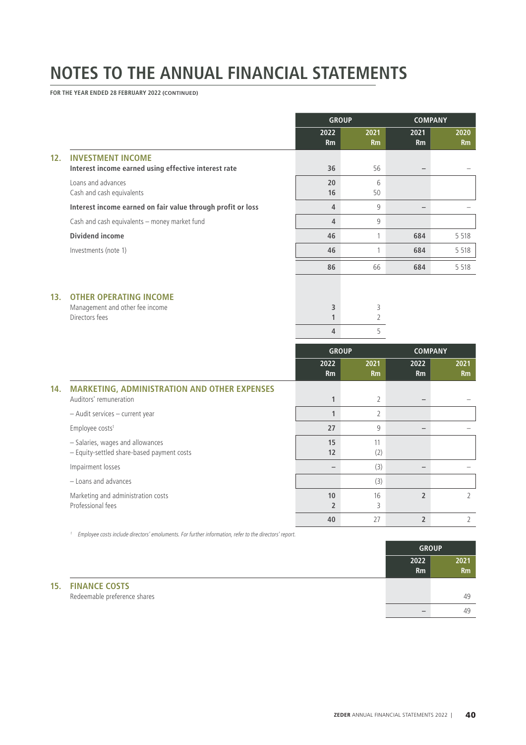# NOTES TO THE ANNUAL FINANCIAL STATEMENTS

**FOR THE YEAR ENDED 28 FEBRUARY 2022 (CONTINUED)**

| | GROUP | | COMPANY | |
|---|---|---|---|---|
| | **2022 Rm** | **2021 Rm** | **2021 Rm** | **2020 Rm** |
| **12. INVESTMENT INCOME** | | | | |
| **Interest income earned using effective interest rate** | **36** | 56 | **–** | – |
| Loans and advances | **20** | 6 | | |
| Cash and cash equivalents | **16** | 50 | | |
| **Interest income earned on fair value through profit or loss** | **4** | 9 | **–** | – |
| Cash and cash equivalents – money market fund | **4** | 9 | | |
| **Dividend income** | **46** | 1 | **684** | 5 518 |
| Investments (note 1) | **46** | 1 | **684** | 5 518 |
| | **86** | 66 | **684** | 5 518 |
| **13. OTHER OPERATING INCOME** | | | | |
| Management and other fee income | **3** | 3 | | |
| Directors fees | **1** | 2 | | |
| | **4** | 5 | | |

| | GROUP | | COMPANY | |
|---|---|---|---|---|
| | **2022 Rm** | **2021 Rm** | **2022 Rm** | **2021 Rm** |
| **14. MARKETING, ADMINISTRATION AND OTHER EXPENSES** | | | | |
| Auditors' remuneration | **1** | 2 | **–** | – |
| – Audit services – current year | **1** | 2 | | |
| Employee costs[1] | **27** | 9 | **–** | – |
| – Salaries, wages and allowances | **15** | 11 | | |
| – Equity-settled share-based payment costs | **12** | (2) | | |
| Impairment losses | **–** | (3) | **–** | – |
| – Loans and advances | | (3) | | |
| Marketing and administration costs | **10** | 16 | **2** | 2 |
| Professional fees | **2** | 3 | | |
| | **40** | 27 | **2** | 2 |

[1] *Employee costs include directors' emoluments. For further information, refer to the directors' report.*

| | GROUP | |
|---|---|---|
| | **2022 Rm** | **2021 Rm** |
| **15. FINANCE COSTS** | | |
| Redeemable preference shares | | 49 |
| | **–** | 49 |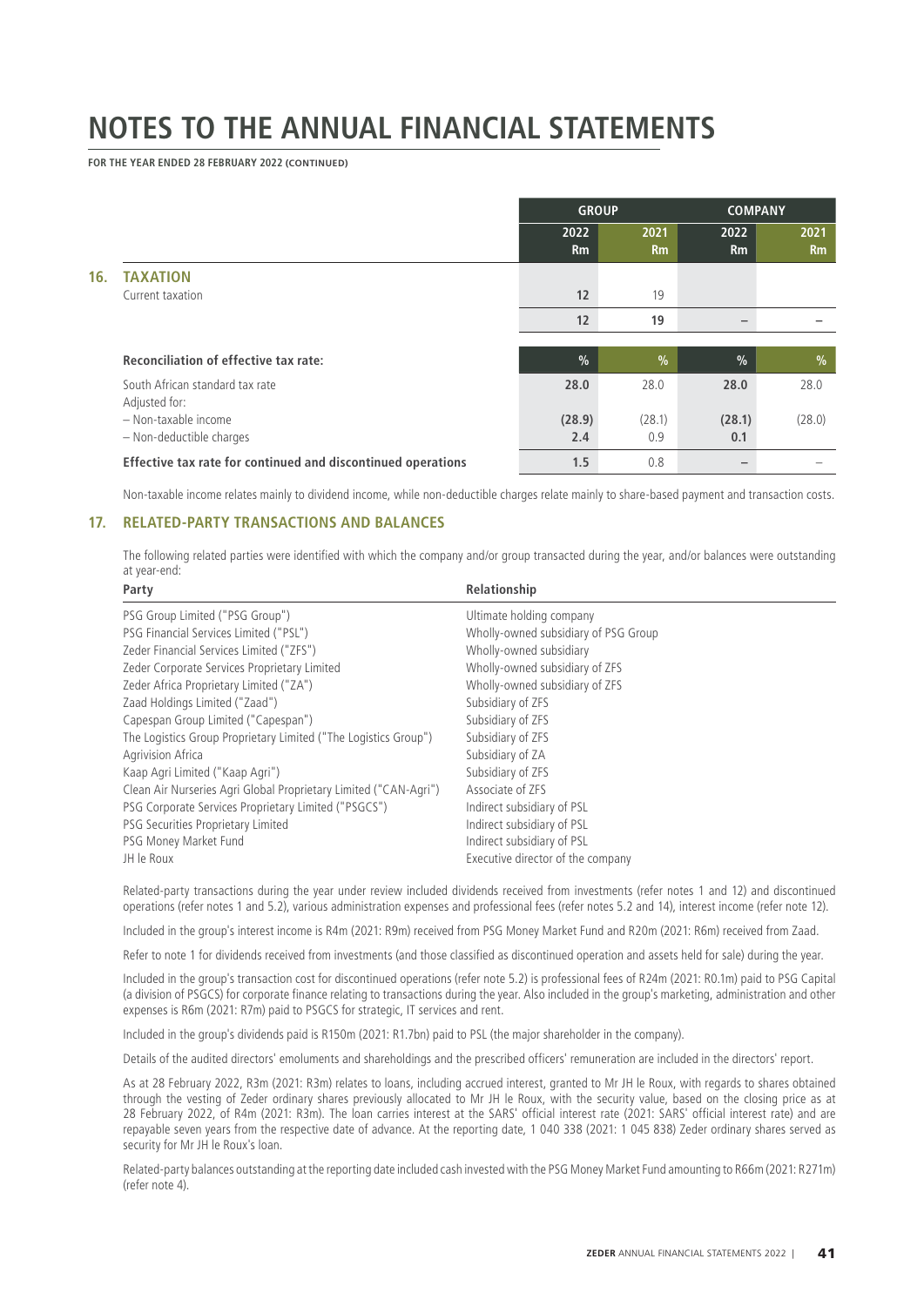# NOTES TO THE ANNUAL FINANCIAL STATEMENTS

**FOR THE YEAR ENDED 28 FEBRUARY 2022 (CONTINUED)**

| | GROUP | | COMPANY | |
|---|---|---|---|---|
| | **2022 Rm** | **2021 Rm** | **2022 Rm** | **2021 Rm** |
| **16. TAXATION** | | | | |
| Current taxation | **12** | 19 | | |
| | **12** | **19** | **–** | **–** |
| **Reconciliation of effective tax rate:** | **%** | **%** | **%** | **%** |
| South African standard tax rate | **28.0** | 28.0 | **28.0** | 28.0 |
| Adjusted for: | | | | |
| – Non-taxable income | **(28.9)** | (28.1) | **(28.1)** | (28.0) |
| – Non-deductible charges | **2.4** | 0.9 | **0.1** | |
| **Effective tax rate for continued and discontinued operations** | **1.5** | 0.8 | **–** | – |

Non-taxable income relates mainly to dividend income, while non-deductible charges relate mainly to share-based payment and transaction costs.

## 17. RELATED-PARTY TRANSACTIONS AND BALANCES

The following related parties were identified with which the company and/or group transacted during the year, and/or balances were outstanding at year-end:

| Party | Relationship |
|---|---|
| PSG Group Limited ("PSG Group") | Ultimate holding company |
| PSG Financial Services Limited ("PSL") | Wholly-owned subsidiary of PSG Group |
| Zeder Financial Services Limited ("ZFS") | Wholly-owned subsidiary |
| Zeder Corporate Services Proprietary Limited | Wholly-owned subsidiary of ZFS |
| Zeder Africa Proprietary Limited ("ZA") | Wholly-owned subsidiary of ZFS |
| Zaad Holdings Limited ("Zaad") | Subsidiary of ZFS |
| Capespan Group Limited ("Capespan") | Subsidiary of ZFS |
| The Logistics Group Proprietary Limited ("The Logistics Group") | Subsidiary of ZFS |
| Agrivision Africa | Subsidiary of ZA |
| Kaap Agri Limited ("Kaap Agri") | Subsidiary of ZFS |
| Clean Air Nurseries Agri Global Proprietary Limited ("CAN-Agri") | Associate of ZFS |
| PSG Corporate Services Proprietary Limited ("PSGCS") | Indirect subsidiary of PSL |
| PSG Securities Proprietary Limited | Indirect subsidiary of PSL |
| PSG Money Market Fund | Indirect subsidiary of PSL |
| JH le Roux | Executive director of the company |

Related-party transactions during the year under review included dividends received from investments (refer notes 1 and 12) and discontinued operations (refer notes 1 and 5.2), various administration expenses and professional fees (refer notes 5.2 and 14), interest income (refer note 12).

Included in the group's interest income is R4m (2021: R9m) received from PSG Money Market Fund and R20m (2021: R6m) received from Zaad.

Refer to note 1 for dividends received from investments (and those classified as discontinued operation and assets held for sale) during the year.

Included in the group's transaction cost for discontinued operations (refer note 5.2) is professional fees of R24m (2021: R0.1m) paid to PSG Capital (a division of PSGCS) for corporate finance relating to transactions during the year. Also included in the group's marketing, administration and other expenses is R6m (2021: R7m) paid to PSGCS for strategic, IT services and rent.

Included in the group's dividends paid is R150m (2021: R1.7bn) paid to PSL (the major shareholder in the company).

Details of the audited directors' emoluments and shareholdings and the prescribed officers' remuneration are included in the directors' report.

As at 28 February 2022, R3m (2021: R3m) relates to loans, including accrued interest, granted to Mr JH le Roux, with regards to shares obtained through the vesting of Zeder ordinary shares previously allocated to Mr JH le Roux, with the security value, based on the closing price as at 28 February 2022, of R4m (2021: R3m). The loan carries interest at the SARS' official interest rate (2021: SARS' official interest rate) and are repayable seven years from the respective date of advance. At the reporting date, 1 040 338 (2021: 1 045 838) Zeder ordinary shares served as security for Mr JH le Roux's loan.

Related-party balances outstanding at the reporting date included cash invested with the PSG Money Market Fund amounting to R66m (2021: R271m) (refer note 4).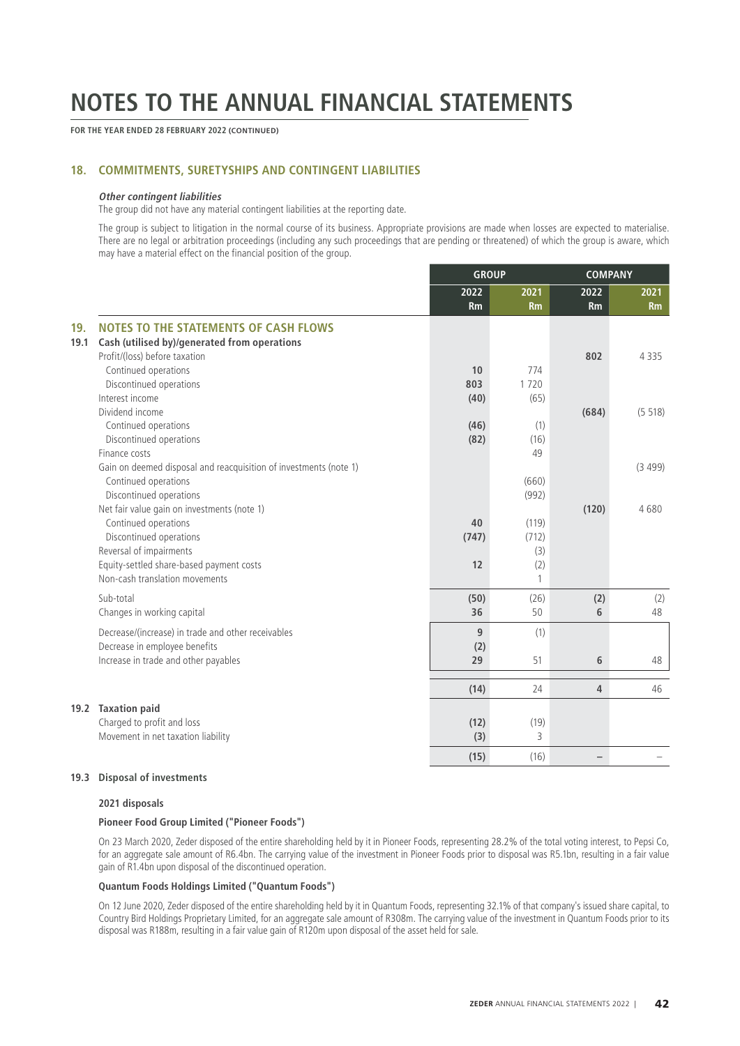# NOTES TO THE ANNUAL FINANCIAL STATEMENTS

**FOR THE YEAR ENDED 28 FEBRUARY 2022 (CONTINUED)**

## 18. COMMITMENTS, SURETYSHIPS AND CONTINGENT LIABILITIES

***Other contingent liabilities***

The group did not have any material contingent liabilities at the reporting date.

The group is subject to litigation in the normal course of its business. Appropriate provisions are made when losses are expected to materialise. There are no legal or arbitration proceedings (including any such proceedings that are pending or threatened) of which the group is aware, which may have a material effect on the financial position of the group.

| | | GROUP | | COMPANY | |
|---|---|---|---|---|---|
| | | 2022 Rm | 2021 Rm | 2022 Rm | 2021 Rm |
| **19.** | **NOTES TO THE STATEMENTS OF CASH FLOWS** | | | | |
| **19.1** | **Cash (utilised by)/generated from operations** | | | | |
| | Profit/(loss) before taxation | | | **802** | 4 335 |
| | Continued operations | **10** | 774 | | |
| | Discontinued operations | **803** | 1 720 | | |
| | Interest income | **(40)** | (65) | | |
| | Dividend income | | | **(684)** | (5 518) |
| | Continued operations | **(46)** | (1) | | |
| | Discontinued operations | **(82)** | (16) | | |
| | Finance costs | | 49 | | |
| | Gain on deemed disposal and reacquisition of investments (note 1) | | | | (3 499) |
| | Continued operations | | (660) | | |
| | Discontinued operations | | (992) | | |
| | Net fair value gain on investments (note 1) | | | **(120)** | 4 680 |
| | Continued operations | **40** | (119) | | |
| | Discontinued operations | **(747)** | (712) | | |
| | Reversal of impairments | | (3) | | |
| | Equity-settled share-based payment costs | **12** | (2) | | |
| | Non-cash translation movements | | 1 | | |
| | Sub-total | **(50)** | (26) | **(2)** | (2) |
| | Changes in working capital | **36** | 50 | **6** | 48 |
| | Decrease/(increase) in trade and other receivables | **9** | (1) | | |
| | Decrease in employee benefits | **(2)** | | | |
| | Increase in trade and other payables | **29** | 51 | **6** | 48 |
| | | **(14)** | 24 | **4** | 46 |
| **19.2** | **Taxation paid** | | | | |
| | Charged to profit and loss | **(12)** | (19) | | |
| | Movement in net taxation liability | **(3)** | 3 | | |
| | | **(15)** | (16) | **–** | – |

### 19.3 Disposal of investments

**2021 disposals**

**Pioneer Food Group Limited ("Pioneer Foods")**

On 23 March 2020, Zeder disposed of the entire shareholding held by it in Pioneer Foods, representing 28.2% of the total voting interest, to Pepsi Co, for an aggregate sale amount of R6.4bn. The carrying value of the investment in Pioneer Foods prior to disposal was R5.1bn, resulting in a fair value gain of R1.4bn upon disposal of the discontinued operation.

**Quantum Foods Holdings Limited ("Quantum Foods")**

On 12 June 2020, Zeder disposed of the entire shareholding held by it in Quantum Foods, representing 32.1% of that company's issued share capital, to Country Bird Holdings Proprietary Limited, for an aggregate sale amount of R308m. The carrying value of the investment in Quantum Foods prior to its disposal was R188m, resulting in a fair value gain of R120m upon disposal of the asset held for sale.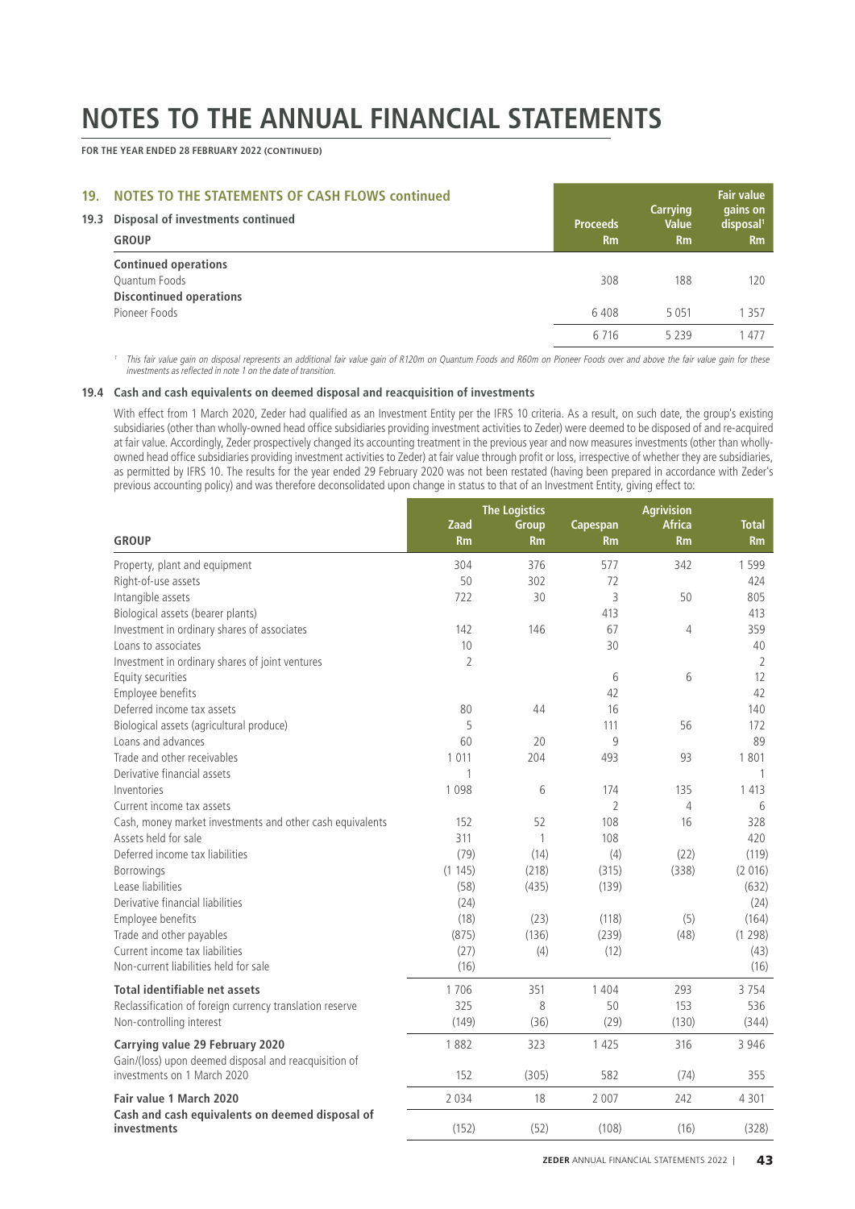# NOTES TO THE ANNUAL FINANCIAL STATEMENTS

**FOR THE YEAR ENDED 28 FEBRUARY 2022 (CONTINUED)**

## 19. NOTES TO THE STATEMENTS OF CASH FLOWS continued

### 19.3 Disposal of investments continued

| GROUP | Proceeds Rm | Carrying Value Rm | Fair value gains on disposal[1] Rm |
|---|---|---|---|
| **Continued operations** | | | |
| Quantum Foods | 308 | 188 | 120 |
| **Discontinued operations** | | | |
| Pioneer Foods | 6 408 | 5 051 | 1 357 |
| | 6 716 | 5 239 | 1 477 |

[1] *This fair value gain on disposal represents an additional fair value gain of R120m on Quantum Foods and R60m on Pioneer Foods over and above the fair value gain for these investments as reflected in note 1 on the date of transition.*

### 19.4 Cash and cash equivalents on deemed disposal and reacquisition of investments

With effect from 1 March 2020, Zeder had qualified as an Investment Entity per the IFRS 10 criteria. As a result, on such date, the group's existing subsidiaries (other than wholly-owned head office subsidiaries providing investment activities to Zeder) were deemed to be disposed of and re-acquired at fair value. Accordingly, Zeder prospectively changed its accounting treatment in the previous year and now measures investments (other than wholly-owned head office subsidiaries providing investment activities to Zeder) at fair value through profit or loss, irrespective of whether they are subsidiaries, as permitted by IFRS 10. The results for the year ended 29 February 2020 was not been restated (having been prepared in accordance with Zeder's previous accounting policy) and was therefore deconsolidated upon change in status to that of an Investment Entity, giving effect to:

| GROUP | Zaad Rm | The Logistics Group Rm | Capespan Rm | Agrivision Africa Rm | Total Rm |
|---|---|---|---|---|---|
| Property, plant and equipment | 304 | 376 | 577 | 342 | 1 599 |
| Right-of-use assets | 50 | 302 | 72 | | 424 |
| Intangible assets | 722 | 30 | 3 | 50 | 805 |
| Biological assets (bearer plants) | | | 413 | | 413 |
| Investment in ordinary shares of associates | 142 | 146 | 67 | 4 | 359 |
| Loans to associates | 10 | | 30 | | 40 |
| Investment in ordinary shares of joint ventures | 2 | | | | 2 |
| Equity securities | | | 6 | 6 | 12 |
| Employee benefits | | | 42 | | 42 |
| Deferred income tax assets | 80 | 44 | 16 | | 140 |
| Biological assets (agricultural produce) | 5 | | 111 | 56 | 172 |
| Loans and advances | 60 | 20 | 9 | | 89 |
| Trade and other receivables | 1 011 | 204 | 493 | 93 | 1 801 |
| Derivative financial assets | 1 | | | | 1 |
| Inventories | 1 098 | 6 | 174 | 135 | 1 413 |
| Current income tax assets | | | 2 | 4 | 6 |
| Cash, money market investments and other cash equivalents | 152 | 52 | 108 | 16 | 328 |
| Assets held for sale | 311 | 1 | 108 | | 420 |
| Deferred income tax liabilities | (79) | (14) | (4) | (22) | (119) |
| Borrowings | (1 145) | (218) | (315) | (338) | (2 016) |
| Lease liabilities | (58) | (435) | (139) | | (632) |
| Derivative financial liabilities | (24) | | | | (24) |
| Employee benefits | (18) | (23) | (118) | (5) | (164) |
| Trade and other payables | (875) | (136) | (239) | (48) | (1 298) |
| Current income tax liabilities | (27) | (4) | (12) | | (43) |
| Non-current liabilities held for sale | (16) | | | | (16) |
| **Total identifiable net assets** | 1 706 | 351 | 1 404 | 293 | 3 754 |
| Reclassification of foreign currency translation reserve | 325 | 8 | 50 | 153 | 536 |
| Non-controlling interest | (149) | (36) | (29) | (130) | (344) |
| **Carrying value 29 February 2020** | 1 882 | 323 | 1 425 | 316 | 3 946 |
| Gain/(loss) upon deemed disposal and reacquisition of investments on 1 March 2020 | 152 | (305) | 582 | (74) | 355 |
| **Fair value 1 March 2020** | 2 034 | 18 | 2 007 | 242 | 4 301 |
| **Cash and cash equivalents on deemed disposal of investments** | (152) | (52) | (108) | (16) | (328) |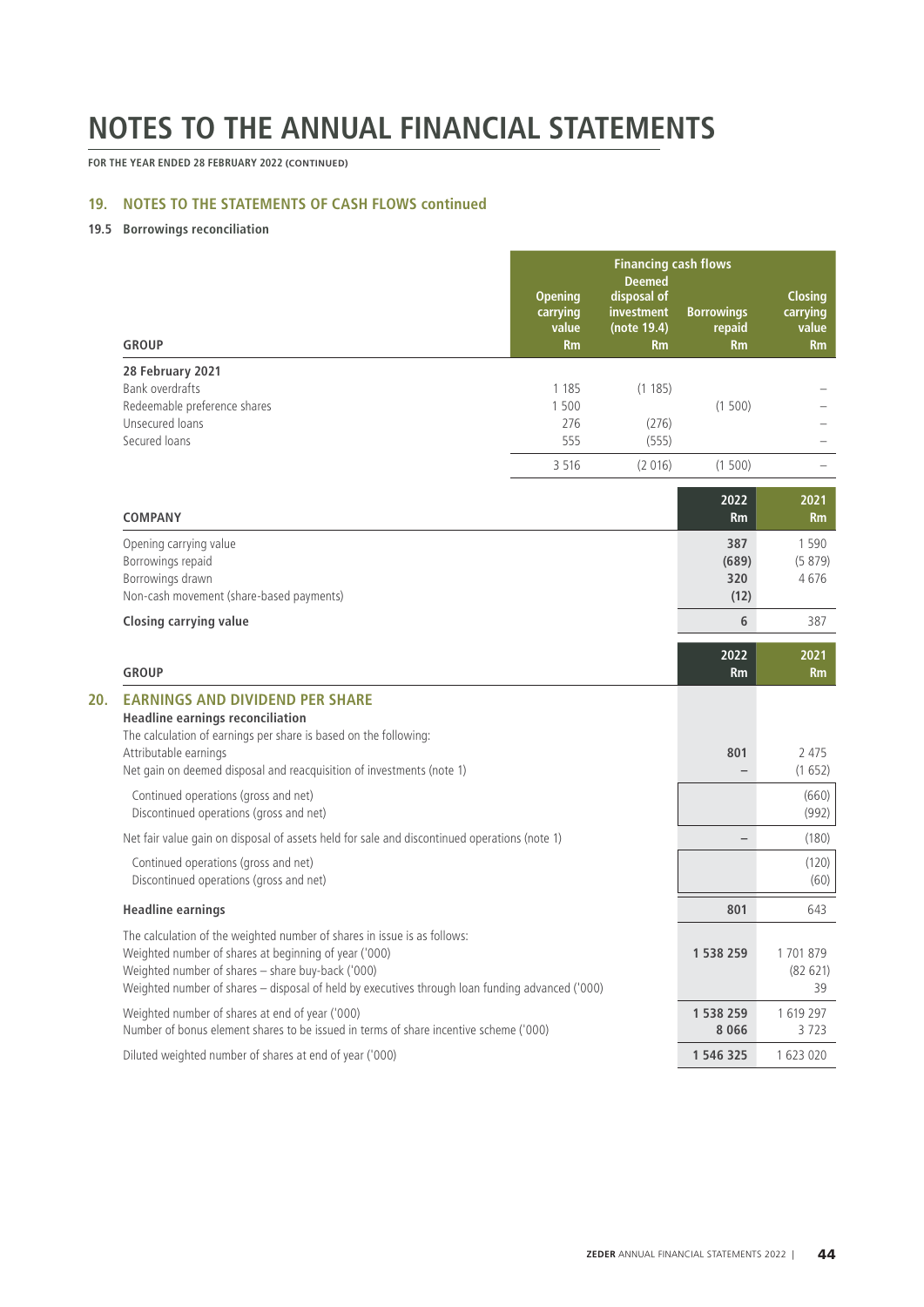# NOTES TO THE ANNUAL FINANCIAL STATEMENTS

**FOR THE YEAR ENDED 28 FEBRUARY 2022 (CONTINUED)**

## 19. NOTES TO THE STATEMENTS OF CASH FLOWS continued

### 19.5 Borrowings reconciliation

| | | Financing cash flows | | |
|---|---|---|---|---|
| **GROUP** | **Opening carrying value Rm** | **Deemed disposal of investment (note 19.4) Rm** | **Borrowings repaid Rm** | **Closing carrying value Rm** |
| **28 February 2021** | | | | |
| Bank overdrafts | 1 185 | (1 185) | | – |
| Redeemable preference shares | 1 500 | | (1 500) | – |
| Unsecured loans | 276 | (276) | | – |
| Secured loans | 555 | (555) | | – |
| | 3 516 | (2 016) | (1 500) | – |

| COMPANY | 2022 Rm | 2021 Rm |
|---|---|---|
| Opening carrying value | **387** | 1 590 |
| Borrowings repaid | **(689)** | (5 879) |
| Borrowings drawn | **320** | 4 676 |
| Non-cash movement (share-based payments) | **(12)** | |
| **Closing carrying value** | **6** | 387 |

| GROUP | 2022 Rm | 2021 Rm |
|---|---|---|
| **20. EARNINGS AND DIVIDEND PER SHARE** | | |
| **Headline earnings reconciliation** | | |
| The calculation of earnings per share is based on the following: | | |
| Attributable earnings | **801** | 2 475 |
| Net gain on deemed disposal and reacquisition of investments (note 1) | **–** | (1 652) |
| Continued operations (gross and net) | | (660) |
| Discontinued operations (gross and net) | | (992) |
| Net fair value gain on disposal of assets held for sale and discontinued operations (note 1) | **–** | (180) |
| Continued operations (gross and net) | | (120) |
| Discontinued operations (gross and net) | | (60) |
| **Headline earnings** | **801** | 643 |
| The calculation of the weighted number of shares in issue is as follows: | | |
| Weighted number of shares at beginning of year ('000) | **1 538 259** | 1 701 879 |
| Weighted number of shares – share buy-back ('000) | | (82 621) |
| Weighted number of shares – disposal of held by executives through loan funding advanced ('000) | | 39 |
| Weighted number of shares at end of year ('000) | **1 538 259** | 1 619 297 |
| Number of bonus element shares to be issued in terms of share incentive scheme ('000) | **8 066** | 3 723 |
| Diluted weighted number of shares at end of year ('000) | **1 546 325** | 1 623 020 |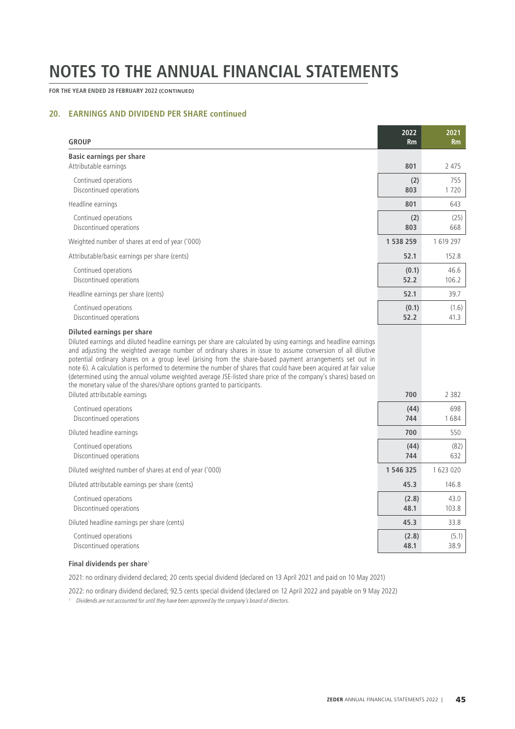# NOTES TO THE ANNUAL FINANCIAL STATEMENTS

**FOR THE YEAR ENDED 28 FEBRUARY 2022 (CONTINUED)**

## 20. EARNINGS AND DIVIDEND PER SHARE continued

| GROUP | 2022 Rm | 2021 Rm |
|---|---|---|
| **Basic earnings per share** | | |
| Attributable earnings | **801** | 2 475 |
| Continued operations | **(2)** | 755 |
| Discontinued operations | **803** | 1 720 |
| Headline earnings | **801** | 643 |
| Continued operations | **(2)** | (25) |
| Discontinued operations | **803** | 668 |
| Weighted number of shares at end of year ('000) | **1 538 259** | 1 619 297 |
| Attributable/basic earnings per share (cents) | **52.1** | 152.8 |
| Continued operations | **(0.1)** | 46.6 |
| Discontinued operations | **52.2** | 106.2 |
| Headline earnings per share (cents) | **52.1** | 39.7 |
| Continued operations | **(0.1)** | (1.6) |
| Discontinued operations | **52.2** | 41.3 |
| **Diluted earnings per share** | | |
| Diluted earnings and diluted headline earnings per share are calculated by using earnings and headline earnings and adjusting the weighted average number of ordinary shares in issue to assume conversion of all dilutive potential ordinary shares on a group level (arising from the share-based payment arrangements set out in note 6). A calculation is performed to determine the number of shares that could have been acquired at fair value (determined using the annual volume weighted average JSE-listed share price of the company's shares) based on the monetary value of the shares/share options granted to participants. | | |
| Diluted attributable earnings | **700** | 2 382 |
| Continued operations | **(44)** | 698 |
| Discontinued operations | **744** | 1 684 |
| Diluted headline earnings | **700** | 550 |
| Continued operations | **(44)** | (82) |
| Discontinued operations | **744** | 632 |
| Diluted weighted number of shares at end of year ('000) | **1 546 325** | 1 623 020 |
| Diluted attributable earnings per share (cents) | **45.3** | 146.8 |
| Continued operations | **(2.8)** | 43.0 |
| Discontinued operations | **48.1** | 103.8 |
| Diluted headline earnings per share (cents) | **45.3** | 33.8 |
| Continued operations | **(2.8)** | (5.1) |
| Discontinued operations | **48.1** | 38.9 |

**Final dividends per share**[1]

2021: no ordinary dividend declared; 20 cents special dividend (declared on 13 April 2021 and paid on 10 May 2021)

2022: no ordinary dividend declared; 92.5 cents special dividend (declared on 12 April 2022 and payable on 9 May 2022)

[1] *Dividends are not accounted for until they have been approved by the company's board of directors.*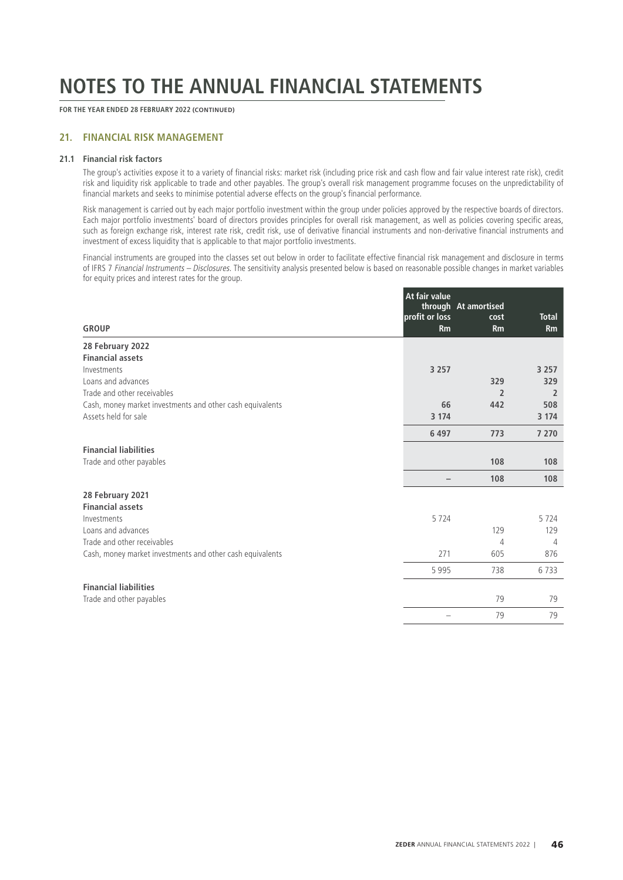# NOTES TO THE ANNUAL FINANCIAL STATEMENTS

**FOR THE YEAR ENDED 28 FEBRUARY 2022 (CONTINUED)**

## 21. FINANCIAL RISK MANAGEMENT

### 21.1 Financial risk factors

The group's activities expose it to a variety of financial risks: market risk (including price risk and cash flow and fair value interest rate risk), credit risk and liquidity risk applicable to trade and other payables. The group's overall risk management programme focuses on the unpredictability of financial markets and seeks to minimise potential adverse effects on the group's financial performance.

Risk management is carried out by each major portfolio investment within the group under policies approved by the respective boards of directors. Each major portfolio investments' board of directors provides principles for overall risk management, as well as policies covering specific areas, such as foreign exchange risk, interest rate risk, credit risk, use of derivative financial instruments and non-derivative financial instruments and investment of excess liquidity that is applicable to that major portfolio investments.

Financial instruments are grouped into the classes set out below in order to facilitate effective financial risk management and disclosure in terms of IFRS 7 *Financial Instruments – Disclosures*. The sensitivity analysis presented below is based on reasonable possible changes in market variables for equity prices and interest rates for the group.

| GROUP | At fair value through profit or loss Rm | At amortised cost Rm | Total Rm |
|---|---|---|---|
| **28 February 2022** | | | |
| **Financial assets** | | | |
| Investments | **3 257** | | **3 257** |
| Loans and advances | | **329** | **329** |
| Trade and other receivables | | **2** | **2** |
| Cash, money market investments and other cash equivalents | **66** | **442** | **508** |
| Assets held for sale | **3 174** | | **3 174** |
| | **6 497** | **773** | **7 270** |
| **Financial liabilities** | | | |
| Trade and other payables | | **108** | **108** |
| | **–** | **108** | **108** |
| **28 February 2021** | | | |
| **Financial assets** | | | |
| Investments | 5 724 | | 5 724 |
| Loans and advances | | 129 | 129 |
| Trade and other receivables | | 4 | 4 |
| Cash, money market investments and other cash equivalents | 271 | 605 | 876 |
| | 5 995 | 738 | 6 733 |
| **Financial liabilities** | | | |
| Trade and other payables | | 79 | 79 |
| | – | 79 | 79 |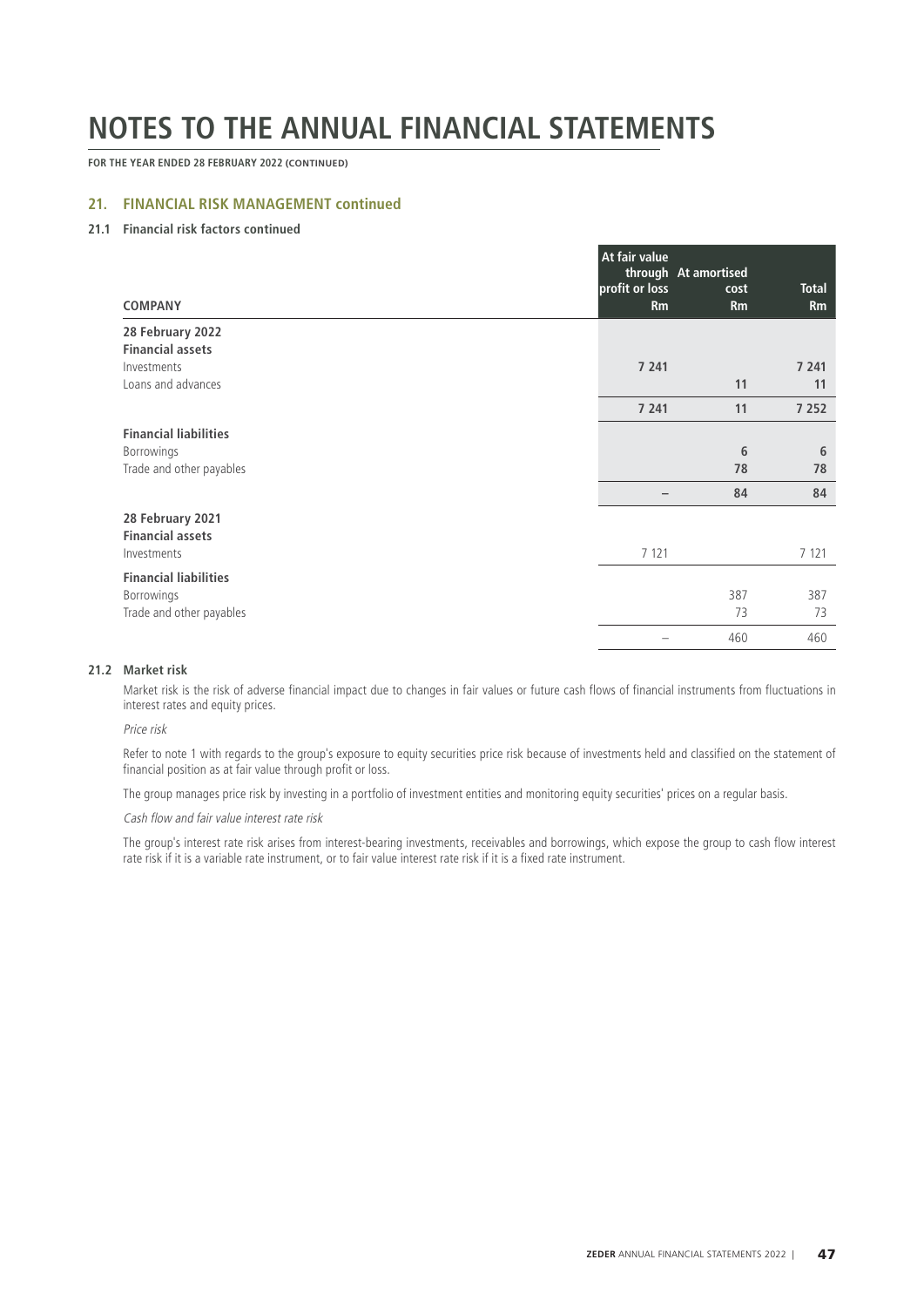# NOTES TO THE ANNUAL FINANCIAL STATEMENTS

**FOR THE YEAR ENDED 28 FEBRUARY 2022 (CONTINUED)**

## 21. FINANCIAL RISK MANAGEMENT continued

### 21.1 Financial risk factors continued

| COMPANY | At fair value through profit or loss Rm | At amortised cost Rm | Total Rm |
|---|---|---|---|
| **28 February 2022** | | | |
| **Financial assets** | | | |
| Investments | **7 241** | | **7 241** |
| Loans and advances | | **11** | **11** |
| | **7 241** | **11** | **7 252** |
| **Financial liabilities** | | | |
| Borrowings | | **6** | **6** |
| Trade and other payables | | **78** | **78** |
| | **–** | **84** | **84** |
| **28 February 2021** | | | |
| **Financial assets** | | | |
| Investments | 7 121 | | 7 121 |
| **Financial liabilities** | | | |
| Borrowings | | 387 | 387 |
| Trade and other payables | | 73 | 73 |
| | – | 460 | 460 |

### 21.2 Market risk

Market risk is the risk of adverse financial impact due to changes in fair values or future cash flows of financial instruments from fluctuations in interest rates and equity prices.

*Price risk*

Refer to note 1 with regards to the group's exposure to equity securities price risk because of investments held and classified on the statement of financial position as at fair value through profit or loss.

The group manages price risk by investing in a portfolio of investment entities and monitoring equity securities' prices on a regular basis.

*Cash flow and fair value interest rate risk*

The group's interest rate risk arises from interest-bearing investments, receivables and borrowings, which expose the group to cash flow interest rate risk if it is a variable rate instrument, or to fair value interest rate risk if it is a fixed rate instrument.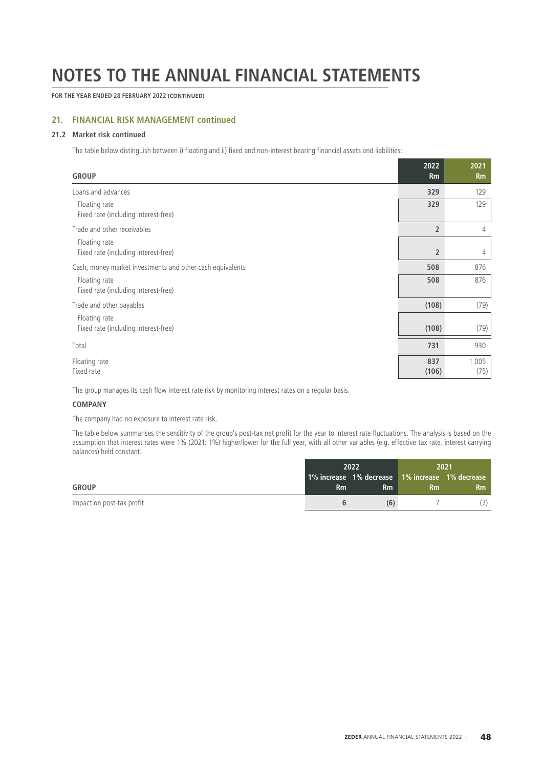# NOTES TO THE ANNUAL FINANCIAL STATEMENTS

**FOR THE YEAR ENDED 28 FEBRUARY 2022 (CONTINUED)**

## 21. FINANCIAL RISK MANAGEMENT continued

### 21.2 Market risk continued

The table below distinguish between i) floating and ii) fixed and non-interest bearing financial assets and liabilities:

| GROUP | 2022 Rm | 2021 Rm |
|---|---|---|
| Loans and advances | **329** | 129 |
| Floating rate | **329** | 129 |
| Fixed rate (including interest-free) | | |
| Trade and other receivables | **2** | 4 |
| Floating rate | | |
| Fixed rate (including interest-free) | **2** | 4 |
| Cash, money market investments and other cash equivalents | **508** | 876 |
| Floating rate | **508** | 876 |
| Fixed rate (including interest-free) | | |
| Trade and other payables | **(108)** | (79) |
| Floating rate | | |
| Fixed rate (including interest-free) | **(108)** | (79) |
| Total | **731** | 930 |
| Floating rate | **837** | 1 005 |
| Fixed rate | **(106)** | (75) |

The group manages its cash flow interest rate risk by monitoring interest rates on a regular basis.

**COMPANY**

The company had no exposure to interest rate risk.

The table below summarises the sensitivity of the group's post-tax net profit for the year to interest rate fluctuations. The analysis is based on the assumption that interest rates were 1% (2021: 1%) higher/lower for the full year, with all other variables (e.g. effective tax rate, interest carrying balances) held constant.

| GROUP | 2022 1% increase Rm | 2022 1% decrease Rm | 2021 1% increase Rm | 2021 1% decrease Rm |
|---|---|---|---|---|
| Impact on post-tax profit | **6** | **(6)** | 7 | (7) |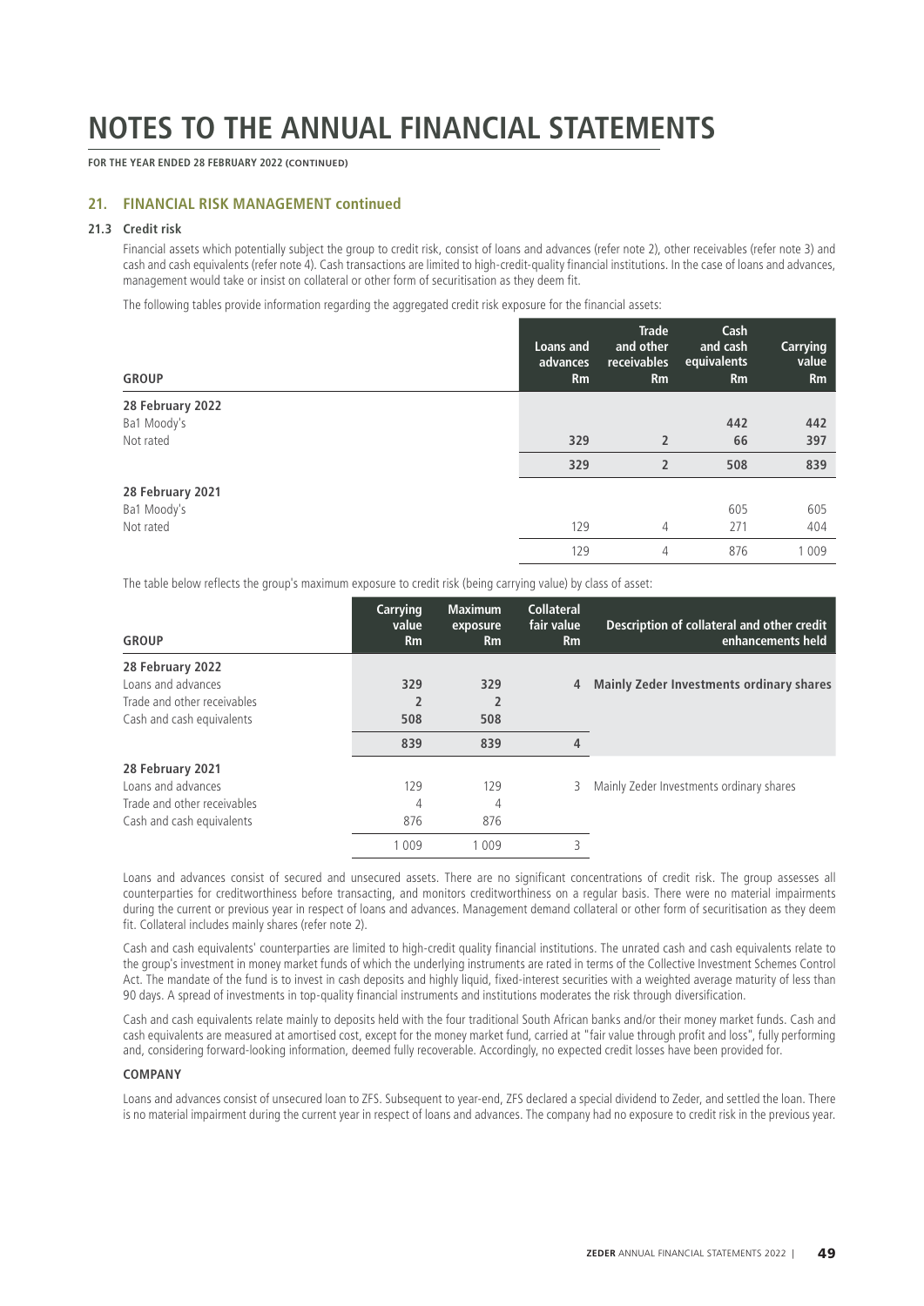# NOTES TO THE ANNUAL FINANCIAL STATEMENTS

**FOR THE YEAR ENDED 28 FEBRUARY 2022 (CONTINUED)**

## 21. FINANCIAL RISK MANAGEMENT continued

### 21.3 Credit risk

Financial assets which potentially subject the group to credit risk, consist of loans and advances (refer note 2), other receivables (refer note 3) and cash and cash equivalents (refer note 4). Cash transactions are limited to high-credit-quality financial institutions. In the case of loans and advances, management would take or insist on collateral or other form of securitisation as they deem fit.

The following tables provide information regarding the aggregated credit risk exposure for the financial assets:

| GROUP | Loans and advances Rm | Trade and other receivables Rm | Cash and cash equivalents Rm | Carrying value Rm |
|---|---|---|---|---|
| **28 February 2022** | | | | |
| Ba1 Moody's | | | **442** | **442** |
| Not rated | **329** | **2** | **66** | **397** |
| | **329** | **2** | **508** | **839** |
| **28 February 2021** | | | | |
| Ba1 Moody's | | | 605 | 605 |
| Not rated | 129 | 4 | 271 | 404 |
| | 129 | 4 | 876 | 1 009 |

The table below reflects the group's maximum exposure to credit risk (being carrying value) by class of asset:

| GROUP | Carrying value Rm | Maximum exposure Rm | Collateral fair value Rm | Description of collateral and other credit enhancements held |
|---|---|---|---|---|
| **28 February 2022** | | | | |
| Loans and advances | **329** | **329** | **4** | **Mainly Zeder Investments ordinary shares** |
| Trade and other receivables | **2** | **2** | | |
| Cash and cash equivalents | **508** | **508** | | |
| | **839** | **839** | **4** | |
| **28 February 2021** | | | | |
| Loans and advances | 129 | 129 | 3 | Mainly Zeder Investments ordinary shares |
| Trade and other receivables | 4 | 4 | | |
| Cash and cash equivalents | 876 | 876 | | |
| | 1 009 | 1 009 | 3 | |

Loans and advances consist of secured and unsecured assets. There are no significant concentrations of credit risk. The group assesses all counterparties for creditworthiness before transacting, and monitors creditworthiness on a regular basis. There were no material impairments during the current or previous year in respect of loans and advances. Management demand collateral or other form of securitisation as they deem fit. Collateral includes mainly shares (refer note 2).

Cash and cash equivalents' counterparties are limited to high-credit quality financial institutions. The unrated cash and cash equivalents relate to the group's investment in money market funds of which the underlying instruments are rated in terms of the Collective Investment Schemes Control Act. The mandate of the fund is to invest in cash deposits and highly liquid, fixed-interest securities with a weighted average maturity of less than 90 days. A spread of investments in top-quality financial instruments and institutions moderates the risk through diversification.

Cash and cash equivalents relate mainly to deposits held with the four traditional South African banks and/or their money market funds. Cash and cash equivalents are measured at amortised cost, except for the money market fund, carried at "fair value through profit and loss", fully performing and, considering forward-looking information, deemed fully recoverable. Accordingly, no expected credit losses have been provided for.

**COMPANY**

Loans and advances consist of unsecured loan to ZFS. Subsequent to year-end, ZFS declared a special dividend to Zeder, and settled the loan. There is no material impairment during the current year in respect of loans and advances. The company had no exposure to credit risk in the previous year.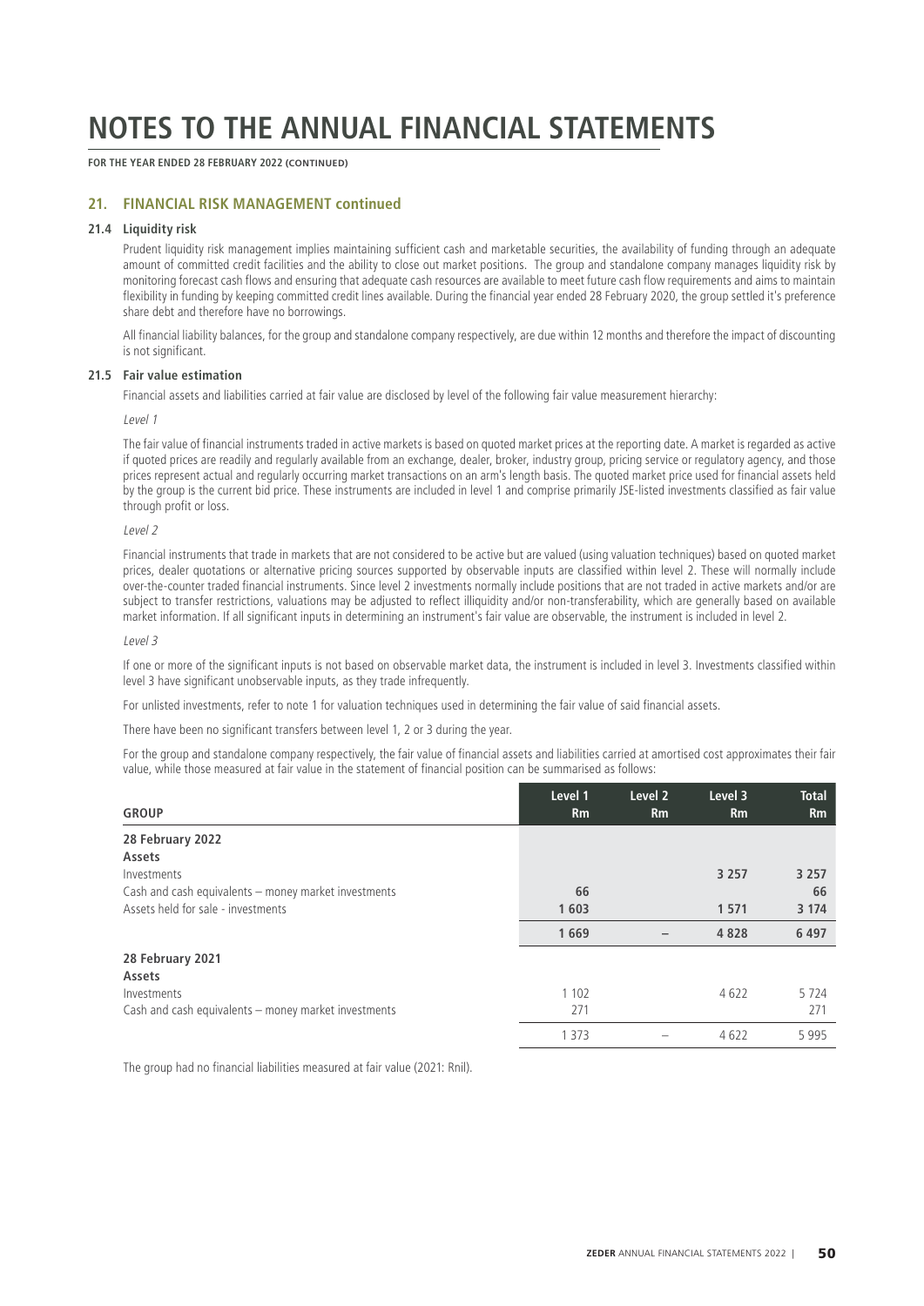# NOTES TO THE ANNUAL FINANCIAL STATEMENTS

**FOR THE YEAR ENDED 28 FEBRUARY 2022 (CONTINUED)**

## 21. FINANCIAL RISK MANAGEMENT continued

### 21.4 Liquidity risk

Prudent liquidity risk management implies maintaining sufficient cash and marketable securities, the availability of funding through an adequate amount of committed credit facilities and the ability to close out market positions. The group and standalone company manages liquidity risk by monitoring forecast cash flows and ensuring that adequate cash resources are available to meet future cash flow requirements and aims to maintain flexibility in funding by keeping committed credit lines available. During the financial year ended 28 February 2020, the group settled it's preference share debt and therefore have no borrowings.

All financial liability balances, for the group and standalone company respectively, are due within 12 months and therefore the impact of discounting is not significant.

### 21.5 Fair value estimation

Financial assets and liabilities carried at fair value are disclosed by level of the following fair value measurement hierarchy:

*Level 1*

The fair value of financial instruments traded in active markets is based on quoted market prices at the reporting date. A market is regarded as active if quoted prices are readily and regularly available from an exchange, dealer, broker, industry group, pricing service or regulatory agency, and those prices represent actual and regularly occurring market transactions on an arm's length basis. The quoted market price used for financial assets held by the group is the current bid price. These instruments are included in level 1 and comprise primarily JSE-listed investments classified as fair value through profit or loss.

*Level 2*

Financial instruments that trade in markets that are not considered to be active but are valued (using valuation techniques) based on quoted market prices, dealer quotations or alternative pricing sources supported by observable inputs are classified within level 2. These will normally include over-the-counter traded financial instruments. Since level 2 investments normally include positions that are not traded in active markets and/or are subject to transfer restrictions, valuations may be adjusted to reflect illiquidity and/or non-transferability, which are generally based on available market information. If all significant inputs in determining an instrument's fair value are observable, the instrument is included in level 2.

*Level 3*

If one or more of the significant inputs is not based on observable market data, the instrument is included in level 3. Investments classified within level 3 have significant unobservable inputs, as they trade infrequently.

For unlisted investments, refer to note 1 for valuation techniques used in determining the fair value of said financial assets.

There have been no significant transfers between level 1, 2 or 3 during the year.

For the group and standalone company respectively, the fair value of financial assets and liabilities carried at amortised cost approximates their fair value, while those measured at fair value in the statement of financial position can be summarised as follows:

| GROUP | Level 1 Rm | Level 2 Rm | Level 3 Rm | Total Rm |
|---|---|---|---|---|
| **28 February 2022** | | | | |
| **Assets** | | | | |
| Investments | | | **3 257** | **3 257** |
| Cash and cash equivalents – money market investments | **66** | | | **66** |
| Assets held for sale - investments | **1 603** | | **1 571** | **3 174** |
| | **1 669** | **–** | **4 828** | **6 497** |
| **28 February 2021** | | | | |
| **Assets** | | | | |
| Investments | 1 102 | | 4 622 | 5 724 |
| Cash and cash equivalents – money market investments | 271 | | | 271 |
| | 1 373 | – | 4 622 | 5 995 |

The group had no financial liabilities measured at fair value (2021: Rnil).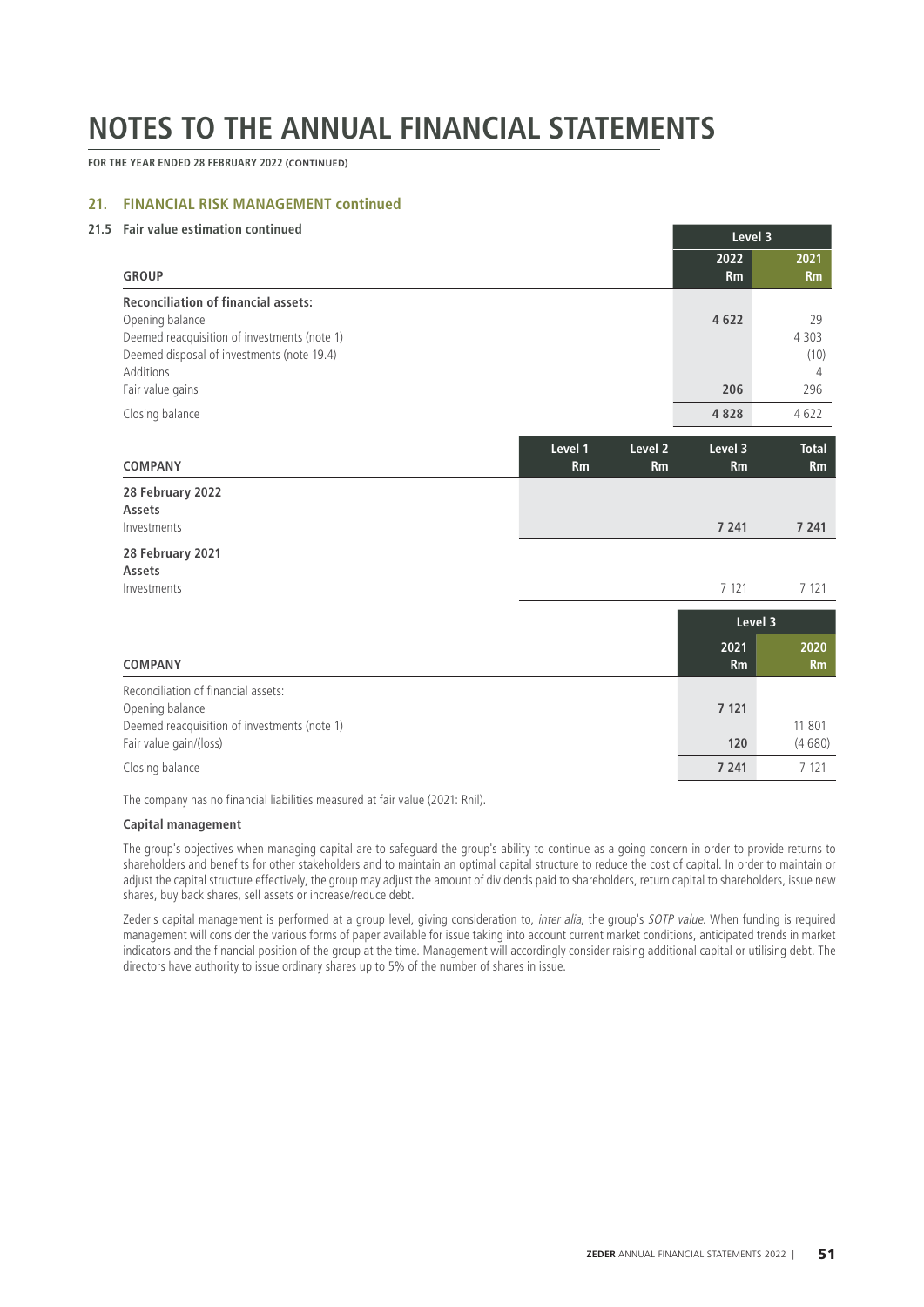# NOTES TO THE ANNUAL FINANCIAL STATEMENTS

**FOR THE YEAR ENDED 28 FEBRUARY 2022 (CONTINUED)**

## 21. FINANCIAL RISK MANAGEMENT continued

### 21.5 Fair value estimation continued

| GROUP | Level 3 | |
|---|---|---|
| | **2022 Rm** | **2021 Rm** |
| **Reconciliation of financial assets:** | | |
| Opening balance | **4 622** | 29 |
| Deemed reacquisition of investments (note 1) | | 4 303 |
| Deemed disposal of investments (note 19.4) | | (10) |
| Additions | | 4 |
| Fair value gains | **206** | 296 |
| Closing balance | **4 828** | 4 622 |

| COMPANY | Level 1 Rm | Level 2 Rm | Level 3 Rm | Total Rm |
|---|---|---|---|---|
| **28 February 2022** | | | | |
| **Assets** | | | | |
| Investments | | | **7 241** | **7 241** |
| **28 February 2021** | | | | |
| **Assets** | | | | |
| Investments | | | 7 121 | 7 121 |

| COMPANY | Level 3 | |
|---|---|---|
| | **2021 Rm** | **2020 Rm** |
| Reconciliation of financial assets: | | |
| Opening balance | **7 121** | |
| Deemed reacquisition of investments (note 1) | | 11 801 |
| Fair value gain/(loss) | **120** | (4 680) |
| Closing balance | **7 241** | 7 121 |

The company has no financial liabilities measured at fair value (2021: Rnil).

**Capital management**

The group's objectives when managing capital are to safeguard the group's ability to continue as a going concern in order to provide returns to shareholders and benefits for other stakeholders and to maintain an optimal capital structure to reduce the cost of capital. In order to maintain or adjust the capital structure effectively, the group may adjust the amount of dividends paid to shareholders, return capital to shareholders, issue new shares, buy back shares, sell assets or increase/reduce debt.

Zeder's capital management is performed at a group level, giving consideration to, *inter alia*, the group's *SOTP value*. When funding is required management will consider the various forms of paper available for issue taking into account current market conditions, anticipated trends in market indicators and the financial position of the group at the time. Management will accordingly consider raising additional capital or utilising debt. The directors have authority to issue ordinary shares up to 5% of the number of shares in issue.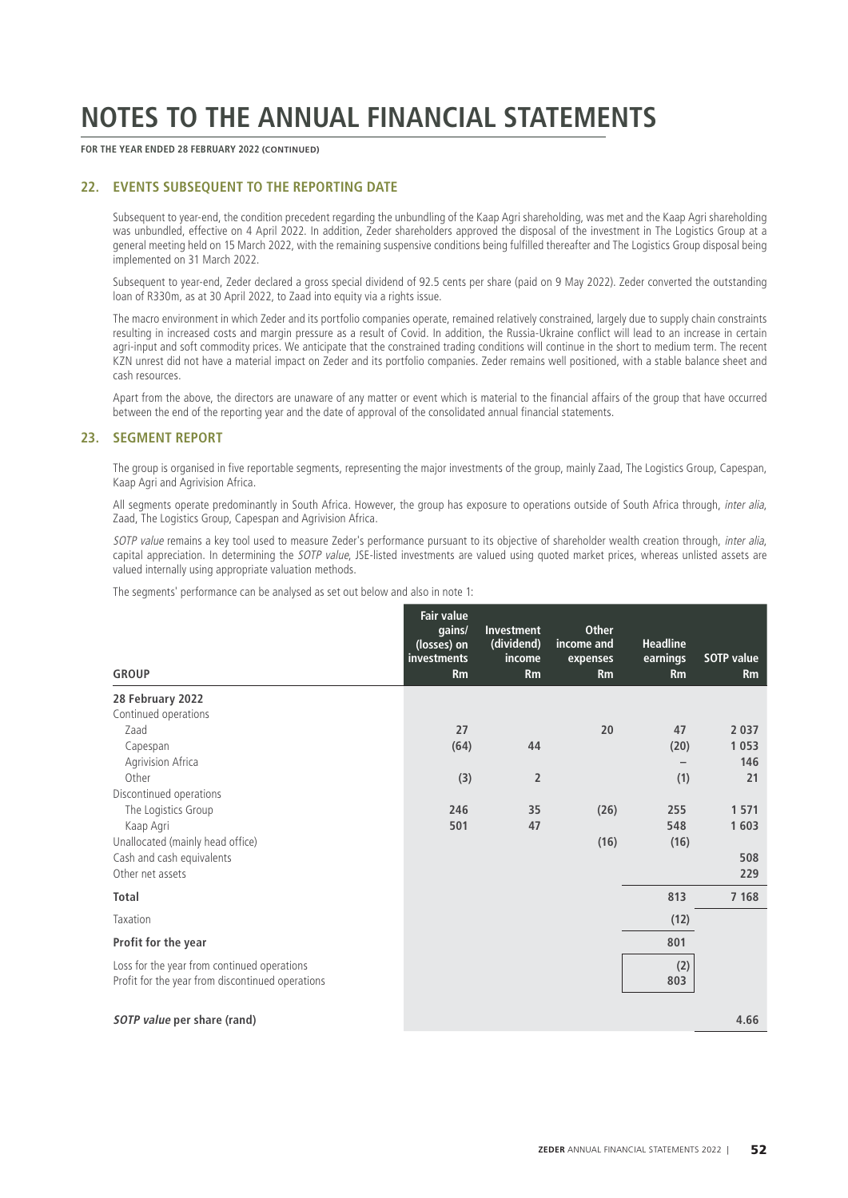# NOTES TO THE ANNUAL FINANCIAL STATEMENTS

**FOR THE YEAR ENDED 28 FEBRUARY 2022 (CONTINUED)**

## 22. EVENTS SUBSEQUENT TO THE REPORTING DATE

Subsequent to year-end, the condition precedent regarding the unbundling of the Kaap Agri shareholding, was met and the Kaap Agri shareholding was unbundled, effective on 4 April 2022. In addition, Zeder shareholders approved the disposal of the investment in The Logistics Group at a general meeting held on 15 March 2022, with the remaining suspensive conditions being fulfilled thereafter and The Logistics Group disposal being implemented on 31 March 2022.

Subsequent to year-end, Zeder declared a gross special dividend of 92.5 cents per share (paid on 9 May 2022). Zeder converted the outstanding loan of R330m, as at 30 April 2022, to Zaad into equity via a rights issue.

The macro environment in which Zeder and its portfolio companies operate, remained relatively constrained, largely due to supply chain constraints resulting in increased costs and margin pressure as a result of Covid. In addition, the Russia-Ukraine conflict will lead to an increase in certain agri-input and soft commodity prices. We anticipate that the constrained trading conditions will continue in the short to medium term. The recent KZN unrest did not have a material impact on Zeder and its portfolio companies. Zeder remains well positioned, with a stable balance sheet and cash resources.

Apart from the above, the directors are unaware of any matter or event which is material to the financial affairs of the group that have occurred between the end of the reporting year and the date of approval of the consolidated annual financial statements.

## 23. SEGMENT REPORT

The group is organised in five reportable segments, representing the major investments of the group, mainly Zaad, The Logistics Group, Capespan, Kaap Agri and Agrivision Africa.

All segments operate predominantly in South Africa. However, the group has exposure to operations outside of South Africa through, *inter alia*, Zaad, The Logistics Group, Capespan and Agrivision Africa.

*SOTP value* remains a key tool used to measure Zeder's performance pursuant to its objective of shareholder wealth creation through, *inter alia*, capital appreciation. In determining the *SOTP value*, JSE-listed investments are valued using quoted market prices, whereas unlisted assets are valued internally using appropriate valuation methods.

The segments' performance can be analysed as set out below and also in note 1:

| GROUP | Fair value gains/ (losses) on investments Rm | Investment (dividend) income Rm | Other income and expenses Rm | Headline earnings Rm | SOTP value Rm |
|---|---|---|---|---|---|
| **28 February 2022** | | | | | |
| Continued operations | | | | | |
| Zaad | 27 | | 20 | 47 | 2 037 |
| Capespan | (64) | 44 | | (20) | 1 053 |
| Agrivision Africa | | | | – | 146 |
| Other | (3) | 2 | | (1) | 21 |
| Discontinued operations | | | | | |
| The Logistics Group | 246 | 35 | (26) | 255 | 1 571 |
| Kaap Agri | 501 | 47 | | 548 | 1 603 |
| Unallocated (mainly head office) | | | (16) | (16) | |
| Cash and cash equivalents | | | | | 508 |
| Other net assets | | | | | 229 |
| **Total** | | | | 813 | 7 168 |
| Taxation | | | | (12) | |
| **Profit for the year** | | | | 801 | |
| Loss for the year from continued operations | | | | (2) | |
| Profit for the year from discontinued operations | | | | 803 | |
| ***SOTP value* per share (rand)** | | | | | 4.66 |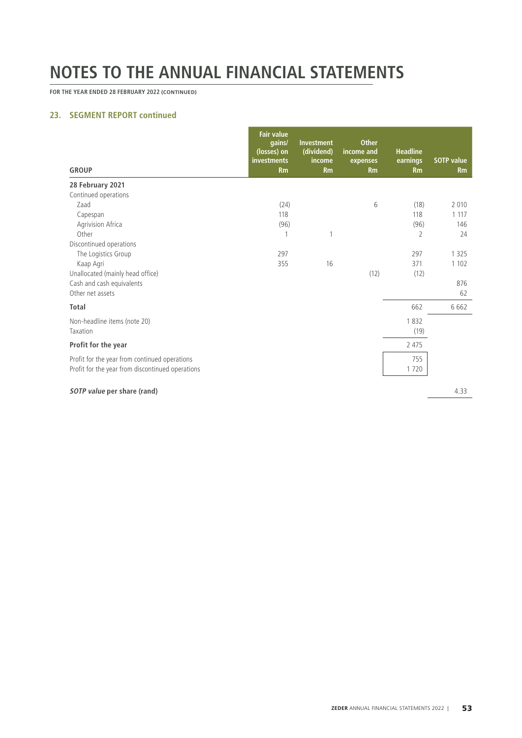# NOTES TO THE ANNUAL FINANCIAL STATEMENTS

**FOR THE YEAR ENDED 28 FEBRUARY 2022 (CONTINUED)**

## 23. SEGMENT REPORT continued

| GROUP | Fair value gains/ (losses) on investments Rm | Investment (dividend) income Rm | Other income and expenses Rm | Headline earnings Rm | SOTP value Rm |
|---|---|---|---|---|---|
| **28 February 2021** | | | | | |
| Continued operations | | | | | |
| Zaad | (24) | | 6 | (18) | 2 010 |
| Capespan | 118 | | | 118 | 1 117 |
| Agrivision Africa | (96) | | | (96) | 146 |
| Other | 1 | 1 | | 2 | 24 |
| Discontinued operations | | | | | |
| The Logistics Group | 297 | | | 297 | 1 325 |
| Kaap Agri | 355 | 16 | | 371 | 1 102 |
| Unallocated (mainly head office) | | | (12) | (12) | |
| Cash and cash equivalents | | | | | 876 |
| Other net assets | | | | | 62 |
| **Total** | | | | 662 | 6 662 |
| Non-headline items (note 20) | | | | 1 832 | |
| Taxation | | | | (19) | |
| **Profit for the year** | | | | 2 475 | |
| Profit for the year from continued operations | | | | 755 | |
| Profit for the year from discontinued operations | | | | 1 720 | |
| ***SOTP value* per share (rand)** | | | | | 4.33 |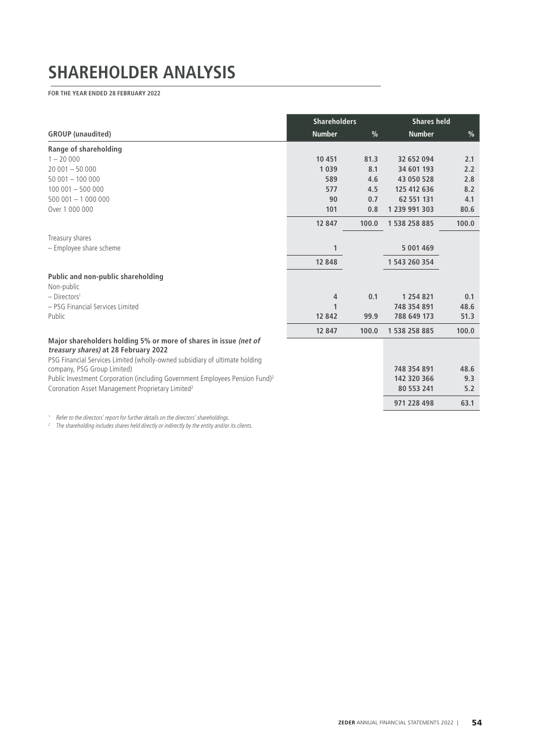# SHAREHOLDER ANALYSIS

**FOR THE YEAR ENDED 28 FEBRUARY 2022**

| | Shareholders | | Shares held | |
|---|---|---|---|---|
| **GROUP (unaudited)** | **Number** | **%** | **Number** | **%** |
| **Range of shareholding** | | | | |
| 1 – 20 000 | **10 451** | **81.3** | **32 652 094** | **2.1** |
| 20 001 – 50 000 | **1 039** | **8.1** | **34 601 193** | **2.2** |
| 50 001 – 100 000 | **589** | **4.6** | **43 050 528** | **2.8** |
| 100 001 – 500 000 | **577** | **4.5** | **125 412 636** | **8.2** |
| 500 001 – 1 000 000 | **90** | **0.7** | **62 551 131** | **4.1** |
| Over 1 000 000 | **101** | **0.8** | **1 239 991 303** | **80.6** |
| | **12 847** | **100.0** | **1 538 258 885** | **100.0** |
| Treasury shares | | | | |
| – Employee share scheme | **1** | | **5 001 469** | |
| | **12 848** | | **1 543 260 354** | |
| **Public and non-public shareholding** | | | | |
| Non-public | | | | |
| – Directors[1] | **4** | **0.1** | **1 254 821** | **0.1** |
| – PSG Financial Services Limited | **1** | | **748 354 891** | **48.6** |
| Public | **12 842** | **99.9** | **788 649 173** | **51.3** |
| | **12 847** | **100.0** | **1 538 258 885** | **100.0** |
| **Major shareholders holding 5% or more of shares in issue *(net of treasury shares)* at 28 February 2022** | | | | |
| PSG Financial Services Limited (wholly-owned subsidiary of ultimate holding company, PSG Group Limited) | | | **748 354 891** | **48.6** |
| Public Investment Corporation (including Government Employees Pension Fund)[2] | | | **142 320 366** | **9.3** |
| Coronation Asset Management Proprietary Limited[2] | | | **80 553 241** | **5.2** |
| | | | **971 228 498** | **63.1** |

*[1] Refer to the directors' report for further details on the directors' shareholdings.*
*[2] The shareholding includes shares held directly or indirectly by the entity and/or its clients.*